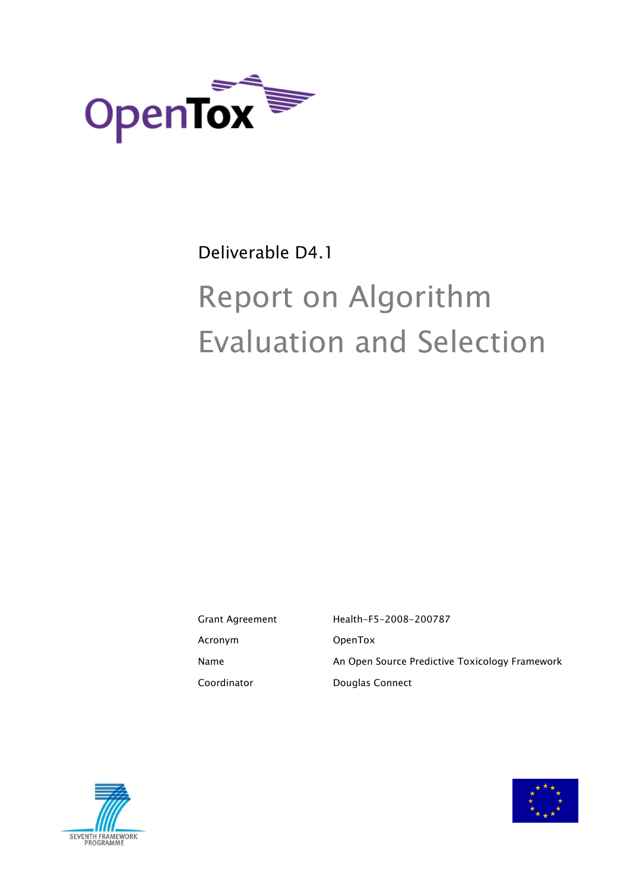OpenTox

Deliverable D4.1

# Report on Algorithm Evaluation and Selection

| Grant Agreement | Health-F5-2008-200787 |
| --- | --- |
| Acronym | OpenTox |
| Name | An Open Source Predictive Toxicology Framework |
| Coordinator | Douglas Connect |

SEVENTH FRAMEWORK PROGRAMME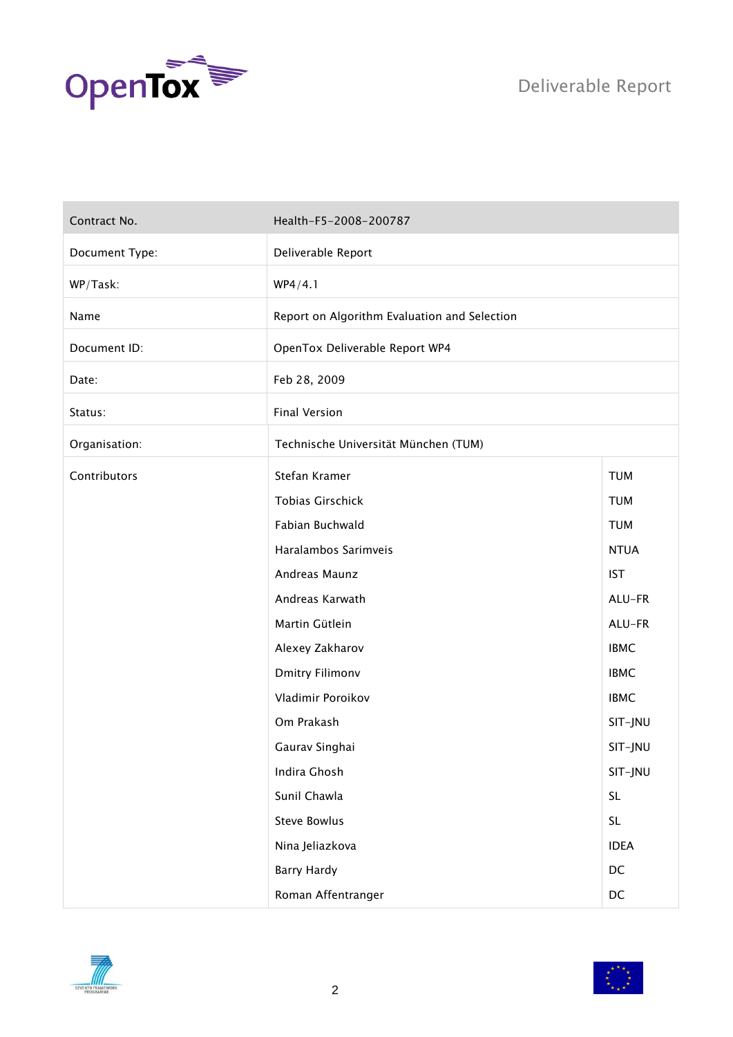| Contract No. | Health-F5-2008-200787 | |
|---|---|---|
| Document Type: | Deliverable Report | |
| WP/Task: | WP4/4.1 | |
| Name | Report on Algorithm Evaluation and Selection | |
| Document ID: | OpenTox Deliverable Report WP4 | |
| Date: | Feb 28, 2009 | |
| Status: | Final Version | |
| Organisation: | Technische Universität München (TUM) | |
| Contributors | Stefan Kramer | TUM |
| | Tobias Girschick | TUM |
| | Fabian Buchwald | TUM |
| | Haralambos Sarimveis | NTUA |
| | Andreas Maunz | IST |
| | Andreas Karwath | ALU-FR |
| | Martin Gütlein | ALU-FR |
| | Alexey Zakharov | IBMC |
| | Dmitry Filimonv | IBMC |
| | Vladimir Poroikov | IBMC |
| | Om Prakash | SIT-JNU |
| | Gaurav Singhai | SIT-JNU |
| | Indira Ghosh | SIT-JNU |
| | Sunil Chawla | SL |
| | Steve Bowlus | SL |
| | Nina Jeliazkova | IDEA |
| | Barry Hardy | DC |
| | Roman Affentranger | DC |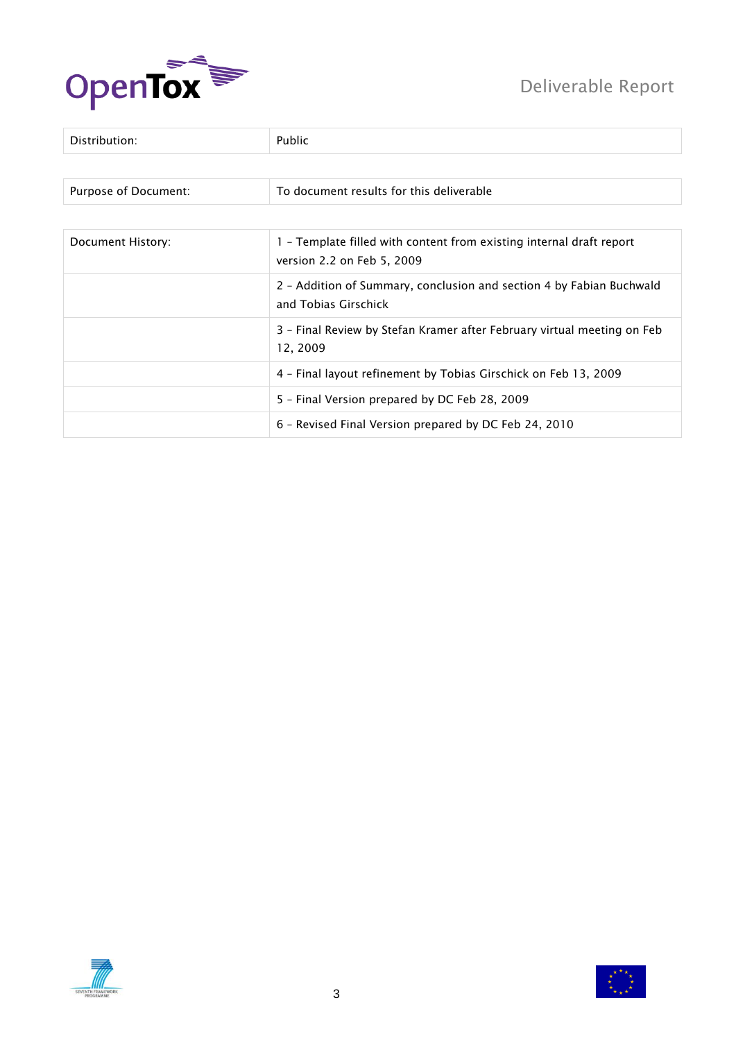| Distribution: | Public |
|---|---|

| Purpose of Document: | To document results for this deliverable |
|---|---|

| Document History: | 1 – Template filled with content from existing internal draft report version 2.2 on Feb 5, 2009 |
|---|---|
| | 2 – Addition of Summary, conclusion and section 4 by Fabian Buchwald and Tobias Girschick |
| | 3 – Final Review by Stefan Kramer after February virtual meeting on Feb 12, 2009 |
| | 4 – Final layout refinement by Tobias Girschick on Feb 13, 2009 |
| | 5 – Final Version prepared by DC Feb 28, 2009 |
| | 6 – Revised Final Version prepared by DC Feb 24, 2010 |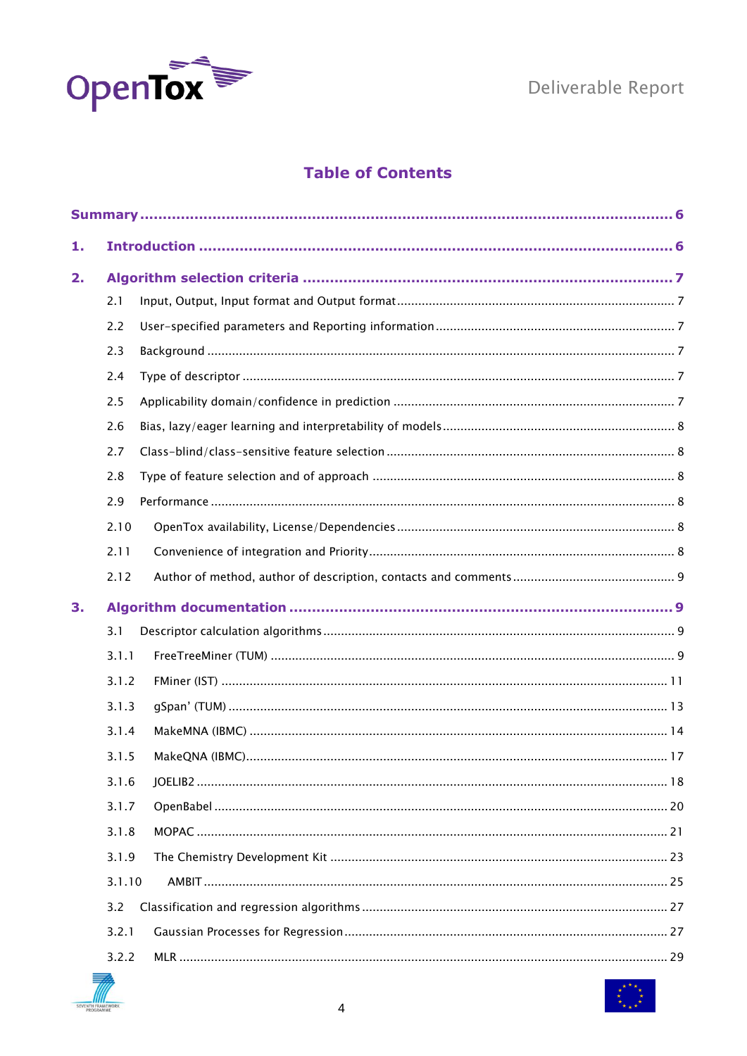# Table of Contents

**Summary** ........ **6**

**1. Introduction** ........ **6**

**2. Algorithm selection criteria** ........ **7**

- 2.1 Input, Output, Input format and Output format ........ 7
- 2.2 User-specified parameters and Reporting information ........ 7
- 2.3 Background ........ 7
- 2.4 Type of descriptor ........ 7
- 2.5 Applicability domain/confidence in prediction ........ 7
- 2.6 Bias, lazy/eager learning and interpretability of models ........ 8
- 2.7 Class-blind/class-sensitive feature selection ........ 8
- 2.8 Type of feature selection and of approach ........ 8
- 2.9 Performance ........ 8
- 2.10 OpenTox availability, License/Dependencies ........ 8
- 2.11 Convenience of integration and Priority ........ 8
- 2.12 Author of method, author of description, contacts and comments ........ 9

**3. Algorithm documentation** ........ **9**

- 3.1 Descriptor calculation algorithms ........ 9
- 3.1.1 FreeTreeMiner (TUM) ........ 9
- 3.1.2 FMiner (IST) ........ 11
- 3.1.3 gSpan' (TUM) ........ 13
- 3.1.4 MakeMNA (IBMC) ........ 14
- 3.1.5 MakeQNA (IBMC) ........ 17
- 3.1.6 JOELIB2 ........ 18
- 3.1.7 OpenBabel ........ 20
- 3.1.8 MOPAC ........ 21
- 3.1.9 The Chemistry Development Kit ........ 23
- 3.1.10 AMBIT ........ 25
- 3.2 Classification and regression algorithms ........ 27
- 3.2.1 Gaussian Processes for Regression ........ 27
- 3.2.2 MLR ........ 29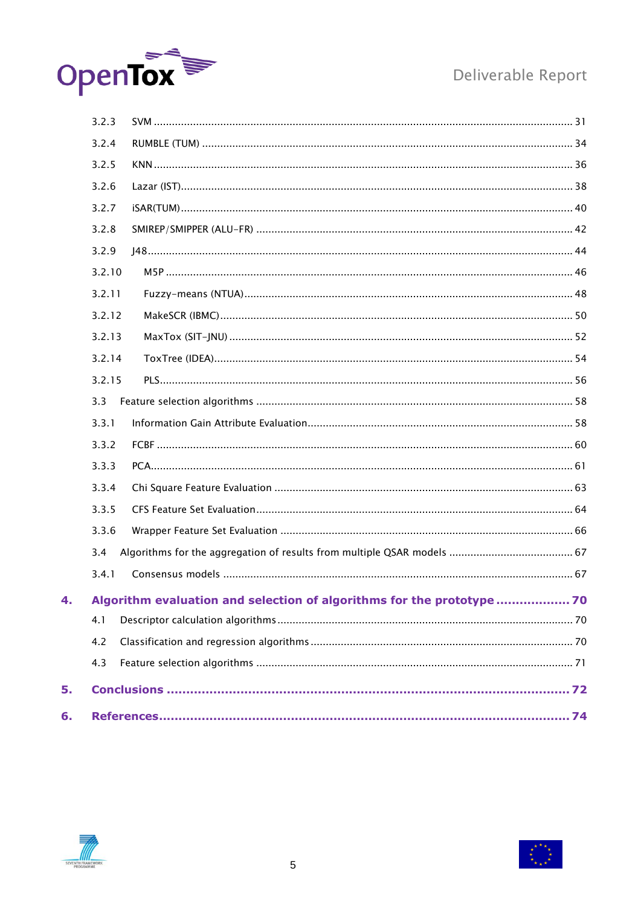3.2.3 SVM ........................................................................................................................................ 31

3.2.4 RUMBLE (TUM) ........................................................................................................................ 34

3.2.5 KNN ........................................................................................................................................ 36

3.2.6 Lazar (IST) ............................................................................................................................... 38

3.2.7 iSAR(TUM) ................................................................................................................................ 40

3.2.8 SMIREP/SMIPPER (ALU-FR) ....................................................................................................... 42

3.2.9 J48 .......................................................................................................................................... 44

3.2.10 M5P .................................................................................................................................... 46

3.2.11 Fuzzy-means (NTUA) ........................................................................................................... 48

3.2.12 MakeSCR (IBMC) .................................................................................................................. 50

3.2.13 MaxTox (SIT-JNU) ................................................................................................................ 52

3.2.14 ToxTree (IDEA) ..................................................................................................................... 54

3.2.15 PLS ..................................................................................................................................... 56

3.3 Feature selection algorithms ....................................................................................................... 58

3.3.1 Information Gain Attribute Evaluation ...................................................................................... 58

3.3.2 FCBF ....................................................................................................................................... 60

3.3.3 PCA ......................................................................................................................................... 61

3.3.4 Chi Square Feature Evaluation ................................................................................................. 63

3.3.5 CFS Feature Set Evaluation ...................................................................................................... 64

3.3.6 Wrapper Feature Set Evaluation ............................................................................................... 66

3.4 Algorithms for the aggregation of results from multiple QSAR models ........................................ 67

3.4.1 Consensus models ................................................................................................................. 67

**4. Algorithm evaluation and selection of algorithms for the prototype .................. 70**

4.1 Descriptor calculation algorithms ................................................................................................ 70

4.2 Classification and regression algorithms ..................................................................................... 70

4.3 Feature selection algorithms ....................................................................................................... 71

**5. Conclusions ..................................................................................................... 72**

**6. References ...................................................................................................... 74**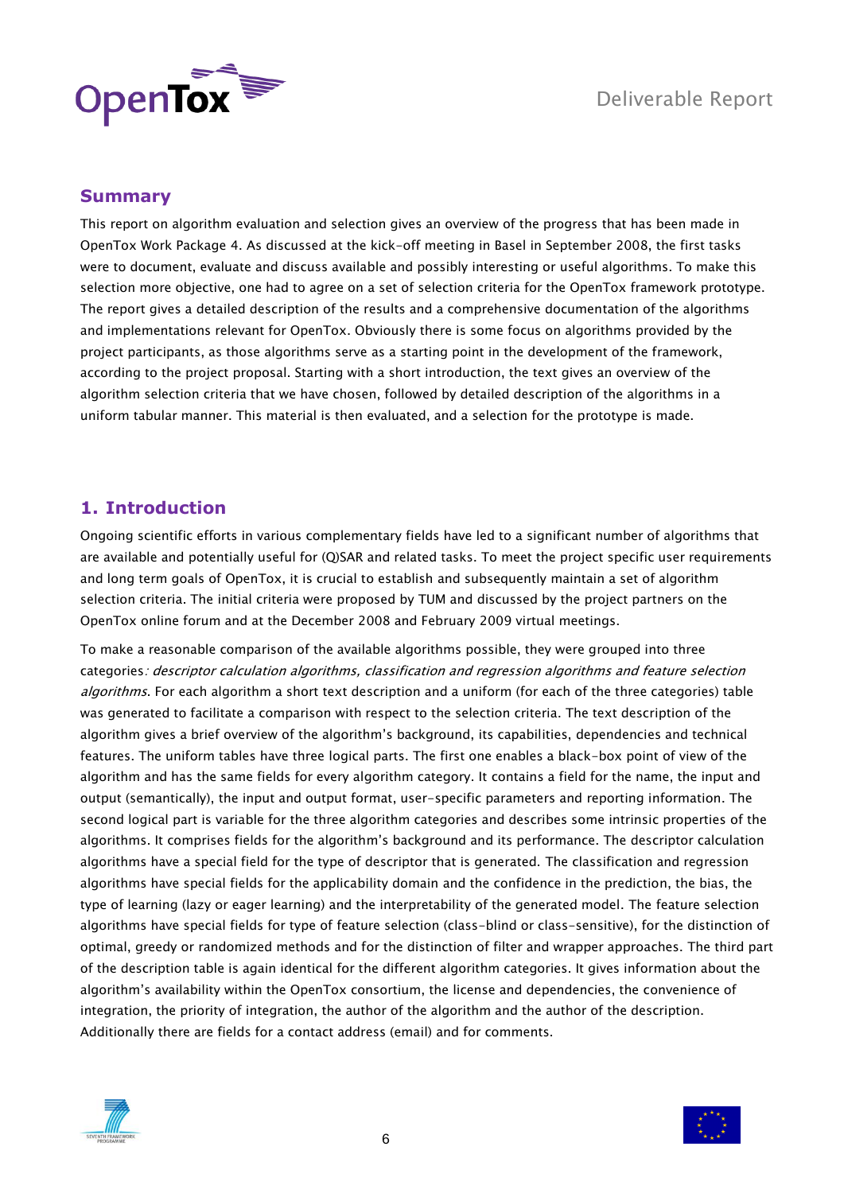## Summary

This report on algorithm evaluation and selection gives an overview of the progress that has been made in OpenTox Work Package 4. As discussed at the kick-off meeting in Basel in September 2008, the first tasks were to document, evaluate and discuss available and possibly interesting or useful algorithms. To make this selection more objective, one had to agree on a set of selection criteria for the OpenTox framework prototype. The report gives a detailed description of the results and a comprehensive documentation of the algorithms and implementations relevant for OpenTox. Obviously there is some focus on algorithms provided by the project participants, as those algorithms serve as a starting point in the development of the framework, according to the project proposal. Starting with a short introduction, the text gives an overview of the algorithm selection criteria that we have chosen, followed by detailed description of the algorithms in a uniform tabular manner. This material is then evaluated, and a selection for the prototype is made.

## 1. Introduction

Ongoing scientific efforts in various complementary fields have led to a significant number of algorithms that are available and potentially useful for (Q)SAR and related tasks. To meet the project specific user requirements and long term goals of OpenTox, it is crucial to establish and subsequently maintain a set of algorithm selection criteria. The initial criteria were proposed by TUM and discussed by the project partners on the OpenTox online forum and at the December 2008 and February 2009 virtual meetings.

To make a reasonable comparison of the available algorithms possible, they were grouped into three categories*: descriptor calculation algorithms, classification and regression algorithms and feature selection algorithms*. For each algorithm a short text description and a uniform (for each of the three categories) table was generated to facilitate a comparison with respect to the selection criteria. The text description of the algorithm gives a brief overview of the algorithm's background, its capabilities, dependencies and technical features. The uniform tables have three logical parts. The first one enables a black-box point of view of the algorithm and has the same fields for every algorithm category. It contains a field for the name, the input and output (semantically), the input and output format, user-specific parameters and reporting information. The second logical part is variable for the three algorithm categories and describes some intrinsic properties of the algorithms. It comprises fields for the algorithm's background and its performance. The descriptor calculation algorithms have a special field for the type of descriptor that is generated. The classification and regression algorithms have special fields for the applicability domain and the confidence in the prediction, the bias, the type of learning (lazy or eager learning) and the interpretability of the generated model. The feature selection algorithms have special fields for type of feature selection (class-blind or class-sensitive), for the distinction of optimal, greedy or randomized methods and for the distinction of filter and wrapper approaches. The third part of the description table is again identical for the different algorithm categories. It gives information about the algorithm's availability within the OpenTox consortium, the license and dependencies, the convenience of integration, the priority of integration, the author of the algorithm and the author of the description. Additionally there are fields for a contact address (email) and for comments.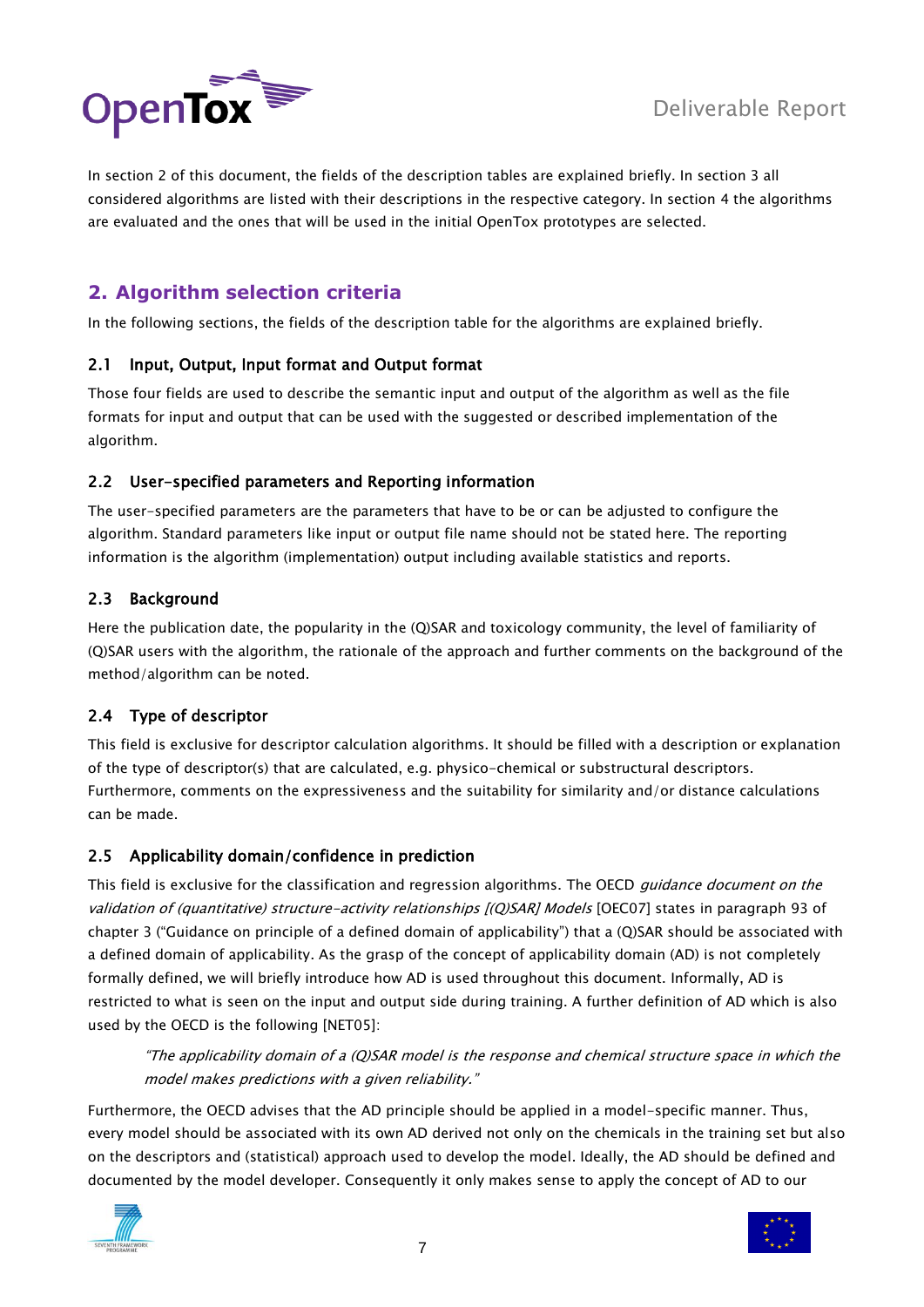In section 2 of this document, the fields of the description tables are explained briefly. In section 3 all considered algorithms are listed with their descriptions in the respective category. In section 4 the algorithms are evaluated and the ones that will be used in the initial OpenTox prototypes are selected.

## 2. Algorithm selection criteria

In the following sections, the fields of the description table for the algorithms are explained briefly.

### 2.1 Input, Output, Input format and Output format

Those four fields are used to describe the semantic input and output of the algorithm as well as the file formats for input and output that can be used with the suggested or described implementation of the algorithm.

### 2.2 User-specified parameters and Reporting information

The user-specified parameters are the parameters that have to be or can be adjusted to configure the algorithm. Standard parameters like input or output file name should not be stated here. The reporting information is the algorithm (implementation) output including available statistics and reports.

### 2.3 Background

Here the publication date, the popularity in the (Q)SAR and toxicology community, the level of familiarity of (Q)SAR users with the algorithm, the rationale of the approach and further comments on the background of the method/algorithm can be noted.

### 2.4 Type of descriptor

This field is exclusive for descriptor calculation algorithms. It should be filled with a description or explanation of the type of descriptor(s) that are calculated, e.g. physico-chemical or substructural descriptors. Furthermore, comments on the expressiveness and the suitability for similarity and/or distance calculations can be made.

### 2.5 Applicability domain/confidence in prediction

This field is exclusive for the classification and regression algorithms. The OECD *guidance document on the validation of (quantitative) structure-activity relationships [(Q)SAR] Models* [OEC07] states in paragraph 93 of chapter 3 ("Guidance on principle of a defined domain of applicability") that a (Q)SAR should be associated with a defined domain of applicability. As the grasp of the concept of applicability domain (AD) is not completely formally defined, we will briefly introduce how AD is used throughout this document. Informally, AD is restricted to what is seen on the input and output side during training. A further definition of AD which is also used by the OECD is the following [NET05]:

> *"The applicability domain of a (Q)SAR model is the response and chemical structure space in which the model makes predictions with a given reliability."*

Furthermore, the OECD advises that the AD principle should be applied in a model-specific manner. Thus, every model should be associated with its own AD derived not only on the chemicals in the training set but also on the descriptors and (statistical) approach used to develop the model. Ideally, the AD should be defined and documented by the model developer. Consequently it only makes sense to apply the concept of AD to our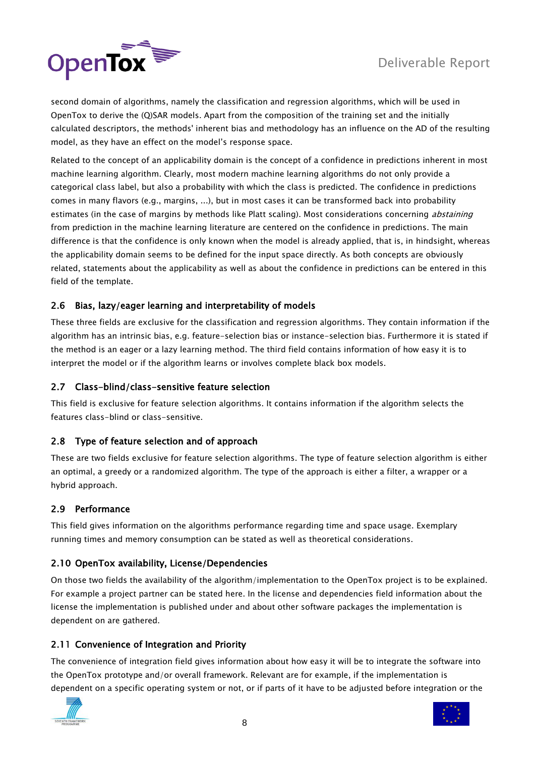second domain of algorithms, namely the classification and regression algorithms, which will be used in OpenTox to derive the (Q)SAR models. Apart from the composition of the training set and the initially calculated descriptors, the methods' inherent bias and methodology has an influence on the AD of the resulting model, as they have an effect on the model's response space.

Related to the concept of an applicability domain is the concept of a confidence in predictions inherent in most machine learning algorithm. Clearly, most modern machine learning algorithms do not only provide a categorical class label, but also a probability with which the class is predicted. The confidence in predictions comes in many flavors (e.g., margins, ...), but in most cases it can be transformed back into probability estimates (in the case of margins by methods like Platt scaling). Most considerations concerning *abstaining* from prediction in the machine learning literature are centered on the confidence in predictions. The main difference is that the confidence is only known when the model is already applied, that is, in hindsight, whereas the applicability domain seems to be defined for the input space directly. As both concepts are obviously related, statements about the applicability as well as about the confidence in predictions can be entered in this field of the template.

### 2.6 Bias, lazy/eager learning and interpretability of models

These three fields are exclusive for the classification and regression algorithms. They contain information if the algorithm has an intrinsic bias, e.g. feature-selection bias or instance-selection bias. Furthermore it is stated if the method is an eager or a lazy learning method. The third field contains information of how easy it is to interpret the model or if the algorithm learns or involves complete black box models.

### 2.7 Class-blind/class-sensitive feature selection

This field is exclusive for feature selection algorithms. It contains information if the algorithm selects the features class-blind or class-sensitive.

### 2.8 Type of feature selection and of approach

These are two fields exclusive for feature selection algorithms. The type of feature selection algorithm is either an optimal, a greedy or a randomized algorithm. The type of the approach is either a filter, a wrapper or a hybrid approach.

### 2.9 Performance

This field gives information on the algorithms performance regarding time and space usage. Exemplary running times and memory consumption can be stated as well as theoretical considerations.

### 2.10 OpenTox availability, License/Dependencies

On those two fields the availability of the algorithm/implementation to the OpenTox project is to be explained. For example a project partner can be stated here. In the license and dependencies field information about the license the implementation is published under and about other software packages the implementation is dependent on are gathered.

### 2.11 Convenience of Integration and Priority

The convenience of integration field gives information about how easy it will be to integrate the software into the OpenTox prototype and/or overall framework. Relevant are for example, if the implementation is dependent on a specific operating system or not, or if parts of it have to be adjusted before integration or the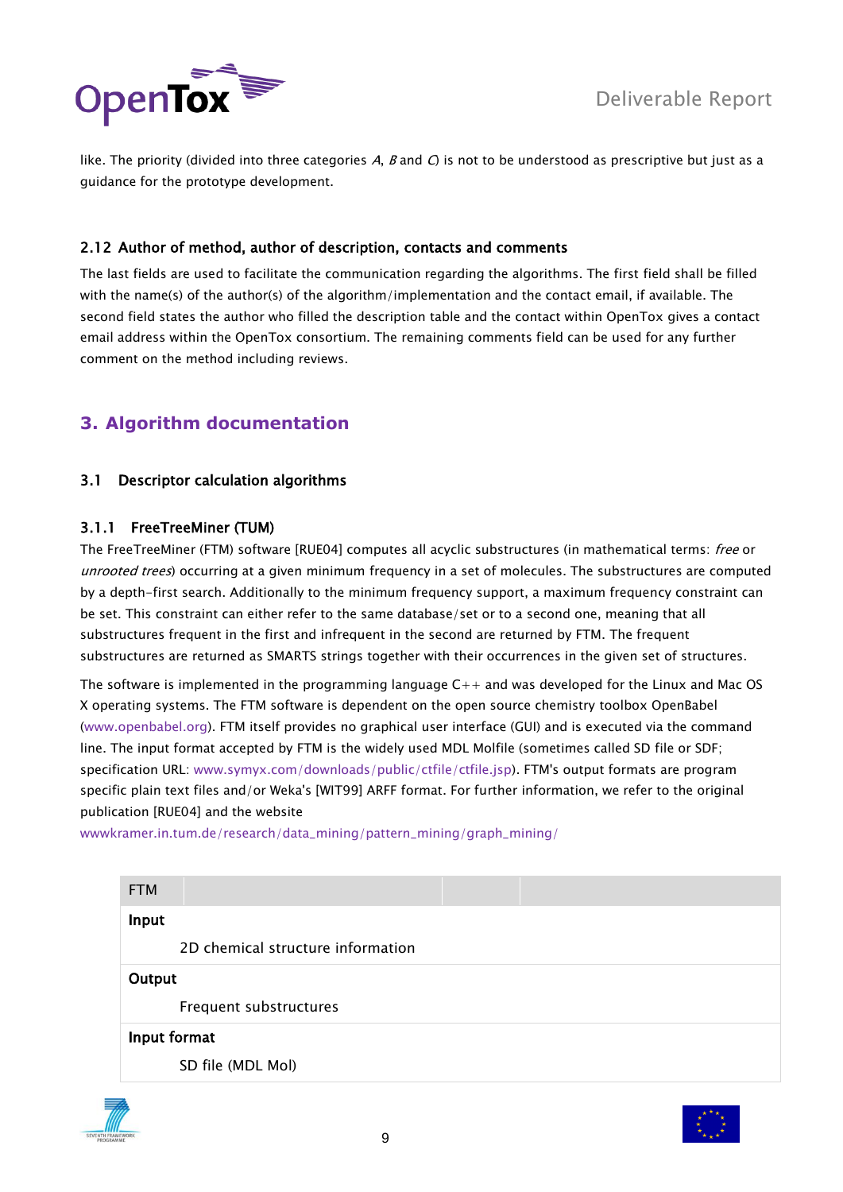like. The priority (divided into three categories *A*, *B* and *C*) is not to be understood as prescriptive but just as a guidance for the prototype development.

### 2.12 Author of method, author of description, contacts and comments

The last fields are used to facilitate the communication regarding the algorithms. The first field shall be filled with the name(s) of the author(s) of the algorithm/implementation and the contact email, if available. The second field states the author who filled the description table and the contact within OpenTox gives a contact email address within the OpenTox consortium. The remaining comments field can be used for any further comment on the method including reviews.

## 3. Algorithm documentation

### 3.1 Descriptor calculation algorithms

#### 3.1.1 FreeTreeMiner (TUM)

The FreeTreeMiner (FTM) software [RUE04] computes all acyclic substructures (in mathematical terms: *free* or *unrooted trees*) occurring at a given minimum frequency in a set of molecules. The substructures are computed by a depth-first search. Additionally to the minimum frequency support, a maximum frequency constraint can be set. This constraint can either refer to the same database/set or to a second one, meaning that all substructures frequent in the first and infrequent in the second are returned by FTM. The frequent substructures are returned as SMARTS strings together with their occurrences in the given set of structures.

The software is implemented in the programming language C++ and was developed for the Linux and Mac OS X operating systems. The FTM software is dependent on the open source chemistry toolbox OpenBabel (www.openbabel.org). FTM itself provides no graphical user interface (GUI) and is executed via the command line. The input format accepted by FTM is the widely used MDL Molfile (sometimes called SD file or SDF; specification URL: www.symyx.com/downloads/public/ctfile/ctfile.jsp). FTM's output formats are program specific plain text files and/or Weka's [WIT99] ARFF format. For further information, we refer to the original publication [RUE04] and the website wwwkramer.in.tum.de/research/data_mining/pattern_mining/graph_mining/

| FTM | | | |
|---|---|---|---|
| **Input** | | | |
| | 2D chemical structure information | | |
| **Output** | | | |
| | Frequent substructures | | |
| **Input format** | | | |
| | SD file (MDL Mol) | | |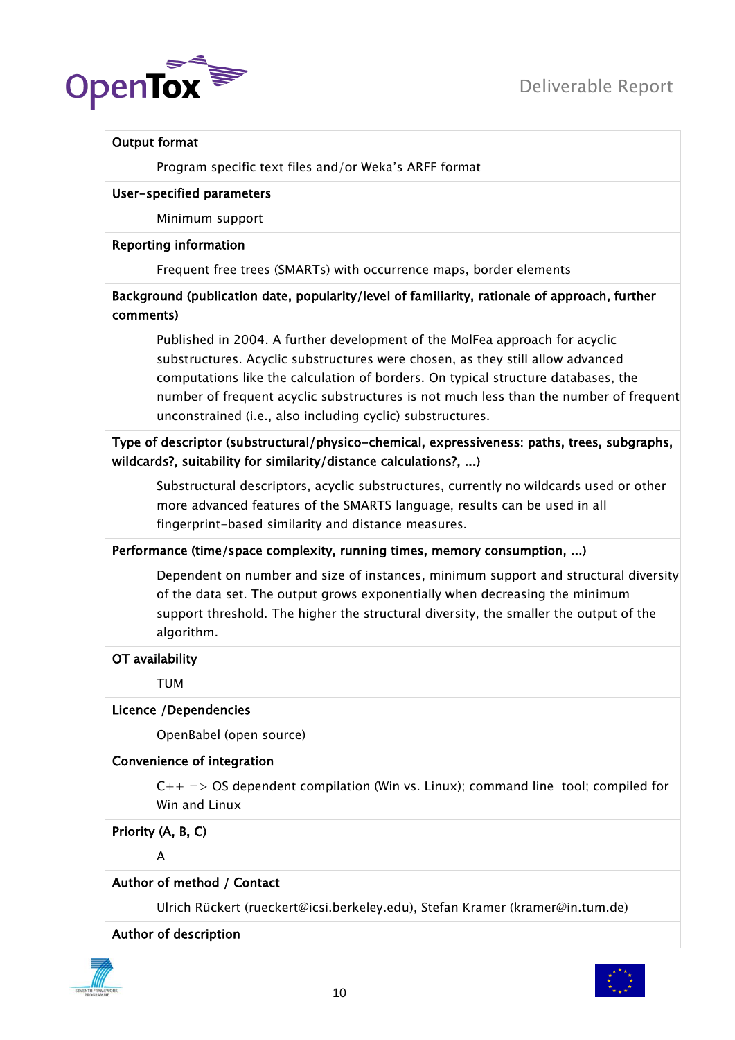**Output format**

Program specific text files and/or Weka's ARFF format

**User-specified parameters**

Minimum support

**Reporting information**

Frequent free trees (SMARTs) with occurrence maps, border elements

**Background (publication date, popularity/level of familiarity, rationale of approach, further comments)**

Published in 2004. A further development of the MolFea approach for acyclic substructures. Acyclic substructures were chosen, as they still allow advanced computations like the calculation of borders. On typical structure databases, the number of frequent acyclic substructures is not much less than the number of frequent unconstrained (i.e., also including cyclic) substructures.

**Type of descriptor (substructural/physico-chemical, expressiveness: paths, trees, subgraphs, wildcards?, suitability for similarity/distance calculations?, ...)**

Substructural descriptors, acyclic substructures, currently no wildcards used or other more advanced features of the SMARTS language, results can be used in all fingerprint-based similarity and distance measures.

**Performance (time/space complexity, running times, memory consumption, ...)**

Dependent on number and size of instances, minimum support and structural diversity of the data set. The output grows exponentially when decreasing the minimum support threshold. The higher the structural diversity, the smaller the output of the algorithm.

**OT availability**

TUM

**Licence /Dependencies**

OpenBabel (open source)

**Convenience of integration**

C++ => OS dependent compilation (Win vs. Linux); command line tool; compiled for Win and Linux

**Priority (A, B, C)**

A

**Author of method / Contact**

Ulrich Rückert (rueckert@icsi.berkeley.edu), Stefan Kramer (kramer@in.tum.de)

**Author of description**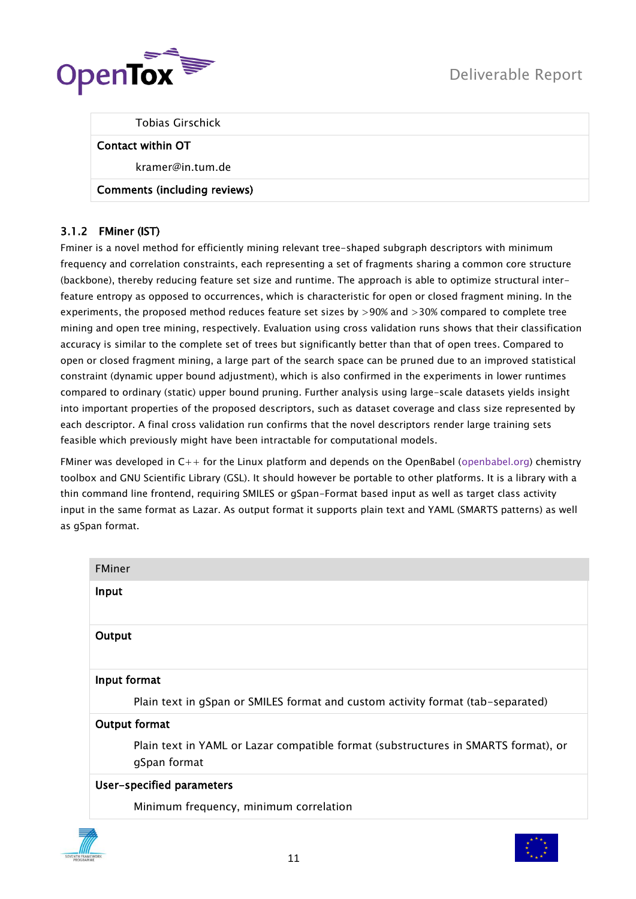| |
|---|
| Tobias Girschick |
| **Contact within OT** |
| kramer@in.tum.de |
| **Comments (including reviews)** |

### 3.1.2 FMiner (IST)

Fminer is a novel method for efficiently mining relevant tree-shaped subgraph descriptors with minimum frequency and correlation constraints, each representing a set of fragments sharing a common core structure (backbone), thereby reducing feature set size and runtime. The approach is able to optimize structural inter-feature entropy as opposed to occurrences, which is characteristic for open or closed fragment mining. In the experiments, the proposed method reduces feature set sizes by >90% and >30% compared to complete tree mining and open tree mining, respectively. Evaluation using cross validation runs shows that their classification accuracy is similar to the complete set of trees but significantly better than that of open trees. Compared to open or closed fragment mining, a large part of the search space can be pruned due to an improved statistical constraint (dynamic upper bound adjustment), which is also confirmed in the experiments in lower runtimes compared to ordinary (static) upper bound pruning. Further analysis using large-scale datasets yields insight into important properties of the proposed descriptors, such as dataset coverage and class size represented by each descriptor. A final cross validation run confirms that the novel descriptors render large training sets feasible which previously might have been intractable for computational models.

FMiner was developed in C++ for the Linux platform and depends on the OpenBabel (openbabel.org) chemistry toolbox and GNU Scientific Library (GSL). It should however be portable to other platforms. It is a library with a thin command line frontend, requiring SMILES or gSpan-Format based input as well as target class activity input in the same format as Lazar. As output format it supports plain text and YAML (SMARTS patterns) as well as gSpan format.

| FMiner |
|---|
| **Input** |
| |
| **Output** |
| |
| **Input format** |
| Plain text in gSpan or SMILES format and custom activity format (tab-separated) |
| **Output format** |
| Plain text in YAML or Lazar compatible format (substructures in SMARTS format), or gSpan format |
| **User-specified parameters** |
| Minimum frequency, minimum correlation |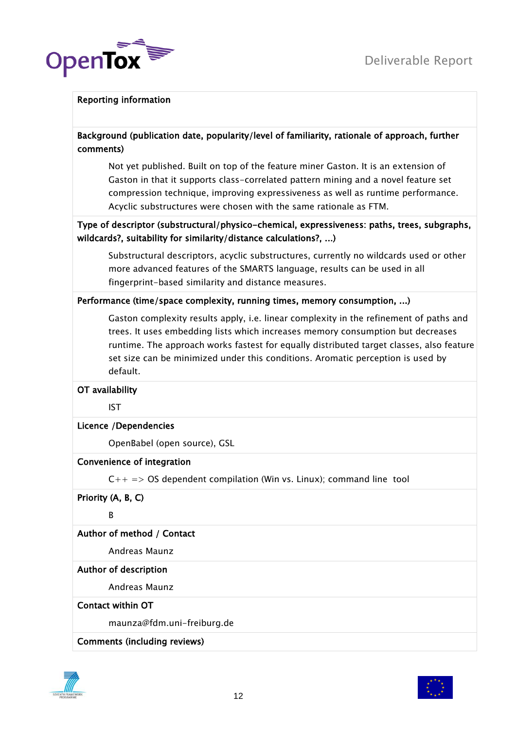**Reporting information**

**Background (publication date, popularity/level of familiarity, rationale of approach, further comments)**

Not yet published. Built on top of the feature miner Gaston. It is an extension of Gaston in that it supports class-correlated pattern mining and a novel feature set compression technique, improving expressiveness as well as runtime performance. Acyclic substructures were chosen with the same rationale as FTM.

**Type of descriptor (substructural/physico-chemical, expressiveness: paths, trees, subgraphs, wildcards?, suitability for similarity/distance calculations?, ...)**

Substructural descriptors, acyclic substructures, currently no wildcards used or other more advanced features of the SMARTS language, results can be used in all fingerprint-based similarity and distance measures.

**Performance (time/space complexity, running times, memory consumption, ...)**

Gaston complexity results apply, i.e. linear complexity in the refinement of paths and trees. It uses embedding lists which increases memory consumption but decreases runtime. The approach works fastest for equally distributed target classes, also feature set size can be minimized under this conditions. Aromatic perception is used by default.

**OT availability**

IST

**Licence /Dependencies**

OpenBabel (open source), GSL

**Convenience of integration**

C++ => OS dependent compilation (Win vs. Linux); command line tool

**Priority (A, B, C)**

B

**Author of method / Contact**

Andreas Maunz

**Author of description**

Andreas Maunz

**Contact within OT**

maunza@fdm.uni-freiburg.de

**Comments (including reviews)**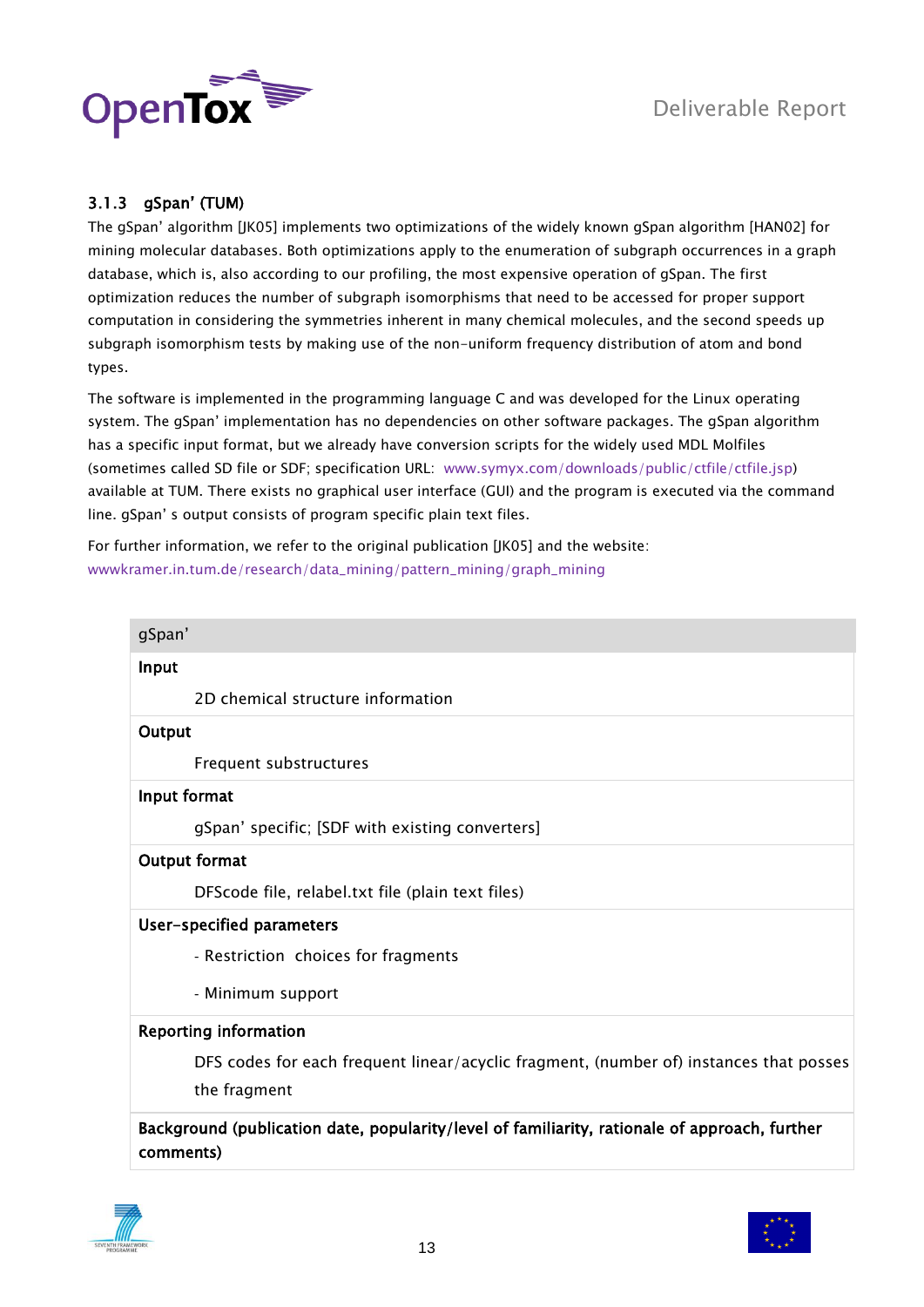### 3.1.3 gSpan' (TUM)

The gSpan' algorithm [JK05] implements two optimizations of the widely known gSpan algorithm [HAN02] for mining molecular databases. Both optimizations apply to the enumeration of subgraph occurrences in a graph database, which is, also according to our profiling, the most expensive operation of gSpan. The first optimization reduces the number of subgraph isomorphisms that need to be accessed for proper support computation in considering the symmetries inherent in many chemical molecules, and the second speeds up subgraph isomorphism tests by making use of the non-uniform frequency distribution of atom and bond types.

The software is implemented in the programming language C and was developed for the Linux operating system. The gSpan' implementation has no dependencies on other software packages. The gSpan algorithm has a specific input format, but we already have conversion scripts for the widely used MDL Molfiles (sometimes called SD file or SDF; specification URL: www.symyx.com/downloads/public/ctfile/ctfile.jsp) available at TUM. There exists no graphical user interface (GUI) and the program is executed via the command line. gSpan' s output consists of program specific plain text files.

For further information, we refer to the original publication [JK05] and the website: wwwkramer.in.tum.de/research/data_mining/pattern_mining/graph_mining

| gSpan' |
|---|
| **Input** |
| 2D chemical structure information |
| **Output** |
| Frequent substructures |
| **Input format** |
| gSpan' specific; [SDF with existing converters] |
| **Output format** |
| DFScode file, relabel.txt file (plain text files) |
| **User-specified parameters** |
| - Restriction choices for fragments<br>- Minimum support |
| **Reporting information** |
| DFS codes for each frequent linear/acyclic fragment, (number of) instances that posses the fragment |
| **Background (publication date, popularity/level of familiarity, rationale of approach, further comments)** |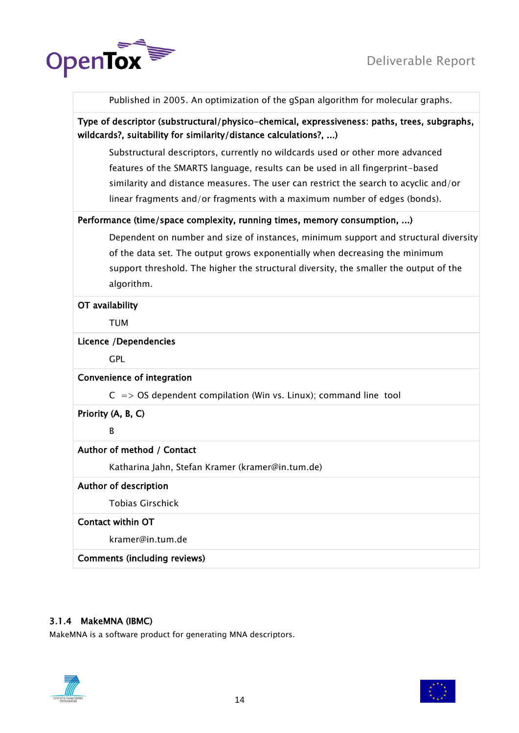Published in 2005. An optimization of the gSpan algorithm for molecular graphs.

**Type of descriptor (substructural/physico-chemical, expressiveness: paths, trees, subgraphs, wildcards?, suitability for similarity/distance calculations?, ...)**

Substructural descriptors, currently no wildcards used or other more advanced features of the SMARTS language, results can be used in all fingerprint-based similarity and distance measures. The user can restrict the search to acyclic and/or linear fragments and/or fragments with a maximum number of edges (bonds).

**Performance (time/space complexity, running times, memory consumption, ...)**

Dependent on number and size of instances, minimum support and structural diversity of the data set. The output grows exponentially when decreasing the minimum support threshold. The higher the structural diversity, the smaller the output of the algorithm.

**OT availability**

TUM

**Licence /Dependencies**

GPL

**Convenience of integration**

C => OS dependent compilation (Win vs. Linux); command line tool

**Priority (A, B, C)**

B

**Author of method / Contact**

Katharina Jahn, Stefan Kramer (kramer@in.tum.de)

**Author of description**

Tobias Girschick

**Contact within OT**

kramer@in.tum.de

**Comments (including reviews)**

### 3.1.4 MakeMNA (IBMC)

MakeMNA is a software product for generating MNA descriptors.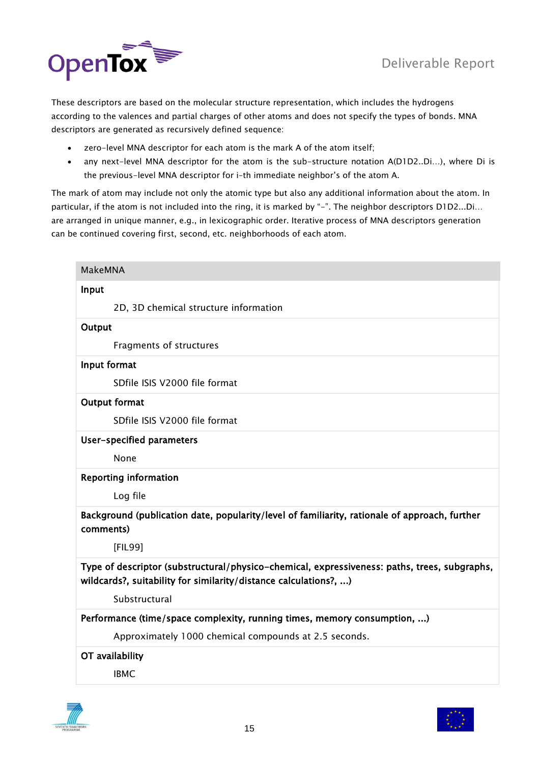These descriptors are based on the molecular structure representation, which includes the hydrogens according to the valences and partial charges of other atoms and does not specify the types of bonds. MNA descriptors are generated as recursively defined sequence:

- zero-level MNA descriptor for each atom is the mark A of the atom itself;
- any next-level MNA descriptor for the atom is the sub-structure notation A(D1D2..Di…), where Di is the previous-level MNA descriptor for i-th immediate neighbor's of the atom A.

The mark of atom may include not only the atomic type but also any additional information about the atom. In particular, if the atom is not included into the ring, it is marked by "-". The neighbor descriptors D1D2...Di… are arranged in unique manner, e.g., in lexicographic order. Iterative process of MNA descriptors generation can be continued covering first, second, etc. neighborhoods of each atom.

| MakeMNA |
|---|
| **Input** |
| 2D, 3D chemical structure information |
| **Output** |
| Fragments of structures |
| **Input format** |
| SDfile ISIS V2000 file format |
| **Output format** |
| SDfile ISIS V2000 file format |
| **User-specified parameters** |
| None |
| **Reporting information** |
| Log file |
| **Background (publication date, popularity/level of familiarity, rationale of approach, further comments)** |
| [FIL99] |
| **Type of descriptor (substructural/physico-chemical, expressiveness: paths, trees, subgraphs, wildcards?, suitability for similarity/distance calculations?, ...)** |
| Substructural |
| **Performance (time/space complexity, running times, memory consumption, ...)** |
| Approximately 1000 chemical compounds at 2.5 seconds. |
| **OT availability** |
| IBMC |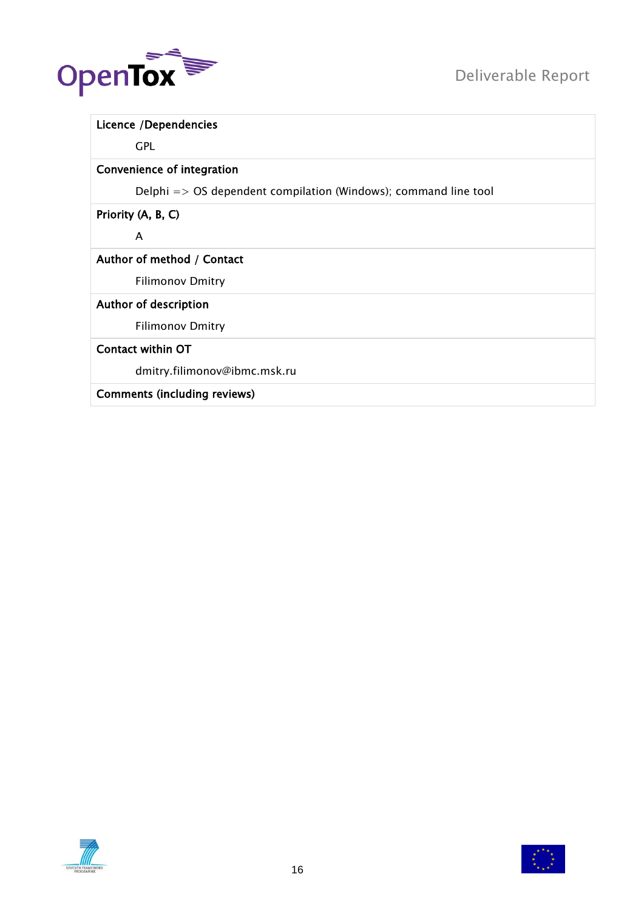| Licence /Dependencies |
|---|
| GPL |
| **Convenience of integration** |
| Delphi => OS dependent compilation (Windows); command line tool |
| **Priority (A, B, C)** |
| A |
| **Author of method / Contact** |
| Filimonov Dmitry |
| **Author of description** |
| Filimonov Dmitry |
| **Contact within OT** |
| dmitry.filimonov@ibmc.msk.ru |
| **Comments (including reviews)** |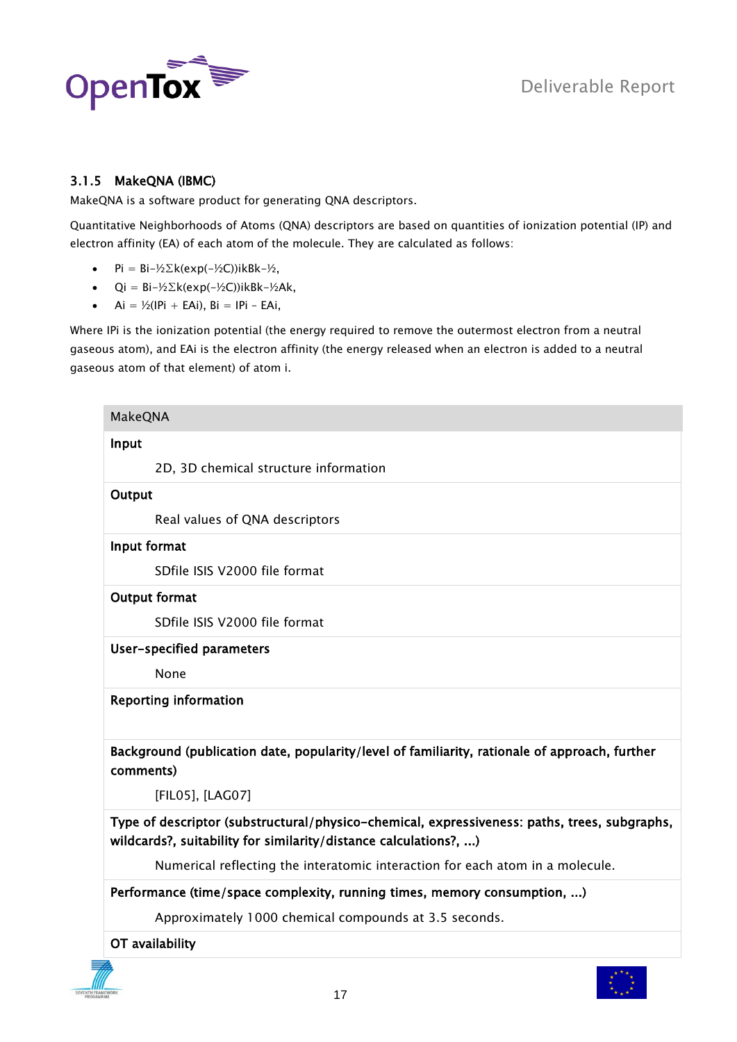### 3.1.5 MakeQNA (IBMC)

MakeQNA is a software product for generating QNA descriptors.

Quantitative Neighborhoods of Atoms (QNA) descriptors are based on quantities of ionization potential (IP) and electron affinity (EA) of each atom of the molecule. They are calculated as follows:

- $P_i = B_i - \frac{1}{2}\Sigma_k(\exp(-\frac{1}{2}C))_{ik}B_k^{-\frac{1}{2}}$,
- $Q_i = B_i - \frac{1}{2}\Sigma_k(\exp(-\frac{1}{2}C))_{ik}B_k^{-\frac{1}{2}}A_k$,
- $A_i = \frac{1}{2}(IP_i + EA_i)$, $B_i = IP_i - EA_i$,

Where $IP_i$ is the ionization potential (the energy required to remove the outermost electron from a neutral gaseous atom), and $EA_i$ is the electron affinity (the energy released when an electron is added to a neutral gaseous atom of that element) of atom i.

| MakeQNA |
|---|
| **Input** |
| 2D, 3D chemical structure information |
| **Output** |
| Real values of QNA descriptors |
| **Input format** |
| SDfile ISIS V2000 file format |
| **Output format** |
| SDfile ISIS V2000 file format |
| **User-specified parameters** |
| None |
| **Reporting information** |
| |
| **Background (publication date, popularity/level of familiarity, rationale of approach, further comments)** |
| [FIL05], [LAG07] |
| **Type of descriptor (substructural/physico-chemical, expressiveness: paths, trees, subgraphs, wildcards?, suitability for similarity/distance calculations?, ...)** |
| Numerical reflecting the interatomic interaction for each atom in a molecule. |
| **Performance (time/space complexity, running times, memory consumption, ...)** |
| Approximately 1000 chemical compounds at 3.5 seconds. |
| **OT availability** |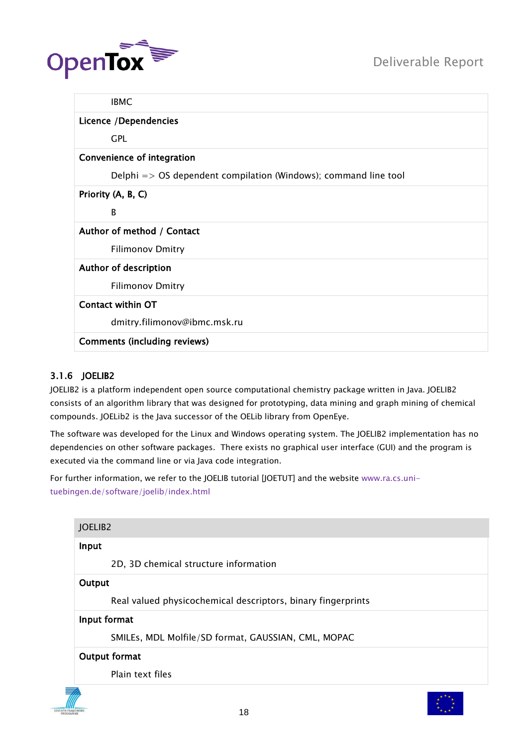| IBMC |
|---|
| **Licence /Dependencies** |
| GPL |
| **Convenience of integration** |
| Delphi => OS dependent compilation (Windows); command line tool |
| **Priority (A, B, C)** |
| B |
| **Author of method / Contact** |
| Filimonov Dmitry |
| **Author of description** |
| Filimonov Dmitry |
| **Contact within OT** |
| dmitry.filimonov@ibmc.msk.ru |
| **Comments (including reviews)** |

### 3.1.6 JOELIB2

JOELIB2 is a platform independent open source computational chemistry package written in Java. JOELIB2 consists of an algorithm library that was designed for prototyping, data mining and graph mining of chemical compounds. JOELib2 is the Java successor of the OELib library from OpenEye.

The software was developed for the Linux and Windows operating system. The JOELIB2 implementation has no dependencies on other software packages. There exists no graphical user interface (GUI) and the program is executed via the command line or via Java code integration.

For further information, we refer to the JOELIB tutorial [JOETUT] and the website www.ra.cs.uni-tuebingen.de/software/joelib/index.html

| JOELIB2 |
|---|
| **Input** |
| 2D, 3D chemical structure information |
| **Output** |
| Real valued physicochemical descriptors, binary fingerprints |
| **Input format** |
| SMILEs, MDL Molfile/SD format, GAUSSIAN, CML, MOPAC |
| **Output format** |
| Plain text files |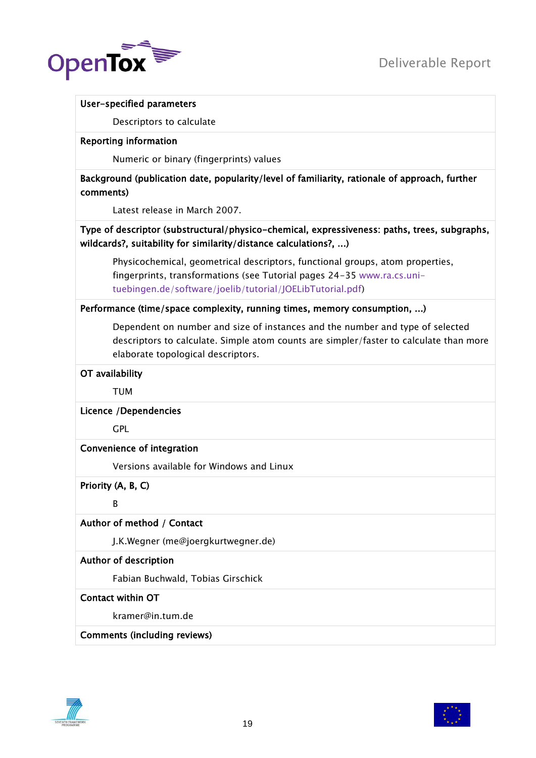**User-specified parameters**

Descriptors to calculate

**Reporting information**

Numeric or binary (fingerprints) values

**Background (publication date, popularity/level of familiarity, rationale of approach, further comments)**

Latest release in March 2007.

**Type of descriptor (substructural/physico-chemical, expressiveness: paths, trees, subgraphs, wildcards?, suitability for similarity/distance calculations?, ...)**

Physicochemical, geometrical descriptors, functional groups, atom properties, fingerprints, transformations (see Tutorial pages 24-35 www.ra.cs.uni-tuebingen.de/software/joelib/tutorial/JOELibTutorial.pdf)

**Performance (time/space complexity, running times, memory consumption, ...)**

Dependent on number and size of instances and the number and type of selected descriptors to calculate. Simple atom counts are simpler/faster to calculate than more elaborate topological descriptors.

**OT availability**

TUM

**Licence /Dependencies**

GPL

**Convenience of integration**

Versions available for Windows and Linux

**Priority (A, B, C)**

B

**Author of method / Contact**

J.K.Wegner (me@joergkurtwegner.de)

**Author of description**

Fabian Buchwald, Tobias Girschick

**Contact within OT**

kramer@in.tum.de

**Comments (including reviews)**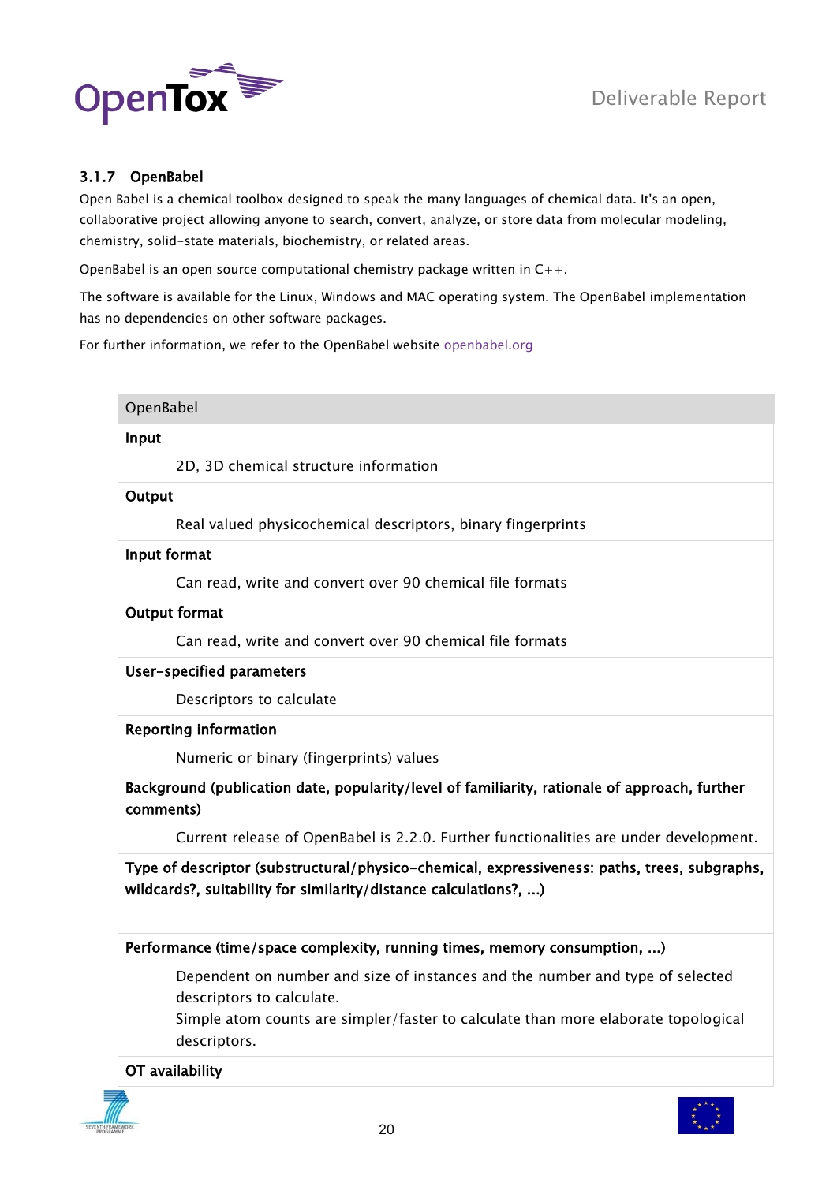### 3.1.7 OpenBabel

Open Babel is a chemical toolbox designed to speak the many languages of chemical data. It's an open, collaborative project allowing anyone to search, convert, analyze, or store data from molecular modeling, chemistry, solid-state materials, biochemistry, or related areas.

OpenBabel is an open source computational chemistry package written in C++.

The software is available for the Linux, Windows and MAC operating system. The OpenBabel implementation has no dependencies on other software packages.

For further information, we refer to the OpenBabel website openbabel.org

| OpenBabel |
|---|
| **Input** |
| 2D, 3D chemical structure information |
| **Output** |
| Real valued physicochemical descriptors, binary fingerprints |
| **Input format** |
| Can read, write and convert over 90 chemical file formats |
| **Output format** |
| Can read, write and convert over 90 chemical file formats |
| **User-specified parameters** |
| Descriptors to calculate |
| **Reporting information** |
| Numeric or binary (fingerprints) values |
| **Background (publication date, popularity/level of familiarity, rationale of approach, further comments)** |
| Current release of OpenBabel is 2.2.0. Further functionalities are under development. |
| **Type of descriptor (substructural/physico-chemical, expressiveness: paths, trees, subgraphs, wildcards?, suitability for similarity/distance calculations?, ...)** |
| |
| **Performance (time/space complexity, running times, memory consumption, ...)** |
| Dependent on number and size of instances and the number and type of selected descriptors to calculate. Simple atom counts are simpler/faster to calculate than more elaborate topological descriptors. |
| **OT availability** |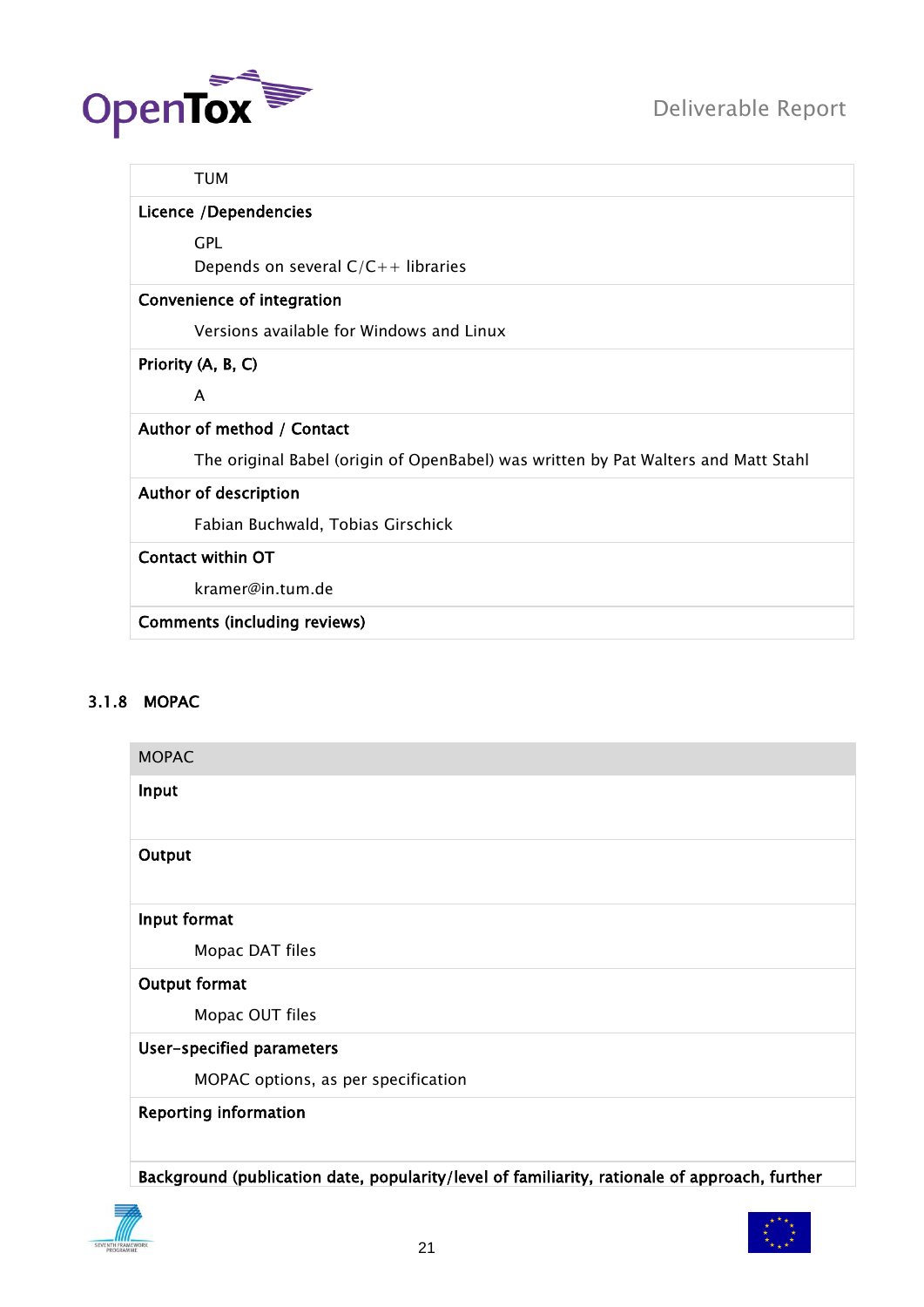| TUM |
|---|
| **Licence /Dependencies** |
| GPL<br>Depends on several C/C++ libraries |
| **Convenience of integration** |
| Versions available for Windows and Linux |
| **Priority (A, B, C)** |
| A |
| **Author of method / Contact** |
| The original Babel (origin of OpenBabel) was written by Pat Walters and Matt Stahl |
| **Author of description** |
| Fabian Buchwald, Tobias Girschick |
| **Contact within OT** |
| kramer@in.tum.de |
| **Comments (including reviews)** |

### 3.1.8 MOPAC

| MOPAC |
|---|
| **Input** |
| **Output** |
| **Input format** |
| Mopac DAT files |
| **Output format** |
| Mopac OUT files |
| **User-specified parameters** |
| MOPAC options, as per specification |
| **Reporting information** |
| **Background (publication date, popularity/level of familiarity, rationale of approach, further** |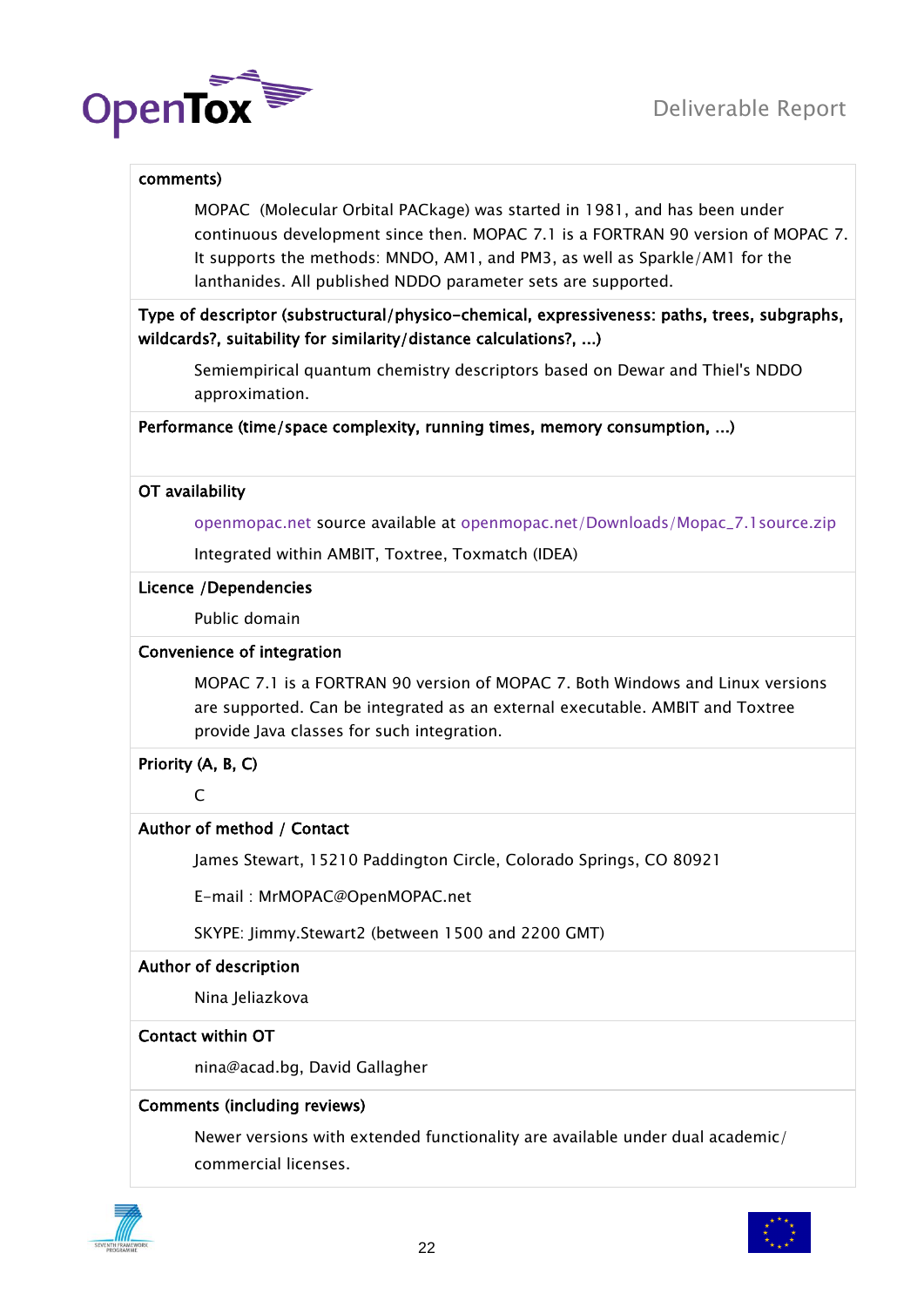**comments)**

MOPAC (Molecular Orbital PACkage) was started in 1981, and has been under continuous development since then. MOPAC 7.1 is a FORTRAN 90 version of MOPAC 7. It supports the methods: MNDO, AM1, and PM3, as well as Sparkle/AM1 for the lanthanides. All published NDDO parameter sets are supported.

**Type of descriptor (substructural/physico-chemical, expressiveness: paths, trees, subgraphs, wildcards?, suitability for similarity/distance calculations?, ...)**

Semiempirical quantum chemistry descriptors based on Dewar and Thiel's NDDO approximation.

**Performance (time/space complexity, running times, memory consumption, ...)**

**OT availability**

openmopac.net source available at openmopac.net/Downloads/Mopac_7.1source.zip

Integrated within AMBIT, Toxtree, Toxmatch (IDEA)

**Licence /Dependencies**

Public domain

**Convenience of integration**

MOPAC 7.1 is a FORTRAN 90 version of MOPAC 7. Both Windows and Linux versions are supported. Can be integrated as an external executable. AMBIT and Toxtree provide Java classes for such integration.

**Priority (A, B, C)**

C

**Author of method / Contact**

James Stewart, 15210 Paddington Circle, Colorado Springs, CO 80921

E-mail : MrMOPAC@OpenMOPAC.net

SKYPE: Jimmy.Stewart2 (between 1500 and 2200 GMT)

**Author of description**

Nina Jeliazkova

**Contact within OT**

nina@acad.bg, David Gallagher

**Comments (including reviews)**

Newer versions with extended functionality are available under dual academic/commercial licenses.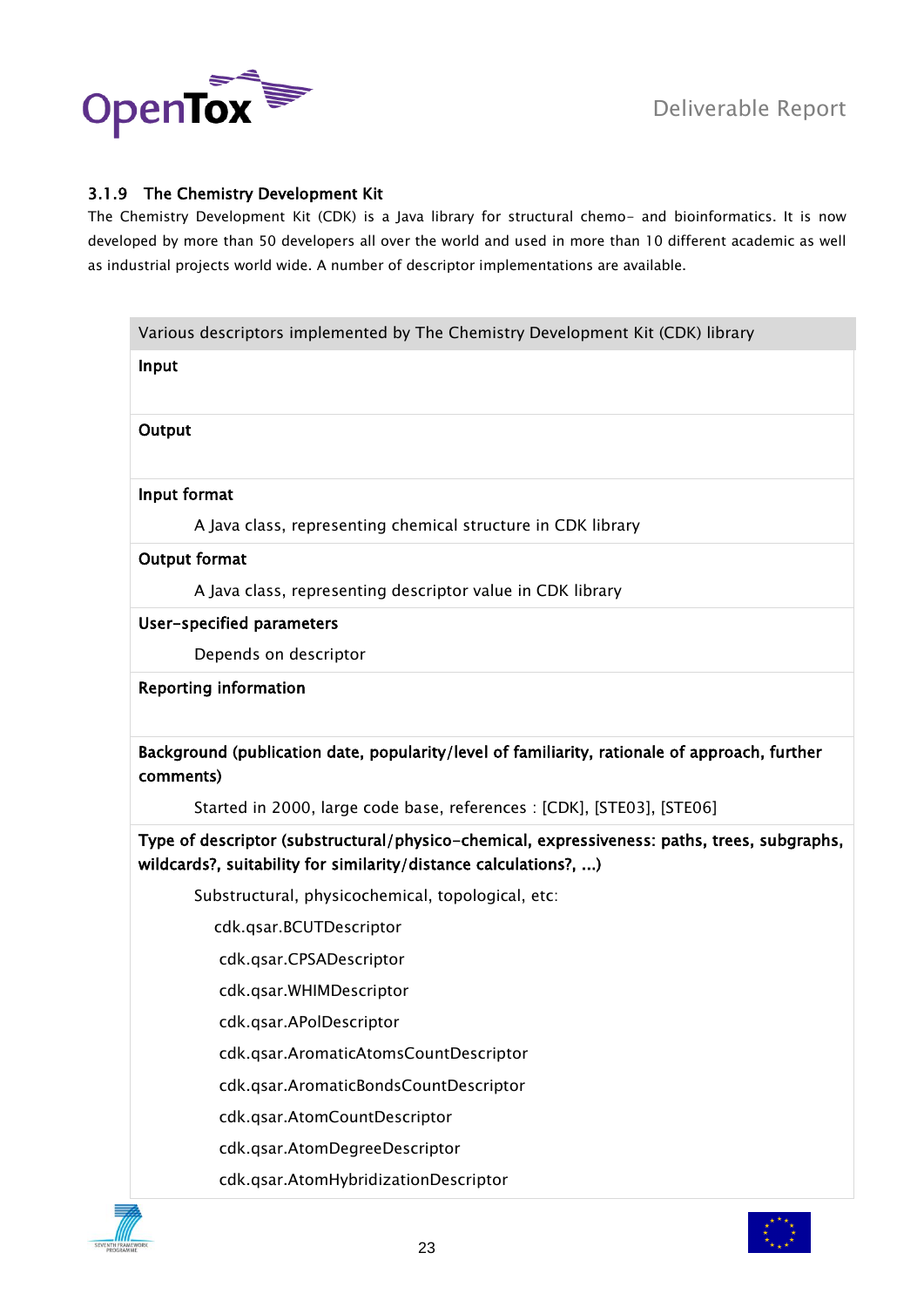### 3.1.9 The Chemistry Development Kit

The Chemistry Development Kit (CDK) is a Java library for structural chemo- and bioinformatics. It is now developed by more than 50 developers all over the world and used in more than 10 different academic as well as industrial projects world wide. A number of descriptor implementations are available.

| Various descriptors implemented by The Chemistry Development Kit (CDK) library |
|---|
| **Input** |
| **Output** |
| **Input format**<br>A Java class, representing chemical structure in CDK library |
| **Output format**<br>A Java class, representing descriptor value in CDK library |
| **User-specified parameters**<br>Depends on descriptor |
| **Reporting information** |
| **Background (publication date, popularity/level of familiarity, rationale of approach, further comments)**<br>Started in 2000, large code base, references : [CDK], [STE03], [STE06] |
| **Type of descriptor (substructural/physico-chemical, expressiveness: paths, trees, subgraphs, wildcards?, suitability for similarity/distance calculations?, ...)**<br>Substructural, physicochemical, topological, etc:<br>cdk.qsar.BCUTDescriptor<br>cdk.qsar.CPSADescriptor<br>cdk.qsar.WHIMDescriptor<br>cdk.qsar.APolDescriptor<br>cdk.qsar.AromaticAtomsCountDescriptor<br>cdk.qsar.AromaticBondsCountDescriptor<br>cdk.qsar.AtomCountDescriptor<br>cdk.qsar.AtomDegreeDescriptor<br>cdk.qsar.AtomHybridizationDescriptor |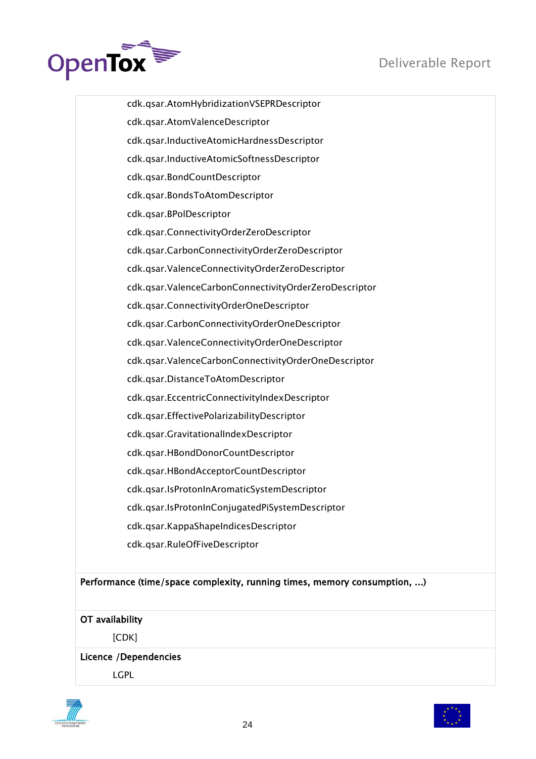cdk.qsar.AtomHybridizationVSEPRDescriptor

cdk.qsar.AtomValenceDescriptor

cdk.qsar.InductiveAtomicHardnessDescriptor

cdk.qsar.InductiveAtomicSoftnessDescriptor

cdk.qsar.BondCountDescriptor

cdk.qsar.BondsToAtomDescriptor

cdk.qsar.BPolDescriptor

cdk.qsar.ConnectivityOrderZeroDescriptor

cdk.qsar.CarbonConnectivityOrderZeroDescriptor

cdk.qsar.ValenceConnectivityOrderZeroDescriptor

cdk.qsar.ValenceCarbonConnectivityOrderZeroDescriptor

cdk.qsar.ConnectivityOrderOneDescriptor

cdk.qsar.CarbonConnectivityOrderOneDescriptor

cdk.qsar.ValenceConnectivityOrderOneDescriptor

cdk.qsar.ValenceCarbonConnectivityOrderOneDescriptor

cdk.qsar.DistanceToAtomDescriptor

cdk.qsar.EccentricConnectivityIndexDescriptor

cdk.qsar.EffectivePolarizabilityDescriptor

cdk.qsar.GravitationalIndexDescriptor

cdk.qsar.HBondDonorCountDescriptor

cdk.qsar.HBondAcceptorCountDescriptor

cdk.qsar.IsProtonInAromaticSystemDescriptor

cdk.qsar.IsProtonInConjugatedPiSystemDescriptor

cdk.qsar.KappaShapeIndicesDescriptor

cdk.qsar.RuleOfFiveDescriptor

**Performance (time/space complexity, running times, memory consumption, ...)**

**OT availability**

[CDK]

**Licence /Dependencies**

LGPL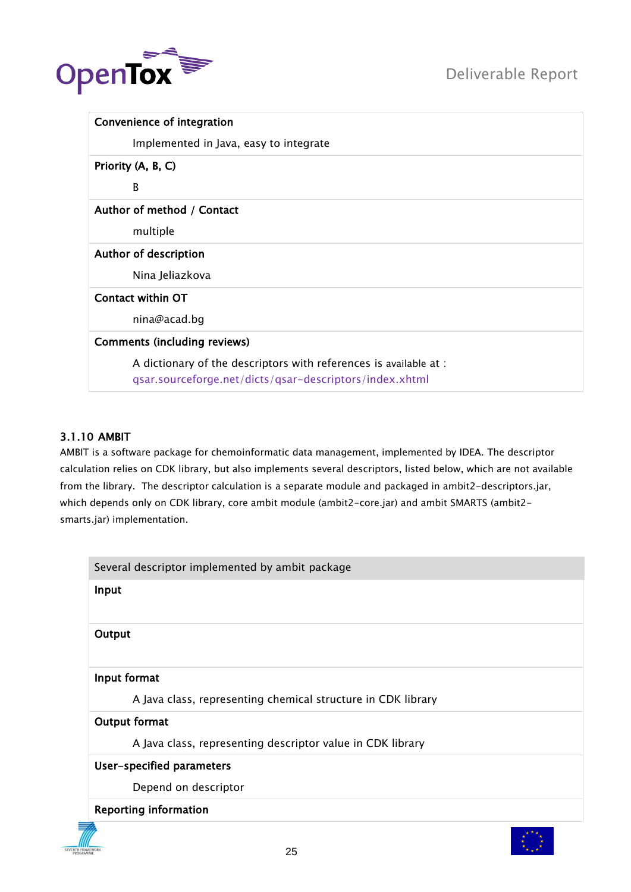| Convenience of integration |
|---|
| Implemented in Java, easy to integrate |
| **Priority (A, B, C)** |
| B |
| **Author of method / Contact** |
| multiple |
| **Author of description** |
| Nina Jeliazkova |
| **Contact within OT** |
| nina@acad.bg |
| **Comments (including reviews)** |
| A dictionary of the descriptors with references is available at : qsar.sourceforge.net/dicts/qsar-descriptors/index.xhtml |

### 3.1.10 AMBIT

AMBIT is a software package for chemoinformatic data management, implemented by IDEA. The descriptor calculation relies on CDK library, but also implements several descriptors, listed below, which are not available from the library. The descriptor calculation is a separate module and packaged in ambit2-descriptors.jar, which depends only on CDK library, core ambit module (ambit2-core.jar) and ambit SMARTS (ambit2-smarts.jar) implementation.

| Several descriptor implemented by ambit package |
|---|
| **Input** |
| |
| **Output** |
| |
| **Input format** |
| A Java class, representing chemical structure in CDK library |
| **Output format** |
| A Java class, representing descriptor value in CDK library |
| **User-specified parameters** |
| Depend on descriptor |
| **Reporting information** |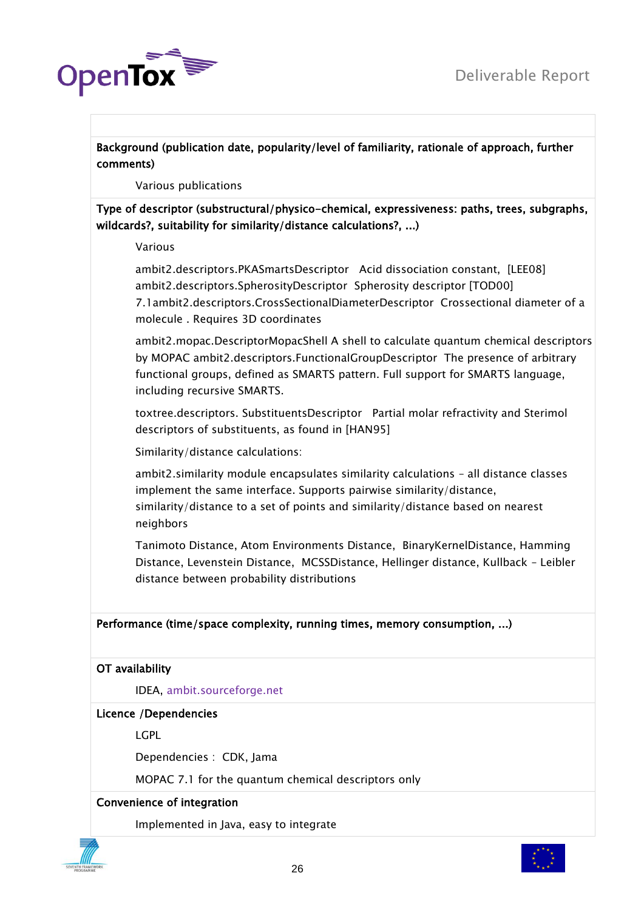**Background (publication date, popularity/level of familiarity, rationale of approach, further comments)**

Various publications

**Type of descriptor (substructural/physico-chemical, expressiveness: paths, trees, subgraphs, wildcards?, suitability for similarity/distance calculations?, ...)**

Various

ambit2.descriptors.PKASmartsDescriptor  Acid dissociation constant, [LEE08]
ambit2.descriptors.SpherosityDescriptor  Spherosity descriptor [TOD00]
7.1ambit2.descriptors.CrossSectionalDiameterDescriptor  Crossectional diameter of a molecule . Requires 3D coordinates

ambit2.mopac.DescriptorMopacShell A shell to calculate quantum chemical descriptors by MOPAC ambit2.descriptors.FunctionalGroupDescriptor  The presence of arbitrary functional groups, defined as SMARTS pattern. Full support for SMARTS language, including recursive SMARTS.

toxtree.descriptors. SubstituentsDescriptor  Partial molar refractivity and Sterimol descriptors of substituents, as found in [HAN95]

Similarity/distance calculations:

ambit2.similarity module encapsulates similarity calculations – all distance classes implement the same interface. Supports pairwise similarity/distance, similarity/distance to a set of points and similarity/distance based on nearest neighbors

Tanimoto Distance, Atom Environments Distance, BinaryKernelDistance, Hamming Distance, Levenstein Distance, MCSSDistance, Hellinger distance, Kullback – Leibler distance between probability distributions

**Performance (time/space complexity, running times, memory consumption, ...)**

**OT availability**

IDEA, ambit.sourceforge.net

**Licence /Dependencies**

LGPL

Dependencies : CDK, Jama

MOPAC 7.1 for the quantum chemical descriptors only

**Convenience of integration**

Implemented in Java, easy to integrate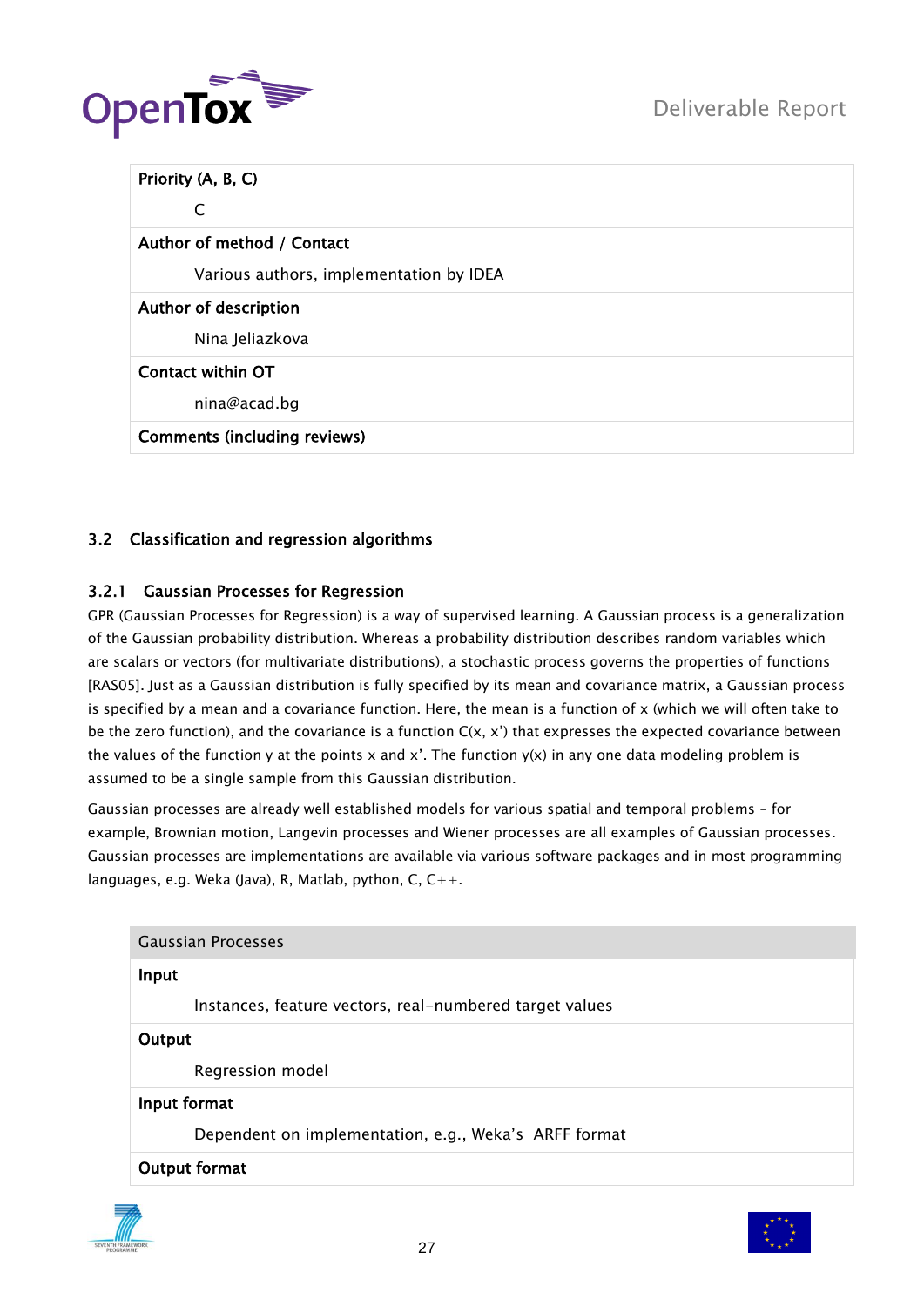| Priority (A, B, C) |
|---|
| C |
| **Author of method / Contact** |
| Various authors, implementation by IDEA |
| **Author of description** |
| Nina Jeliazkova |
| **Contact within OT** |
| nina@acad.bg |
| **Comments (including reviews)** |

### 3.2 Classification and regression algorithms

#### 3.2.1 Gaussian Processes for Regression

GPR (Gaussian Processes for Regression) is a way of supervised learning. A Gaussian process is a generalization of the Gaussian probability distribution. Whereas a probability distribution describes random variables which are scalars or vectors (for multivariate distributions), a stochastic process governs the properties of functions [RAS05]. Just as a Gaussian distribution is fully specified by its mean and covariance matrix, a Gaussian process is specified by a mean and a covariance function. Here, the mean is a function of x (which we will often take to be the zero function), and the covariance is a function C(x, x') that expresses the expected covariance between the values of the function y at the points x and x'. The function y(x) in any one data modeling problem is assumed to be a single sample from this Gaussian distribution.

Gaussian processes are already well established models for various spatial and temporal problems – for example, Brownian motion, Langevin processes and Wiener processes are all examples of Gaussian processes. Gaussian processes are implementations are available via various software packages and in most programming languages, e.g. Weka (Java), R, Matlab, python, C, C++.

| Gaussian Processes |
|---|
| **Input** |
| Instances, feature vectors, real-numbered target values |
| **Output** |
| Regression model |
| **Input format** |
| Dependent on implementation, e.g., Weka's ARFF format |
| **Output format** |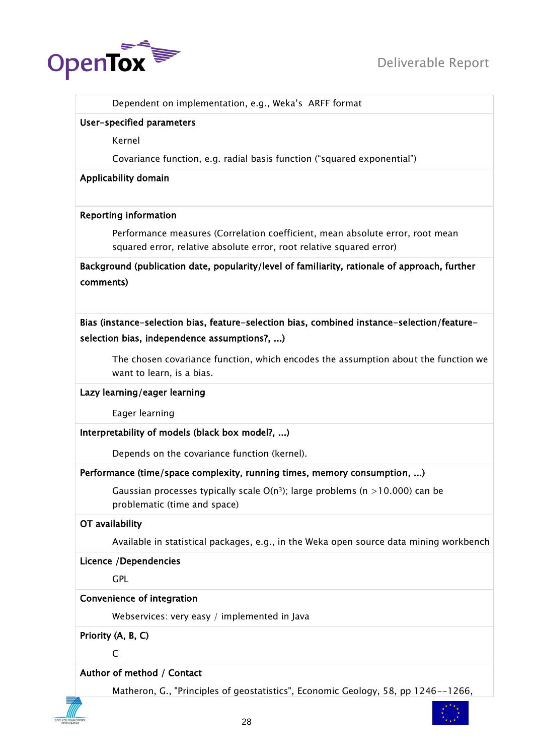Dependent on implementation, e.g., Weka's ARFF format

**User-specified parameters**

Kernel

Covariance function, e.g. radial basis function ("squared exponential")

**Applicability domain**

**Reporting information**

Performance measures (Correlation coefficient, mean absolute error, root mean squared error, relative absolute error, root relative squared error)

**Background (publication date, popularity/level of familiarity, rationale of approach, further comments)**

**Bias (instance-selection bias, feature-selection bias, combined instance-selection/feature-selection bias, independence assumptions?, ...)**

The chosen covariance function, which encodes the assumption about the function we want to learn, is a bias.

**Lazy learning/eager learning**

Eager learning

**Interpretability of models (black box model?, ...)**

Depends on the covariance function (kernel).

**Performance (time/space complexity, running times, memory consumption, ...)**

Gaussian processes typically scale $O(n^3)$; large problems (n >10.000) can be problematic (time and space)

**OT availability**

Available in statistical packages, e.g., in the Weka open source data mining workbench

**Licence /Dependencies**

GPL

**Convenience of integration**

Webservices: very easy / implemented in Java

**Priority (A, B, C)**

C

**Author of method / Contact**

Matheron, G., "Principles of geostatistics", Economic Geology, 58, pp 1246--1266,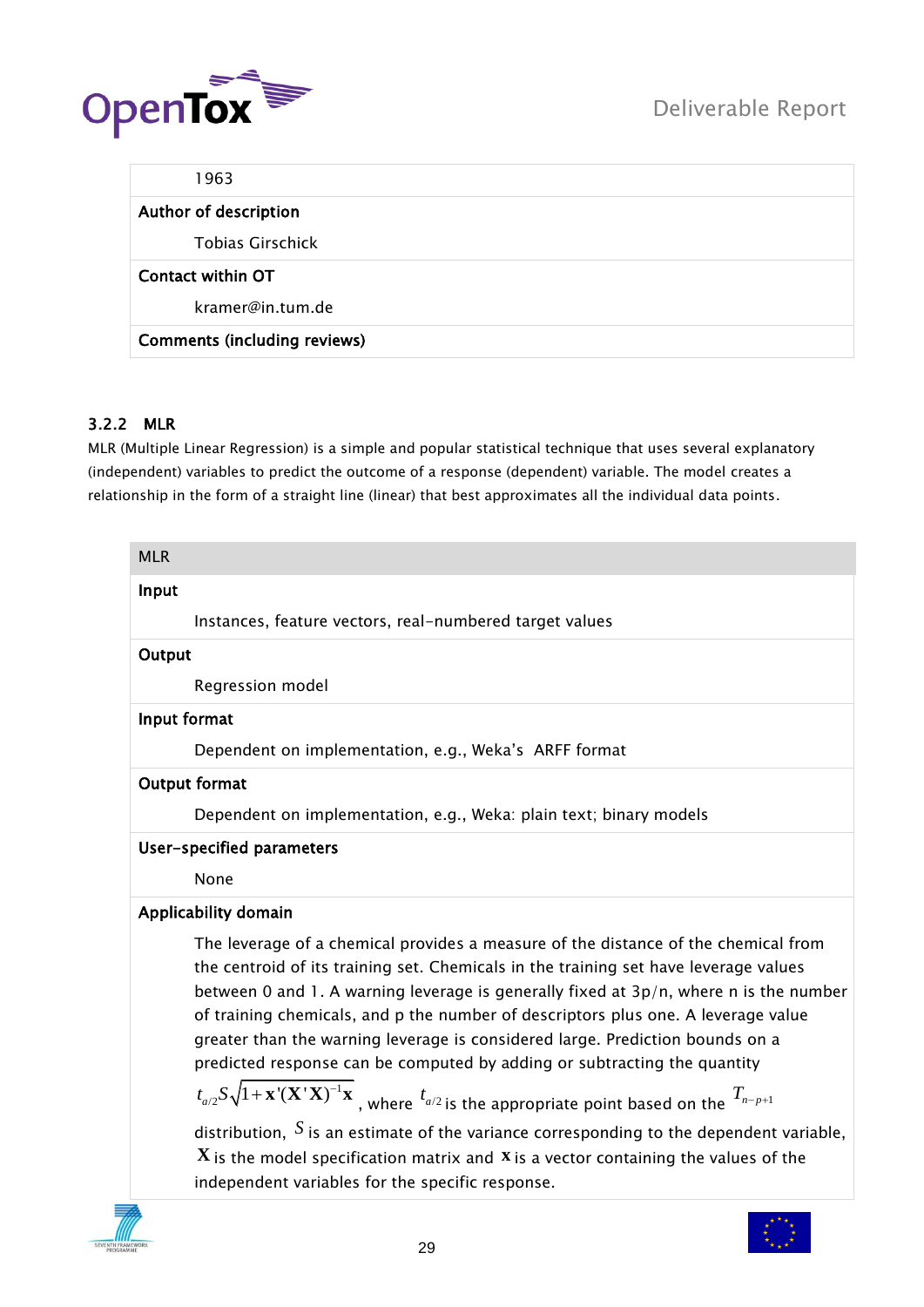| 1963 |
|---|
| **Author of description** |
| Tobias Girschick |
| **Contact within OT** |
| kramer@in.tum.de |
| **Comments (including reviews)** |

### 3.2.2 MLR

MLR (Multiple Linear Regression) is a simple and popular statistical technique that uses several explanatory (independent) variables to predict the outcome of a response (dependent) variable. The model creates a relationship in the form of a straight line (linear) that best approximates all the individual data points.

| MLR |
|---|
| **Input** |
| Instances, feature vectors, real-numbered target values |
| **Output** |
| Regression model |
| **Input format** |
| Dependent on implementation, e.g., Weka's ARFF format |
| **Output format** |
| Dependent on implementation, e.g., Weka: plain text; binary models |
| **User-specified parameters** |
| None |
| **Applicability domain** |
| The leverage of a chemical provides a measure of the distance of the chemical from the centroid of its training set. Chemicals in the training set have leverage values between 0 and 1. A warning leverage is generally fixed at 3p/n, where n is the number of training chemicals, and p the number of descriptors plus one. A leverage value greater than the warning leverage is considered large. Prediction bounds on a predicted response can be computed by adding or subtracting the quantity $t_{a/2}S\sqrt{1+\mathbf{x}'(\mathbf{X}'\mathbf{X})^{-1}\mathbf{x}}$, where $t_{a/2}$ is the appropriate point based on the $T_{n-p+1}$ distribution, $S$ is an estimate of the variance corresponding to the dependent variable, $\mathbf{X}$ is the model specification matrix and $\mathbf{x}$ is a vector containing the values of the independent variables for the specific response. |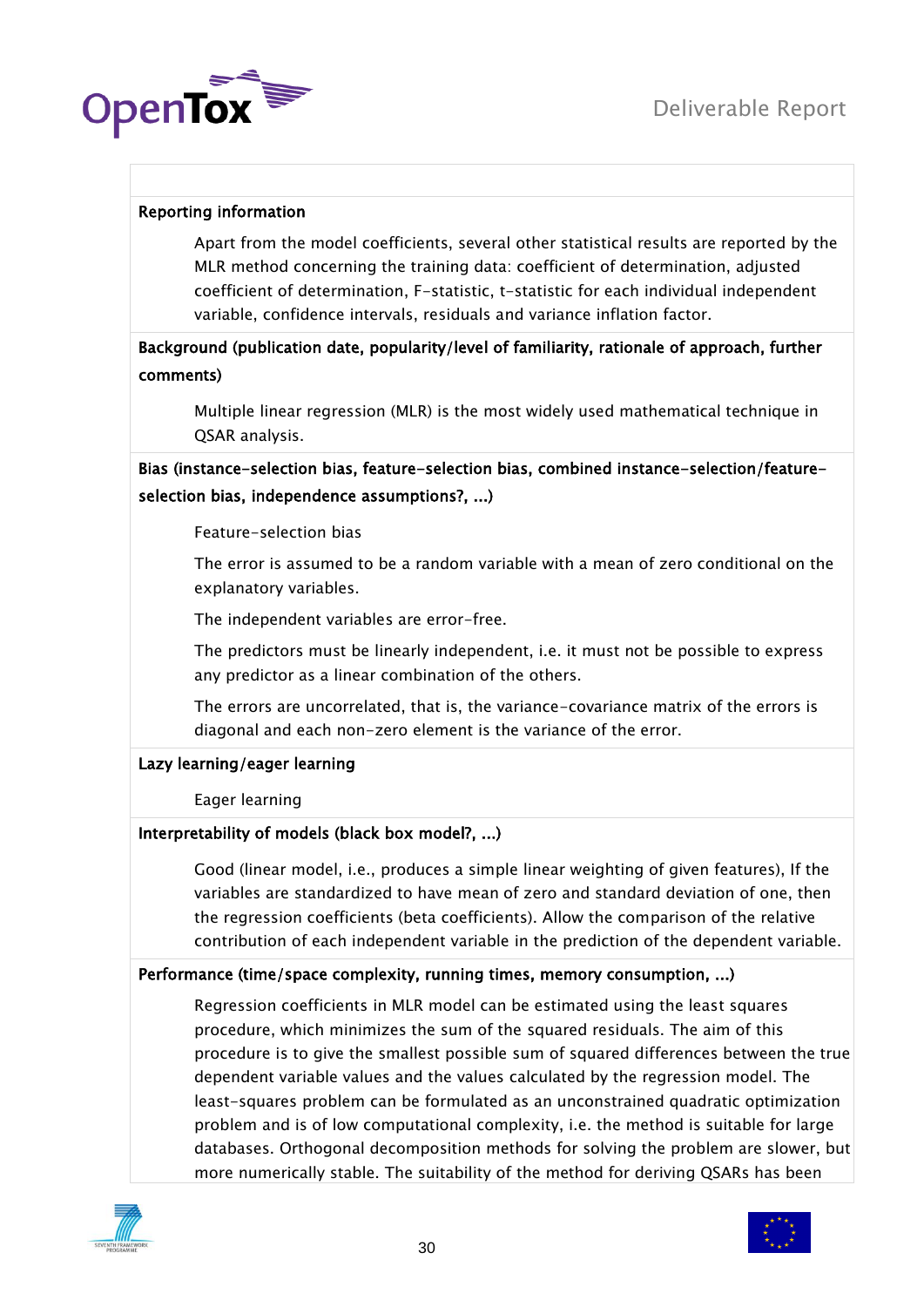**Reporting information**

Apart from the model coefficients, several other statistical results are reported by the MLR method concerning the training data: coefficient of determination, adjusted coefficient of determination, F-statistic, t-statistic for each individual independent variable, confidence intervals, residuals and variance inflation factor.

**Background (publication date, popularity/level of familiarity, rationale of approach, further comments)**

Multiple linear regression (MLR) is the most widely used mathematical technique in QSAR analysis.

**Bias (instance-selection bias, feature-selection bias, combined instance-selection/feature-selection bias, independence assumptions?, ...)**

Feature-selection bias

The error is assumed to be a random variable with a mean of zero conditional on the explanatory variables.

The independent variables are error-free.

The predictors must be linearly independent, i.e. it must not be possible to express any predictor as a linear combination of the others.

The errors are uncorrelated, that is, the variance-covariance matrix of the errors is diagonal and each non-zero element is the variance of the error.

**Lazy learning/eager learning**

Eager learning

**Interpretability of models (black box model?, ...)**

Good (linear model, i.e., produces a simple linear weighting of given features), If the variables are standardized to have mean of zero and standard deviation of one, then the regression coefficients (beta coefficients). Allow the comparison of the relative contribution of each independent variable in the prediction of the dependent variable.

**Performance (time/space complexity, running times, memory consumption, ...)**

Regression coefficients in MLR model can be estimated using the least squares procedure, which minimizes the sum of the squared residuals. The aim of this procedure is to give the smallest possible sum of squared differences between the true dependent variable values and the values calculated by the regression model. The least-squares problem can be formulated as an unconstrained quadratic optimization problem and is of low computational complexity, i.e. the method is suitable for large databases. Orthogonal decomposition methods for solving the problem are slower, but more numerically stable. The suitability of the method for deriving QSARs has been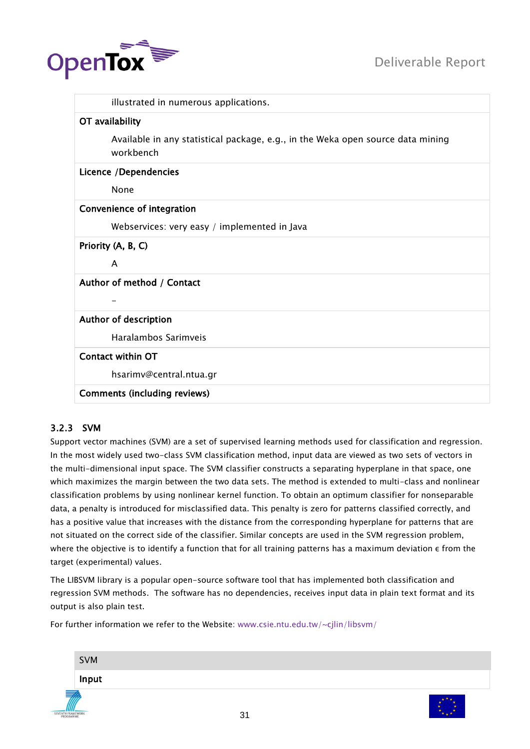| |
|---|
| illustrated in numerous applications. |
| **OT availability** |
| Available in any statistical package, e.g., in the Weka open source data mining workbench |
| **Licence /Dependencies** |
| None |
| **Convenience of integration** |
| Webservices: very easy / implemented in Java |
| **Priority (A, B, C)** |
| A |
| **Author of method / Contact** |
| - |
| **Author of description** |
| Haralambos Sarimveis |
| **Contact within OT** |
| hsarimv@central.ntua.gr |
| **Comments (including reviews)** |

### 3.2.3 SVM

Support vector machines (SVM) are a set of supervised learning methods used for classification and regression. In the most widely used two-class SVM classification method, input data are viewed as two sets of vectors in the multi-dimensional input space. The SVM classifier constructs a separating hyperplane in that space, one which maximizes the margin between the two data sets. The method is extended to multi-class and nonlinear classification problems by using nonlinear kernel function. To obtain an optimum classifier for nonseparable data, a penalty is introduced for misclassified data. This penalty is zero for patterns classified correctly, and has a positive value that increases with the distance from the corresponding hyperplane for patterns that are not situated on the correct side of the classifier. Similar concepts are used in the SVM regression problem, where the objective is to identify a function that for all training patterns has a maximum deviation $\epsilon$ from the target (experimental) values.

The LIBSVM library is a popular open-source software tool that has implemented both classification and regression SVM methods. The software has no dependencies, receives input data in plain text format and its output is also plain test.

For further information we refer to the Website: www.csie.ntu.edu.tw/~cjlin/libsvm/

| SVM |
|---|
| **Input** |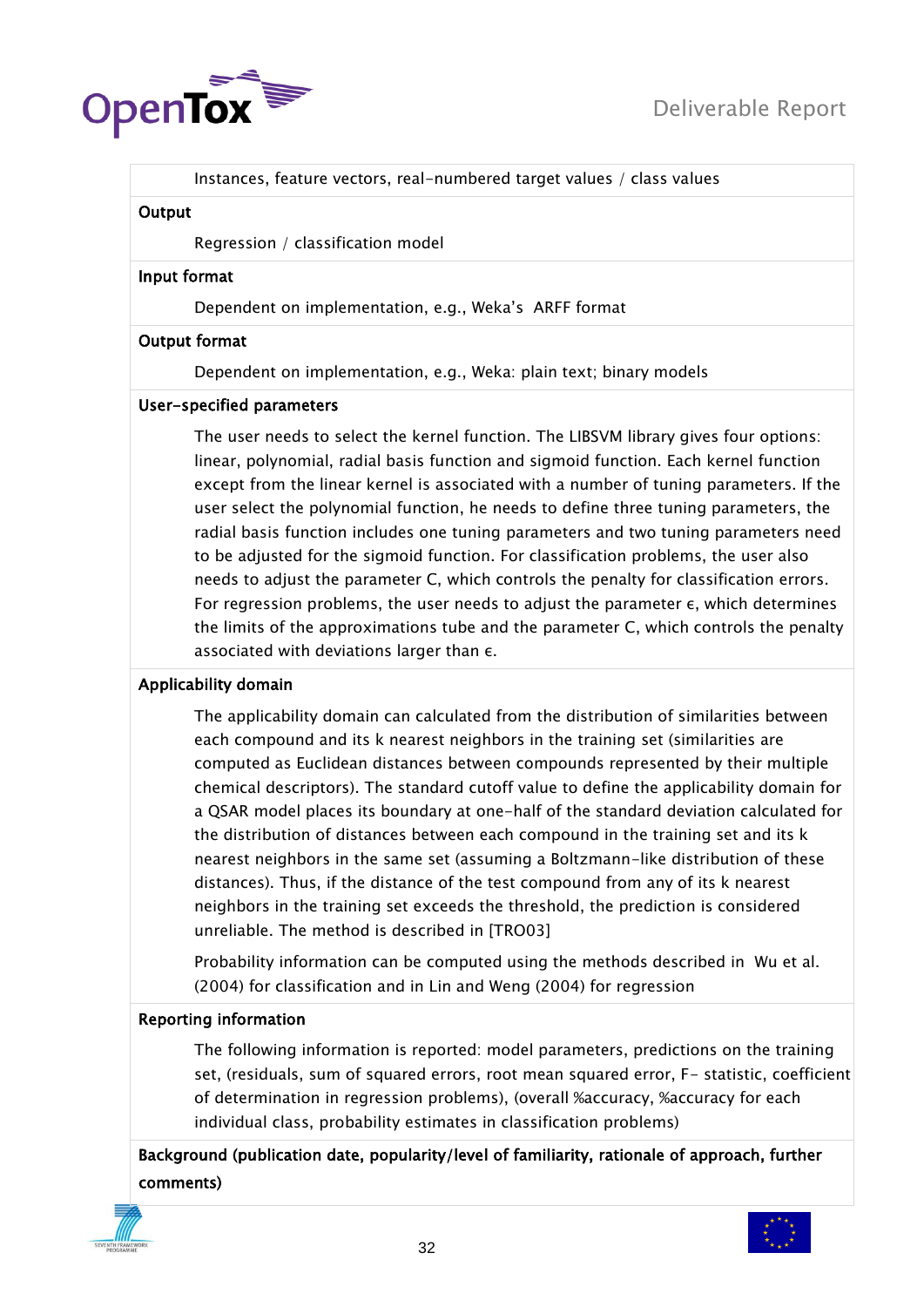Instances, feature vectors, real-numbered target values / class values

**Output**

Regression / classification model

**Input format**

Dependent on implementation, e.g., Weka's ARFF format

**Output format**

Dependent on implementation, e.g., Weka: plain text; binary models

**User-specified parameters**

The user needs to select the kernel function. The LIBSVM library gives four options: linear, polynomial, radial basis function and sigmoid function. Each kernel function except from the linear kernel is associated with a number of tuning parameters. If the user select the polynomial function, he needs to define three tuning parameters, the radial basis function includes one tuning parameters and two tuning parameters need to be adjusted for the sigmoid function. For classification problems, the user also needs to adjust the parameter C, which controls the penalty for classification errors. For regression problems, the user needs to adjust the parameter $\epsilon$, which determines the limits of the approximations tube and the parameter C, which controls the penalty associated with deviations larger than $\epsilon$.

**Applicability domain**

The applicability domain can calculated from the distribution of similarities between each compound and its k nearest neighbors in the training set (similarities are computed as Euclidean distances between compounds represented by their multiple chemical descriptors). The standard cutoff value to define the applicability domain for a QSAR model places its boundary at one-half of the standard deviation calculated for the distribution of distances between each compound in the training set and its k nearest neighbors in the same set (assuming a Boltzmann-like distribution of these distances). Thus, if the distance of the test compound from any of its k nearest neighbors in the training set exceeds the threshold, the prediction is considered unreliable. The method is described in [TRO03]

Probability information can be computed using the methods described in Wu et al. (2004) for classification and in Lin and Weng (2004) for regression

**Reporting information**

The following information is reported: model parameters, predictions on the training set, (residuals, sum of squared errors, root mean squared error, F- statistic, coefficient of determination in regression problems), (overall %accuracy, %accuracy for each individual class, probability estimates in classification problems)

**Background (publication date, popularity/level of familiarity, rationale of approach, further comments)**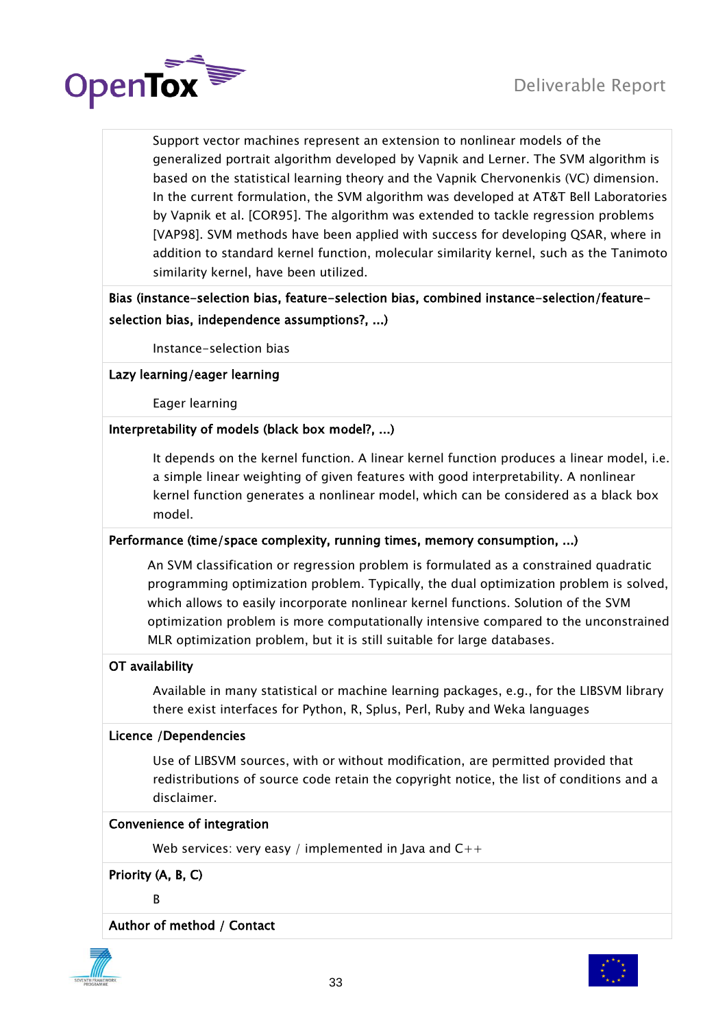Support vector machines represent an extension to nonlinear models of the generalized portrait algorithm developed by Vapnik and Lerner. The SVM algorithm is based on the statistical learning theory and the Vapnik Chervonenkis (VC) dimension. In the current formulation, the SVM algorithm was developed at AT&T Bell Laboratories by Vapnik et al. [COR95]. The algorithm was extended to tackle regression problems [VAP98]. SVM methods have been applied with success for developing QSAR, where in addition to standard kernel function, molecular similarity kernel, such as the Tanimoto similarity kernel, have been utilized.

**Bias (instance-selection bias, feature-selection bias, combined instance-selection/feature-selection bias, independence assumptions?, ...)**

Instance-selection bias

**Lazy learning/eager learning**

Eager learning

**Interpretability of models (black box model?, ...)**

It depends on the kernel function. A linear kernel function produces a linear model, i.e. a simple linear weighting of given features with good interpretability. A nonlinear kernel function generates a nonlinear model, which can be considered as a black box model.

**Performance (time/space complexity, running times, memory consumption, ...)**

An SVM classification or regression problem is formulated as a constrained quadratic programming optimization problem. Typically, the dual optimization problem is solved, which allows to easily incorporate nonlinear kernel functions. Solution of the SVM optimization problem is more computationally intensive compared to the unconstrained MLR optimization problem, but it is still suitable for large databases.

**OT availability**

Available in many statistical or machine learning packages, e.g., for the LIBSVM library there exist interfaces for Python, R, Splus, Perl, Ruby and Weka languages

**Licence /Dependencies**

Use of LIBSVM sources, with or without modification, are permitted provided that redistributions of source code retain the copyright notice, the list of conditions and a disclaimer.

**Convenience of integration**

Web services: very easy / implemented in Java and C++

**Priority (A, B, C)**

B

**Author of method / Contact**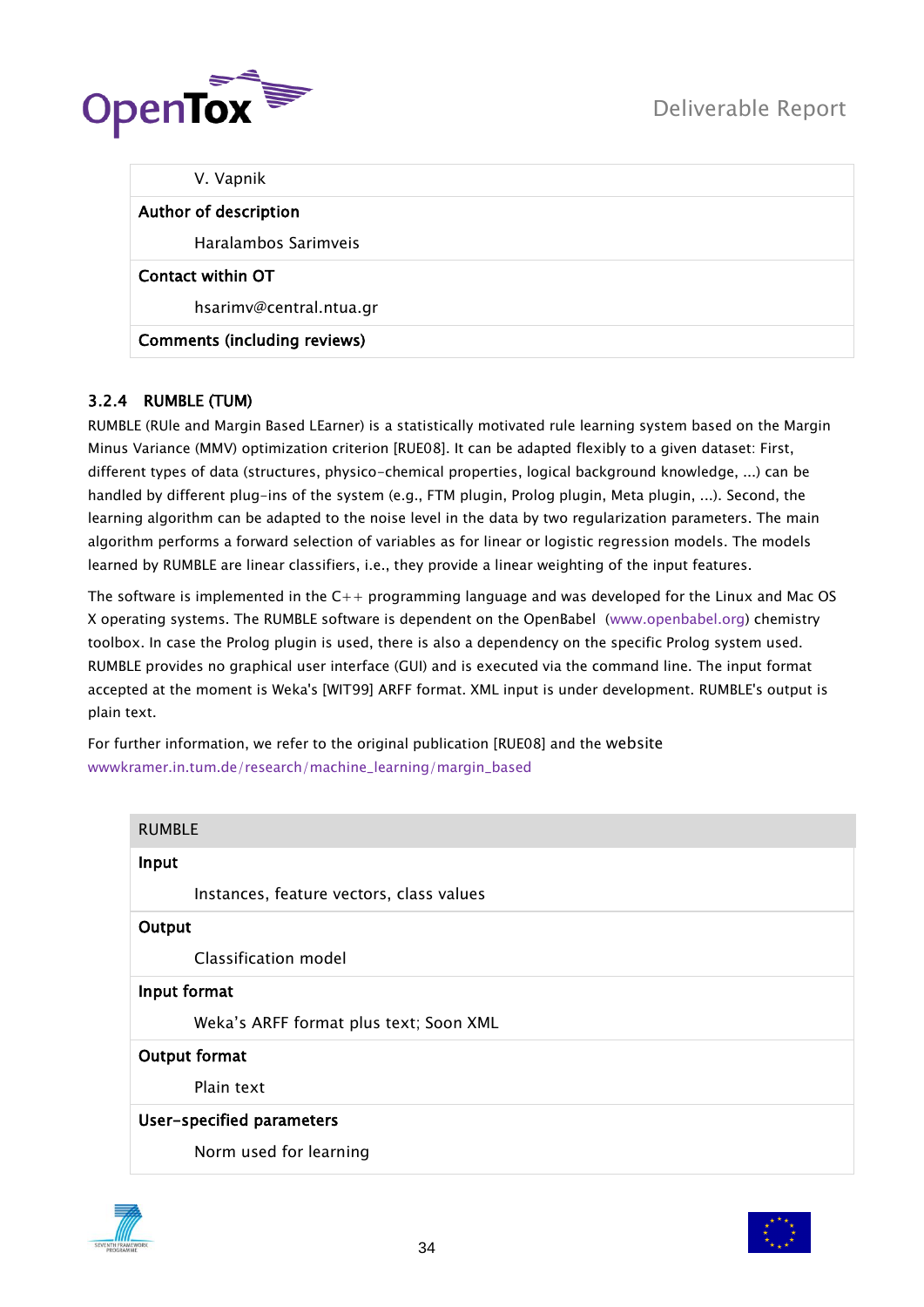| V. Vapnik |
|---|
| **Author of description** |
| Haralambos Sarimveis |
| **Contact within OT** |
| hsarimv@central.ntua.gr |
| **Comments (including reviews)** |

### 3.2.4 RUMBLE (TUM)

RUMBLE (RUle and Margin Based LEarner) is a statistically motivated rule learning system based on the Margin Minus Variance (MMV) optimization criterion [RUE08]. It can be adapted flexibly to a given dataset: First, different types of data (structures, physico-chemical properties, logical background knowledge, ...) can be handled by different plug-ins of the system (e.g., FTM plugin, Prolog plugin, Meta plugin, ...). Second, the learning algorithm can be adapted to the noise level in the data by two regularization parameters. The main algorithm performs a forward selection of variables as for linear or logistic regression models. The models learned by RUMBLE are linear classifiers, i.e., they provide a linear weighting of the input features.

The software is implemented in the C++ programming language and was developed for the Linux and Mac OS X operating systems. The RUMBLE software is dependent on the OpenBabel (www.openbabel.org) chemistry toolbox. In case the Prolog plugin is used, there is also a dependency on the specific Prolog system used. RUMBLE provides no graphical user interface (GUI) and is executed via the command line. The input format accepted at the moment is Weka's [WIT99] ARFF format. XML input is under development. RUMBLE's output is plain text.

For further information, we refer to the original publication [RUE08] and the website wwwkramer.in.tum.de/research/machine_learning/margin_based

| RUMBLE |
|---|
| **Input** |
| Instances, feature vectors, class values |
| **Output** |
| Classification model |
| **Input format** |
| Weka's ARFF format plus text; Soon XML |
| **Output format** |
| Plain text |
| **User-specified parameters** |
| Norm used for learning |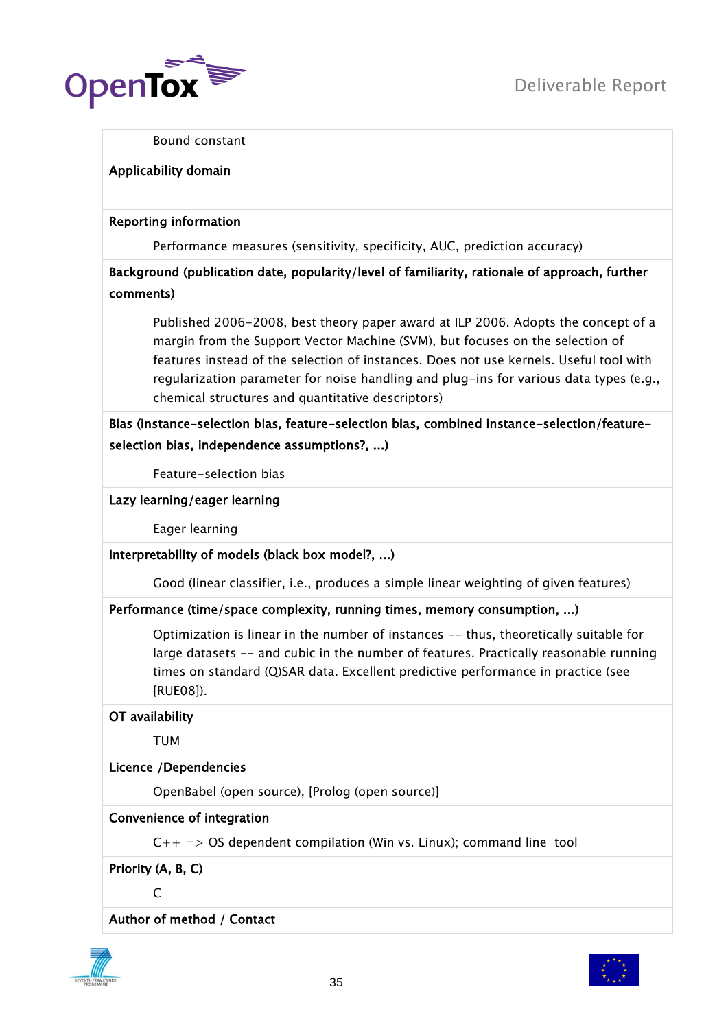Bound constant

**Applicability domain**

**Reporting information**

Performance measures (sensitivity, specificity, AUC, prediction accuracy)

**Background (publication date, popularity/level of familiarity, rationale of approach, further comments)**

Published 2006-2008, best theory paper award at ILP 2006. Adopts the concept of a margin from the Support Vector Machine (SVM), but focuses on the selection of features instead of the selection of instances. Does not use kernels. Useful tool with regularization parameter for noise handling and plug-ins for various data types (e.g., chemical structures and quantitative descriptors)

**Bias (instance-selection bias, feature-selection bias, combined instance-selection/feature-selection bias, independence assumptions?, ...)**

Feature-selection bias

**Lazy learning/eager learning**

Eager learning

**Interpretability of models (black box model?, ...)**

Good (linear classifier, i.e., produces a simple linear weighting of given features)

**Performance (time/space complexity, running times, memory consumption, ...)**

Optimization is linear in the number of instances -- thus, theoretically suitable for large datasets -- and cubic in the number of features. Practically reasonable running times on standard (Q)SAR data. Excellent predictive performance in practice (see [RUE08]).

**OT availability**

TUM

**Licence /Dependencies**

OpenBabel (open source), [Prolog (open source)]

**Convenience of integration**

C++ => OS dependent compilation (Win vs. Linux); command line tool

**Priority (A, B, C)**

C

**Author of method / Contact**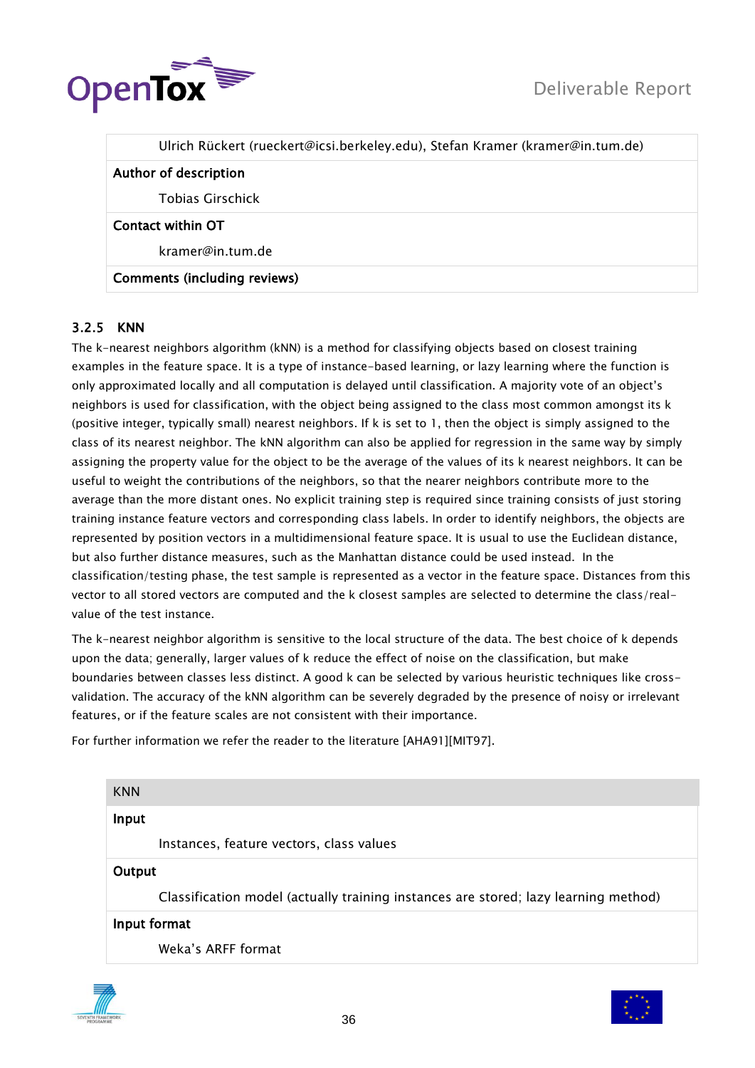| |
|---|
| Ulrich Rückert (rueckert@icsi.berkeley.edu), Stefan Kramer (kramer@in.tum.de) |
| **Author of description** |
| Tobias Girschick |
| **Contact within OT** |
| kramer@in.tum.de |
| **Comments (including reviews)** |

### 3.2.5 KNN

The k-nearest neighbors algorithm (kNN) is a method for classifying objects based on closest training examples in the feature space. It is a type of instance-based learning, or lazy learning where the function is only approximated locally and all computation is delayed until classification. A majority vote of an object's neighbors is used for classification, with the object being assigned to the class most common amongst its k (positive integer, typically small) nearest neighbors. If k is set to 1, then the object is simply assigned to the class of its nearest neighbor. The kNN algorithm can also be applied for regression in the same way by simply assigning the property value for the object to be the average of the values of its k nearest neighbors. It can be useful to weight the contributions of the neighbors, so that the nearer neighbors contribute more to the average than the more distant ones. No explicit training step is required since training consists of just storing training instance feature vectors and corresponding class labels. In order to identify neighbors, the objects are represented by position vectors in a multidimensional feature space. It is usual to use the Euclidean distance, but also further distance measures, such as the Manhattan distance could be used instead. In the classification/testing phase, the test sample is represented as a vector in the feature space. Distances from this vector to all stored vectors are computed and the k closest samples are selected to determine the class/real-value of the test instance.

The k-nearest neighbor algorithm is sensitive to the local structure of the data. The best choice of k depends upon the data; generally, larger values of k reduce the effect of noise on the classification, but make boundaries between classes less distinct. A good k can be selected by various heuristic techniques like cross-validation. The accuracy of the kNN algorithm can be severely degraded by the presence of noisy or irrelevant features, or if the feature scales are not consistent with their importance.

For further information we refer the reader to the literature [AHA91][MIT97].

| KNN |
|---|
| **Input** |
| Instances, feature vectors, class values |
| **Output** |
| Classification model (actually training instances are stored; lazy learning method) |
| **Input format** |
| Weka's ARFF format |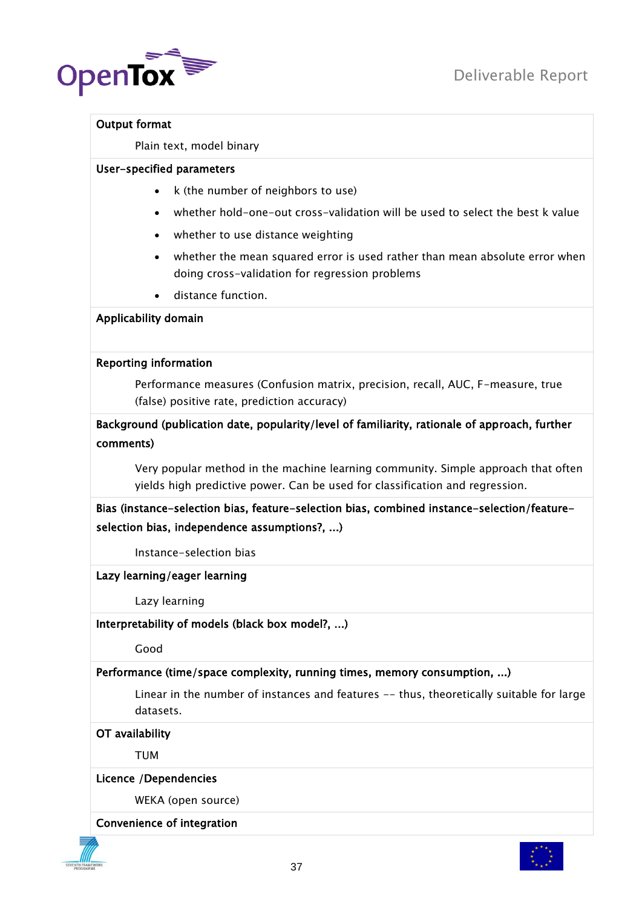| |
|---|
| **Output format** |
| Plain text, model binary |
| **User-specified parameters** |
| • k (the number of neighbors to use)<br>• whether hold-one-out cross-validation will be used to select the best k value<br>• whether to use distance weighting<br>• whether the mean squared error is used rather than mean absolute error when doing cross-validation for regression problems<br>• distance function. |
| **Applicability domain** |
| |
| **Reporting information** |
| Performance measures (Confusion matrix, precision, recall, AUC, F-measure, true (false) positive rate, prediction accuracy) |
| **Background (publication date, popularity/level of familiarity, rationale of approach, further comments)** |
| Very popular method in the machine learning community. Simple approach that often yields high predictive power. Can be used for classification and regression. |
| **Bias (instance-selection bias, feature-selection bias, combined instance-selection/feature-selection bias, independence assumptions?, ...)** |
| Instance-selection bias |
| **Lazy learning/eager learning** |
| Lazy learning |
| **Interpretability of models (black box model?, ...)** |
| Good |
| **Performance (time/space complexity, running times, memory consumption, ...)** |
| Linear in the number of instances and features -- thus, theoretically suitable for large datasets. |
| **OT availability** |
| TUM |
| **Licence /Dependencies** |
| WEKA (open source) |
| **Convenience of integration** |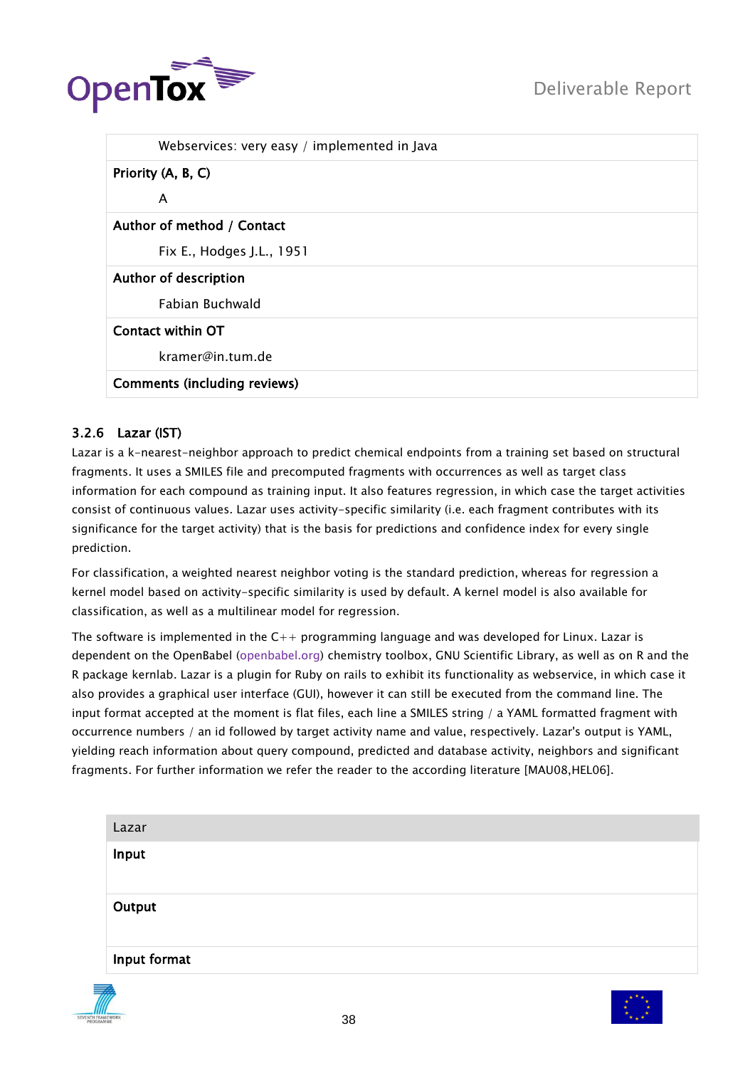| |
|---|
| Webservices: very easy / implemented in Java |
| **Priority (A, B, C)** |
| A |
| **Author of method / Contact** |
| Fix E., Hodges J.L., 1951 |
| **Author of description** |
| Fabian Buchwald |
| **Contact within OT** |
| kramer@in.tum.de |
| **Comments (including reviews)** |

### 3.2.6 Lazar (IST)

Lazar is a k-nearest-neighbor approach to predict chemical endpoints from a training set based on structural fragments. It uses a SMILES file and precomputed fragments with occurrences as well as target class information for each compound as training input. It also features regression, in which case the target activities consist of continuous values. Lazar uses activity-specific similarity (i.e. each fragment contributes with its significance for the target activity) that is the basis for predictions and confidence index for every single prediction.

For classification, a weighted nearest neighbor voting is the standard prediction, whereas for regression a kernel model based on activity-specific similarity is used by default. A kernel model is also available for classification, as well as a multilinear model for regression.

The software is implemented in the C++ programming language and was developed for Linux. Lazar is dependent on the OpenBabel (openbabel.org) chemistry toolbox, GNU Scientific Library, as well as on R and the R package kernlab. Lazar is a plugin for Ruby on rails to exhibit its functionality as webservice, in which case it also provides a graphical user interface (GUI), however it can still be executed from the command line. The input format accepted at the moment is flat files, each line a SMILES string / a YAML formatted fragment with occurrence numbers / an id followed by target activity name and value, respectively. Lazar's output is YAML, yielding reach information about query compound, predicted and database activity, neighbors and significant fragments. For further information we refer the reader to the according literature [MAU08,HEL06].

| Lazar |
|---|
| **Input** |
| |
| **Output** |
| |
| **Input format** |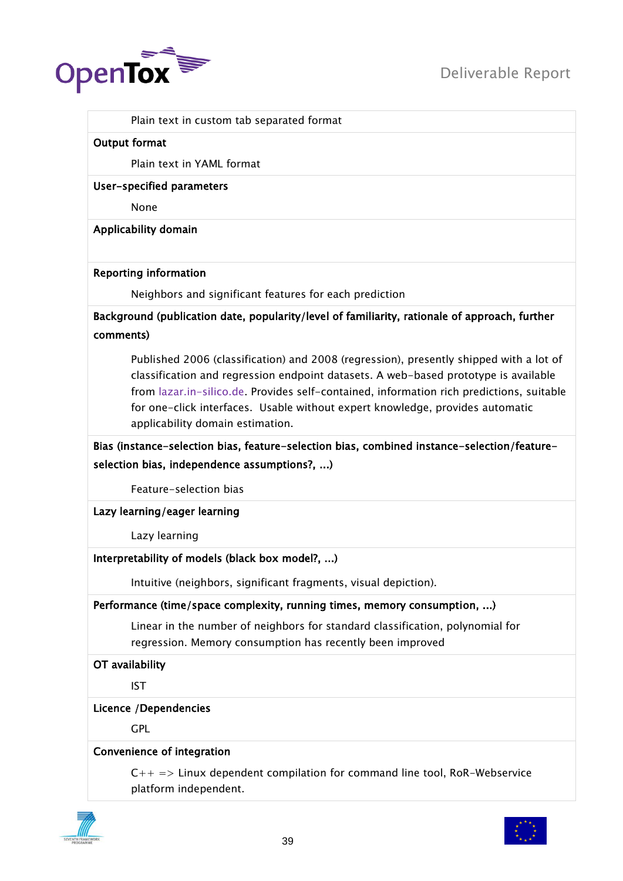Plain text in custom tab separated format

**Output format**

Plain text in YAML format

**User-specified parameters**

None

**Applicability domain**

**Reporting information**

Neighbors and significant features for each prediction

**Background (publication date, popularity/level of familiarity, rationale of approach, further comments)**

Published 2006 (classification) and 2008 (regression), presently shipped with a lot of classification and regression endpoint datasets. A web-based prototype is available from lazar.in-silico.de. Provides self-contained, information rich predictions, suitable for one-click interfaces. Usable without expert knowledge, provides automatic applicability domain estimation.

**Bias (instance-selection bias, feature-selection bias, combined instance-selection/feature-selection bias, independence assumptions?, ...)**

Feature-selection bias

**Lazy learning/eager learning**

Lazy learning

**Interpretability of models (black box model?, ...)**

Intuitive (neighbors, significant fragments, visual depiction).

**Performance (time/space complexity, running times, memory consumption, ...)**

Linear in the number of neighbors for standard classification, polynomial for regression. Memory consumption has recently been improved

**OT availability**

IST

**Licence /Dependencies**

GPL

**Convenience of integration**

C++ => Linux dependent compilation for command line tool, RoR-Webservice platform independent.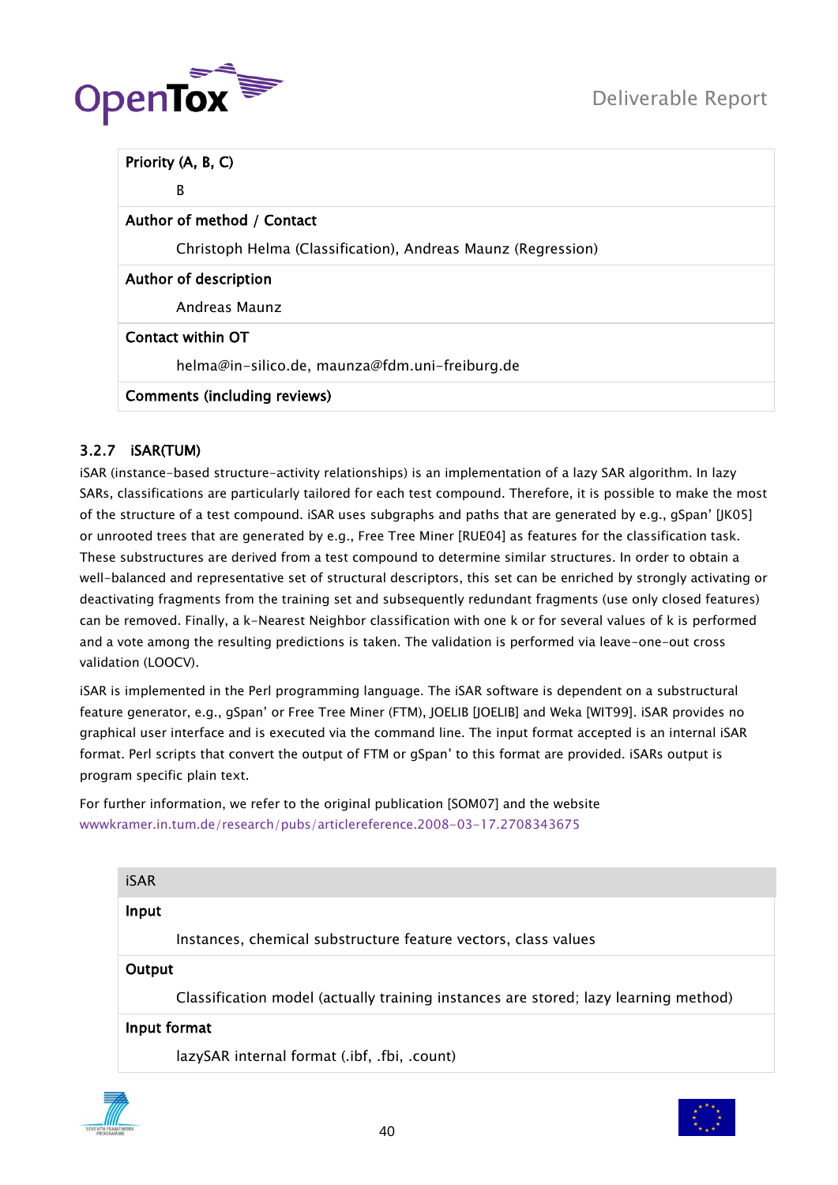| Priority (A, B, C) |
|---|
| B |
| **Author of method / Contact** |
| Christoph Helma (Classification), Andreas Maunz (Regression) |
| **Author of description** |
| Andreas Maunz |
| **Contact within OT** |
| helma@in-silico.de, maunza@fdm.uni-freiburg.de |
| **Comments (including reviews)** |

### 3.2.7 iSAR(TUM)

iSAR (instance-based structure-activity relationships) is an implementation of a lazy SAR algorithm. In lazy SARs, classifications are particularly tailored for each test compound. Therefore, it is possible to make the most of the structure of a test compound. iSAR uses subgraphs and paths that are generated by e.g., gSpan' [JK05] or unrooted trees that are generated by e.g., Free Tree Miner [RUE04] as features for the classification task. These substructures are derived from a test compound to determine similar structures. In order to obtain a well-balanced and representative set of structural descriptors, this set can be enriched by strongly activating or deactivating fragments from the training set and subsequently redundant fragments (use only closed features) can be removed. Finally, a k-Nearest Neighbor classification with one k or for several values of k is performed and a vote among the resulting predictions is taken. The validation is performed via leave-one-out cross validation (LOOCV).

iSAR is implemented in the Perl programming language. The iSAR software is dependent on a substructural feature generator, e.g., gSpan' or Free Tree Miner (FTM), JOELIB [JOELIB] and Weka [WIT99]. iSAR provides no graphical user interface and is executed via the command line. The input format accepted is an internal iSAR format. Perl scripts that convert the output of FTM or gSpan' to this format are provided. iSARs output is program specific plain text.

For further information, we refer to the original publication [SOM07] and the website wwwkramer.in.tum.de/research/pubs/articlereference.2008-03-17.2708343675

| iSAR |
|---|
| **Input** |
| Instances, chemical substructure feature vectors, class values |
| **Output** |
| Classification model (actually training instances are stored; lazy learning method) |
| **Input format** |
| lazySAR internal format (.ibf, .fbi, .count) |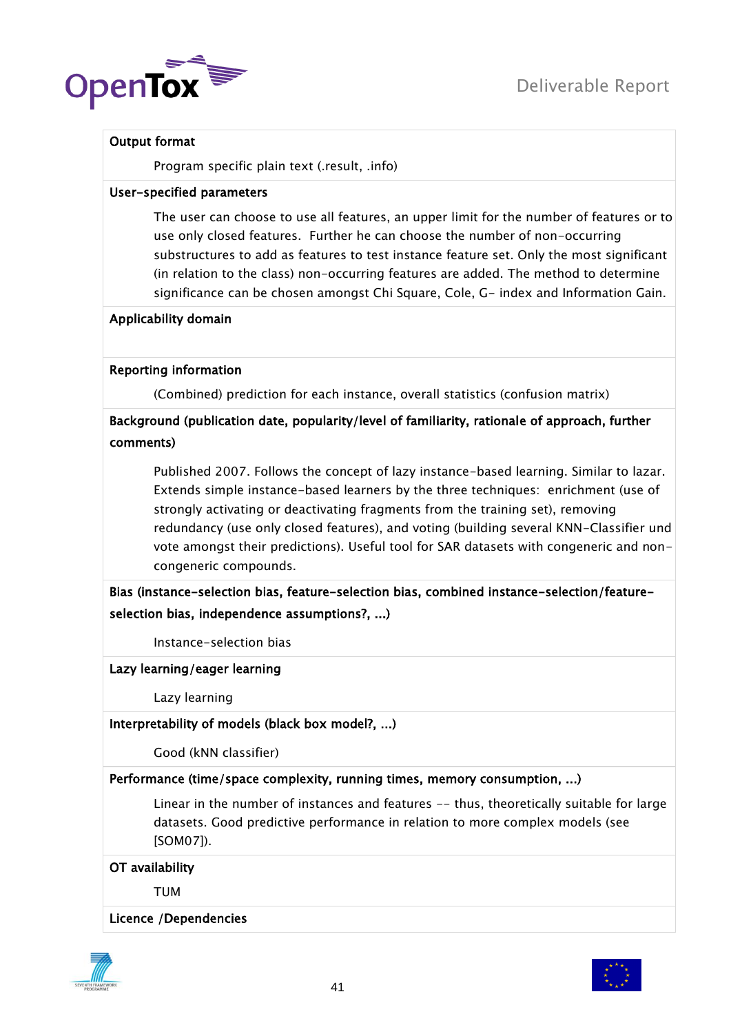**Output format**

Program specific plain text (.result, .info)

**User-specified parameters**

The user can choose to use all features, an upper limit for the number of features or to use only closed features. Further he can choose the number of non-occurring substructures to add as features to test instance feature set. Only the most significant (in relation to the class) non-occurring features are added. The method to determine significance can be chosen amongst Chi Square, Cole, G- index and Information Gain.

**Applicability domain**

**Reporting information**

(Combined) prediction for each instance, overall statistics (confusion matrix)

**Background (publication date, popularity/level of familiarity, rationale of approach, further comments)**

Published 2007. Follows the concept of lazy instance-based learning. Similar to lazar. Extends simple instance-based learners by the three techniques: enrichment (use of strongly activating or deactivating fragments from the training set), removing redundancy (use only closed features), and voting (building several KNN-Classifier und vote amongst their predictions). Useful tool for SAR datasets with congeneric and non-congeneric compounds.

**Bias (instance-selection bias, feature-selection bias, combined instance-selection/feature-selection bias, independence assumptions?, ...)**

Instance-selection bias

**Lazy learning/eager learning**

Lazy learning

**Interpretability of models (black box model?, ...)**

Good (kNN classifier)

**Performance (time/space complexity, running times, memory consumption, ...)**

Linear in the number of instances and features -- thus, theoretically suitable for large datasets. Good predictive performance in relation to more complex models (see [SOM07]).

**OT availability**

TUM

**Licence /Dependencies**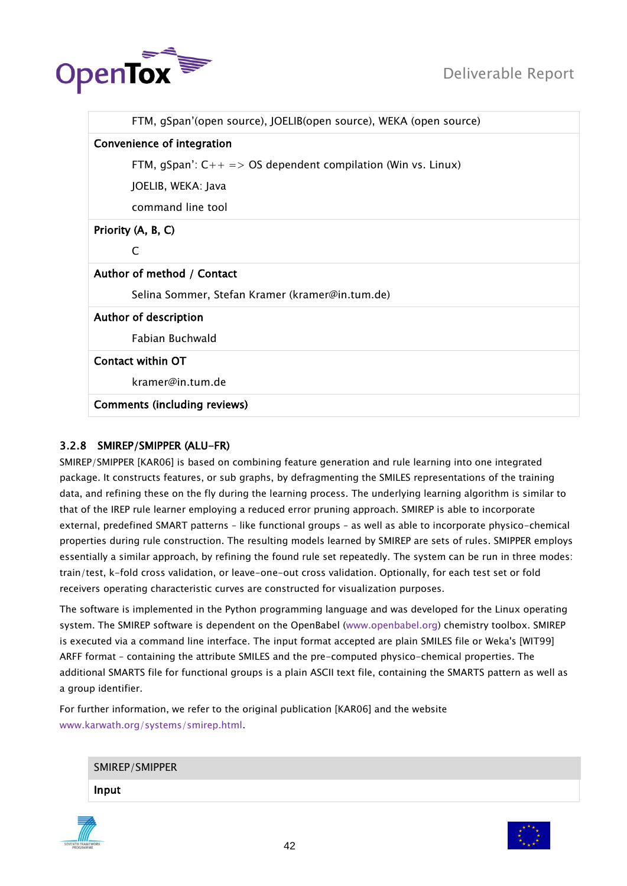| |
|---|
| FTM, gSpan'(open source), JOELIB(open source), WEKA (open source) |
| **Convenience of integration** |
| FTM, gSpan': C++ => OS dependent compilation (Win vs. Linux) |
| JOELIB, WEKA: Java |
| command line tool |
| **Priority (A, B, C)** |
| C |
| **Author of method / Contact** |
| Selina Sommer, Stefan Kramer (kramer@in.tum.de) |
| **Author of description** |
| Fabian Buchwald |
| **Contact within OT** |
| kramer@in.tum.de |
| **Comments (including reviews)** |

### 3.2.8 SMIREP/SMIPPER (ALU-FR)

SMIREP/SMIPPER [KAR06] is based on combining feature generation and rule learning into one integrated package. It constructs features, or sub graphs, by defragmenting the SMILES representations of the training data, and refining these on the fly during the learning process. The underlying learning algorithm is similar to that of the IREP rule learner employing a reduced error pruning approach. SMIREP is able to incorporate external, predefined SMART patterns – like functional groups – as well as able to incorporate physico-chemical properties during rule construction. The resulting models learned by SMIREP are sets of rules. SMIPPER employs essentially a similar approach, by refining the found rule set repeatedly. The system can be run in three modes: train/test, k-fold cross validation, or leave-one-out cross validation. Optionally, for each test set or fold receivers operating characteristic curves are constructed for visualization purposes.

The software is implemented in the Python programming language and was developed for the Linux operating system. The SMIREP software is dependent on the OpenBabel (www.openbabel.org) chemistry toolbox. SMIREP is executed via a command line interface. The input format accepted are plain SMILES file or Weka's [WIT99] ARFF format – containing the attribute SMILES and the pre-computed physico-chemical properties. The additional SMARTS file for functional groups is a plain ASCII text file, containing the SMARTS pattern as well as a group identifier.

For further information, we refer to the original publication [KAR06] and the website www.karwath.org/systems/smirep.html.

| SMIREP/SMIPPER |
|---|
| **Input** |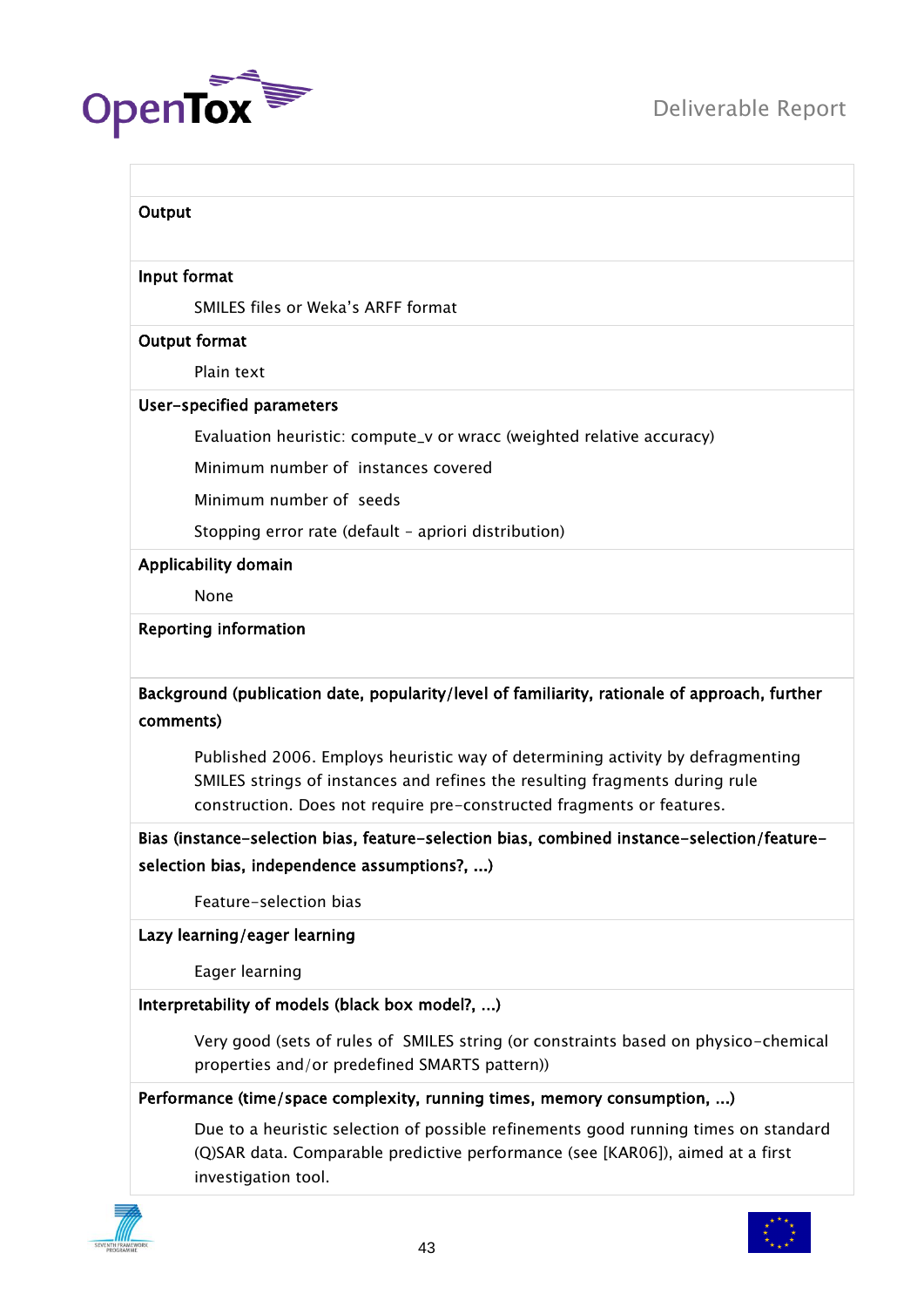**Output**

**Input format**

SMILES files or Weka's ARFF format

**Output format**

Plain text

**User-specified parameters**

Evaluation heuristic: compute_v or wracc (weighted relative accuracy)

Minimum number of instances covered

Minimum number of seeds

Stopping error rate (default – apriori distribution)

**Applicability domain**

None

**Reporting information**

**Background (publication date, popularity/level of familiarity, rationale of approach, further comments)**

Published 2006. Employs heuristic way of determining activity by defragmenting SMILES strings of instances and refines the resulting fragments during rule construction. Does not require pre-constructed fragments or features.

**Bias (instance-selection bias, feature-selection bias, combined instance-selection/feature-selection bias, independence assumptions?, ...)**

Feature-selection bias

**Lazy learning/eager learning**

Eager learning

**Interpretability of models (black box model?, ...)**

Very good (sets of rules of SMILES string (or constraints based on physico-chemical properties and/or predefined SMARTS pattern))

**Performance (time/space complexity, running times, memory consumption, ...)**

Due to a heuristic selection of possible refinements good running times on standard (Q)SAR data. Comparable predictive performance (see [KAR06]), aimed at a first investigation tool.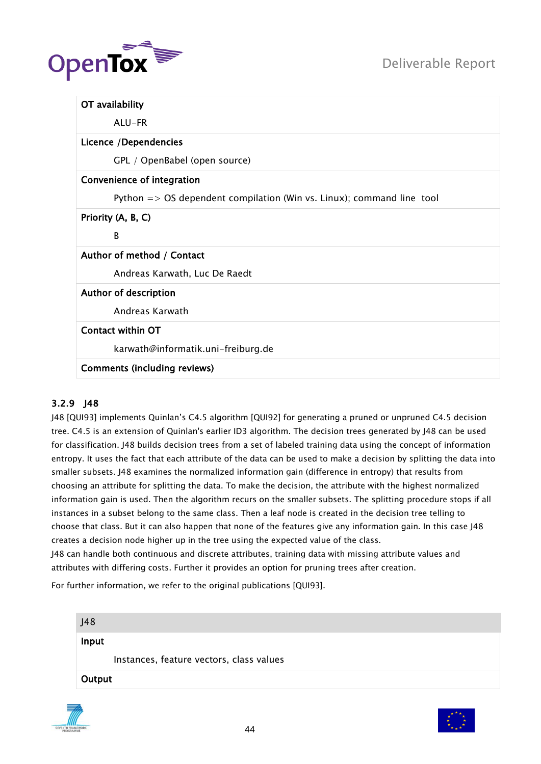| | |
|---|---|
| **OT availability** | |
| | ALU-FR |
| **Licence /Dependencies** | |
| | GPL / OpenBabel (open source) |
| **Convenience of integration** | |
| | Python => OS dependent compilation (Win vs. Linux); command line tool |
| **Priority (A, B, C)** | |
| | B |
| **Author of method / Contact** | |
| | Andreas Karwath, Luc De Raedt |
| **Author of description** | |
| | Andreas Karwath |
| **Contact within OT** | |
| | karwath@informatik.uni-freiburg.de |
| **Comments (including reviews)** | |

### 3.2.9 J48

J48 [QUI93] implements Quinlan's C4.5 algorithm [QUI92] for generating a pruned or unpruned C4.5 decision tree. C4.5 is an extension of Quinlan's earlier ID3 algorithm. The decision trees generated by J48 can be used for classification. J48 builds decision trees from a set of labeled training data using the concept of information entropy. It uses the fact that each attribute of the data can be used to make a decision by splitting the data into smaller subsets. J48 examines the normalized information gain (difference in entropy) that results from choosing an attribute for splitting the data. To make the decision, the attribute with the highest normalized information gain is used. Then the algorithm recurs on the smaller subsets. The splitting procedure stops if all instances in a subset belong to the same class. Then a leaf node is created in the decision tree telling to choose that class. But it can also happen that none of the features give any information gain. In this case J48 creates a decision node higher up in the tree using the expected value of the class.
J48 can handle both continuous and discrete attributes, training data with missing attribute values and attributes with differing costs. Further it provides an option for pruning trees after creation.

For further information, we refer to the original publications [QUI93].

| J48 | |
|---|---|
| **Input** | |
| | Instances, feature vectors, class values |
| **Output** | |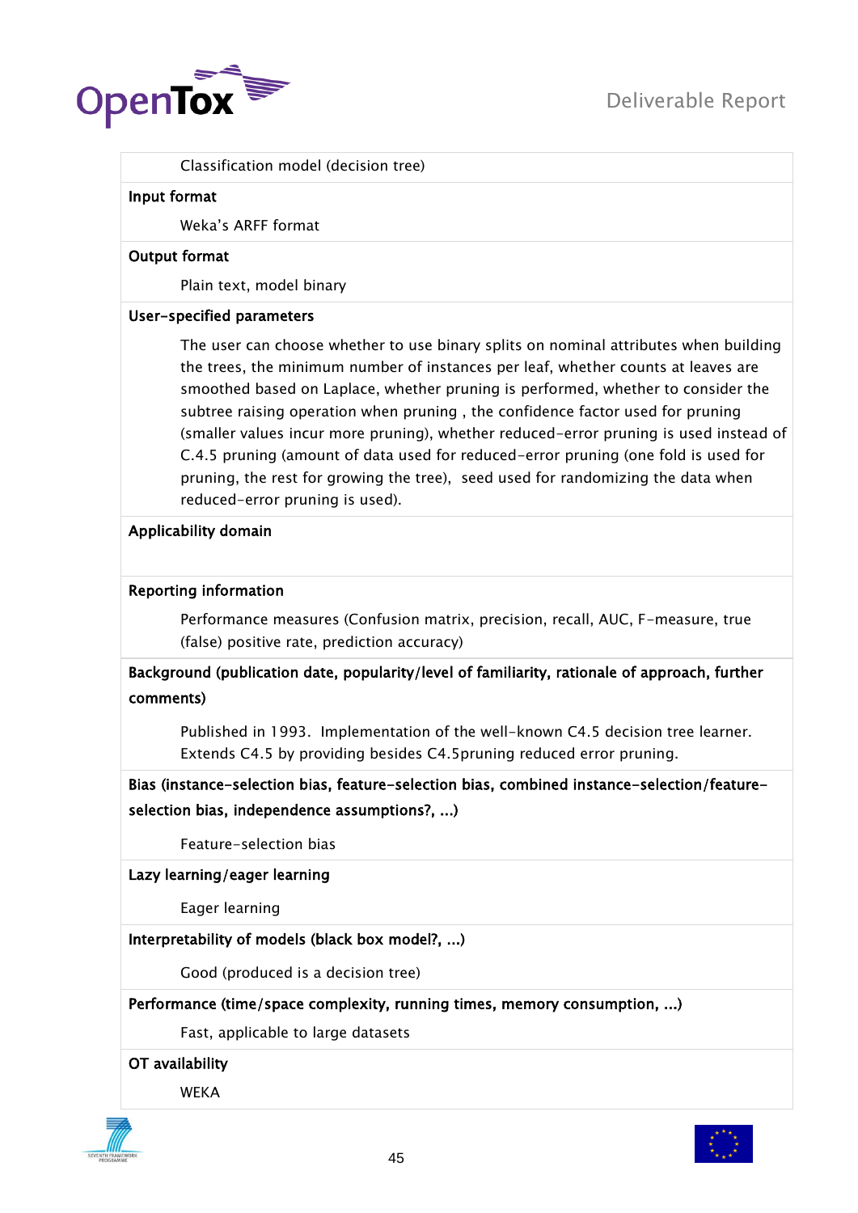Classification model (decision tree)

**Input format**

Weka's ARFF format

**Output format**

Plain text, model binary

**User-specified parameters**

The user can choose whether to use binary splits on nominal attributes when building the trees, the minimum number of instances per leaf, whether counts at leaves are smoothed based on Laplace, whether pruning is performed, whether to consider the subtree raising operation when pruning , the confidence factor used for pruning (smaller values incur more pruning), whether reduced-error pruning is used instead of C.4.5 pruning (amount of data used for reduced-error pruning (one fold is used for pruning, the rest for growing the tree), seed used for randomizing the data when reduced-error pruning is used).

**Applicability domain**

**Reporting information**

Performance measures (Confusion matrix, precision, recall, AUC, F-measure, true (false) positive rate, prediction accuracy)

**Background (publication date, popularity/level of familiarity, rationale of approach, further comments)**

Published in 1993. Implementation of the well-known C4.5 decision tree learner. Extends C4.5 by providing besides C4.5pruning reduced error pruning.

**Bias (instance-selection bias, feature-selection bias, combined instance-selection/feature-selection bias, independence assumptions?, ...)**

Feature-selection bias

**Lazy learning/eager learning**

Eager learning

**Interpretability of models (black box model?, ...)**

Good (produced is a decision tree)

**Performance (time/space complexity, running times, memory consumption, ...)**

Fast, applicable to large datasets

**OT availability**

WEKA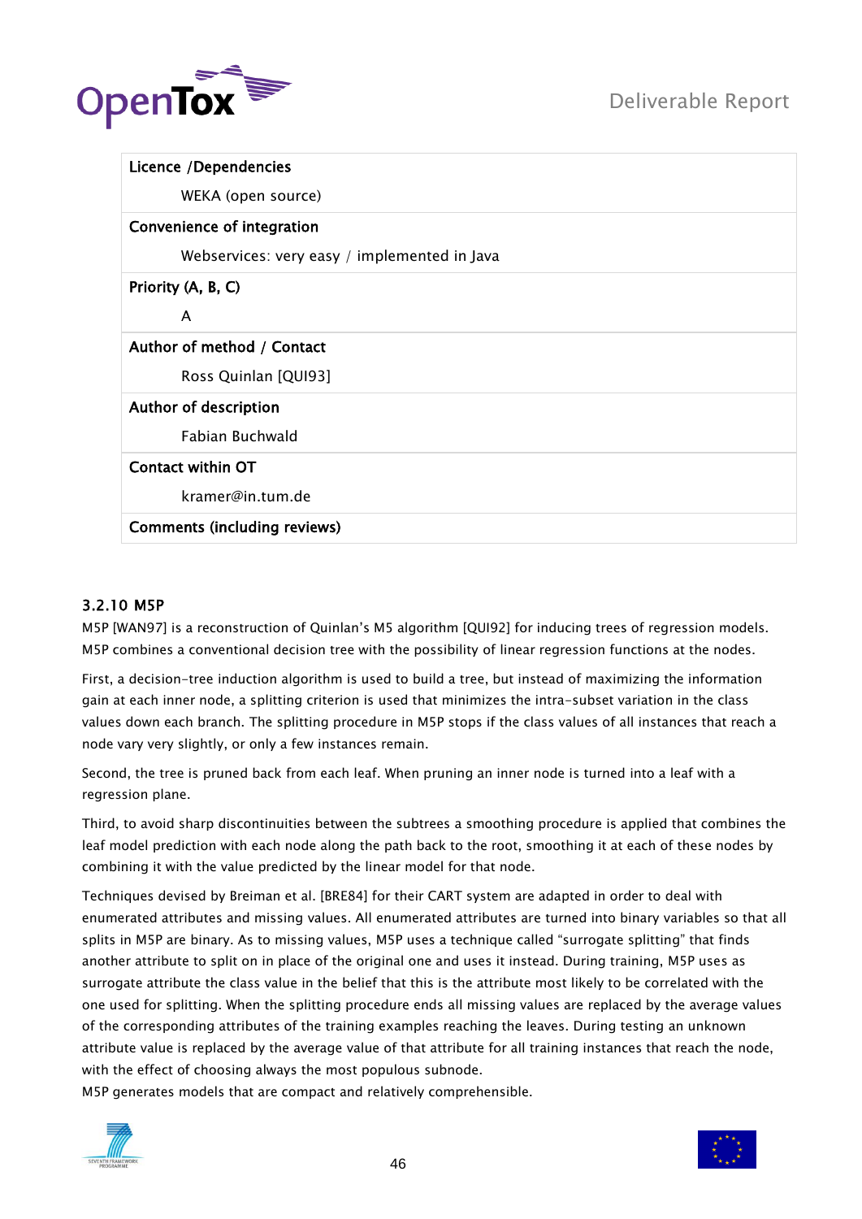| Licence /Dependencies |
|---|
| WEKA (open source) |
| **Convenience of integration** |
| Webservices: very easy / implemented in Java |
| **Priority (A, B, C)** |
| A |
| **Author of method / Contact** |
| Ross Quinlan [QUI93] |
| **Author of description** |
| Fabian Buchwald |
| **Contact within OT** |
| kramer@in.tum.de |
| **Comments (including reviews)** |

### 3.2.10 M5P

M5P [WAN97] is a reconstruction of Quinlan's M5 algorithm [QUI92] for inducing trees of regression models. M5P combines a conventional decision tree with the possibility of linear regression functions at the nodes.

First, a decision-tree induction algorithm is used to build a tree, but instead of maximizing the information gain at each inner node, a splitting criterion is used that minimizes the intra-subset variation in the class values down each branch. The splitting procedure in M5P stops if the class values of all instances that reach a node vary very slightly, or only a few instances remain.

Second, the tree is pruned back from each leaf. When pruning an inner node is turned into a leaf with a regression plane.

Third, to avoid sharp discontinuities between the subtrees a smoothing procedure is applied that combines the leaf model prediction with each node along the path back to the root, smoothing it at each of these nodes by combining it with the value predicted by the linear model for that node.

Techniques devised by Breiman et al. [BRE84] for their CART system are adapted in order to deal with enumerated attributes and missing values. All enumerated attributes are turned into binary variables so that all splits in M5P are binary. As to missing values, M5P uses a technique called "surrogate splitting" that finds another attribute to split on in place of the original one and uses it instead. During training, M5P uses as surrogate attribute the class value in the belief that this is the attribute most likely to be correlated with the one used for splitting. When the splitting procedure ends all missing values are replaced by the average values of the corresponding attributes of the training examples reaching the leaves. During testing an unknown attribute value is replaced by the average value of that attribute for all training instances that reach the node, with the effect of choosing always the most populous subnode.
M5P generates models that are compact and relatively comprehensible.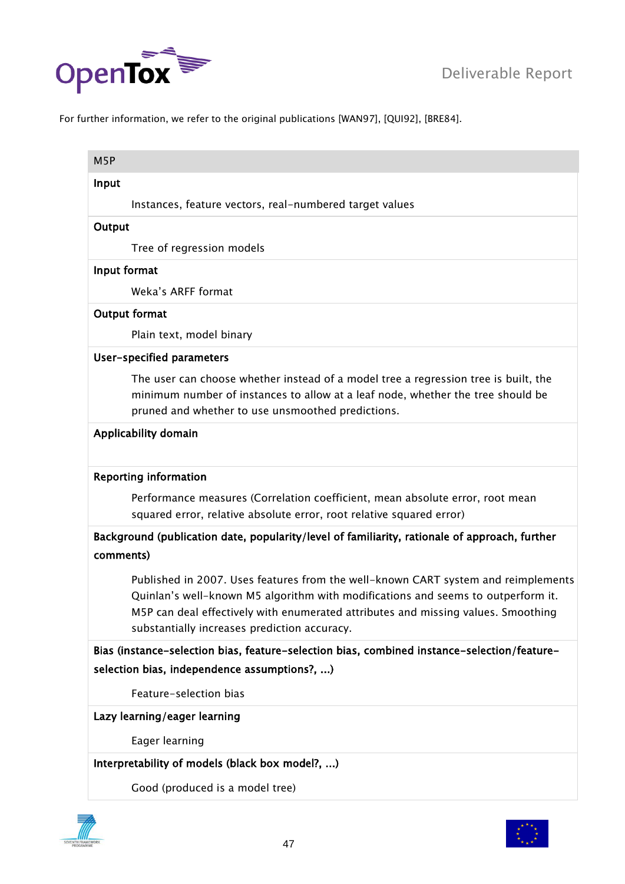For further information, we refer to the original publications [WAN97], [QUI92], [BRE84].

| M5P |
|---|
| **Input** |
| Instances, feature vectors, real-numbered target values |
| **Output** |
| Tree of regression models |
| **Input format** |
| Weka's ARFF format |
| **Output format** |
| Plain text, model binary |
| **User-specified parameters** |
| The user can choose whether instead of a model tree a regression tree is built, the minimum number of instances to allow at a leaf node, whether the tree should be pruned and whether to use unsmoothed predictions. |
| **Applicability domain** |
| |
| **Reporting information** |
| Performance measures (Correlation coefficient, mean absolute error, root mean squared error, relative absolute error, root relative squared error) |
| **Background (publication date, popularity/level of familiarity, rationale of approach, further comments)** |
| Published in 2007. Uses features from the well-known CART system and reimplements Quinlan's well-known M5 algorithm with modifications and seems to outperform it. M5P can deal effectively with enumerated attributes and missing values. Smoothing substantially increases prediction accuracy. |
| **Bias (instance-selection bias, feature-selection bias, combined instance-selection/feature-selection bias, independence assumptions?, ...)** |
| Feature-selection bias |
| **Lazy learning/eager learning** |
| Eager learning |
| **Interpretability of models (black box model?, ...)** |
| Good (produced is a model tree) |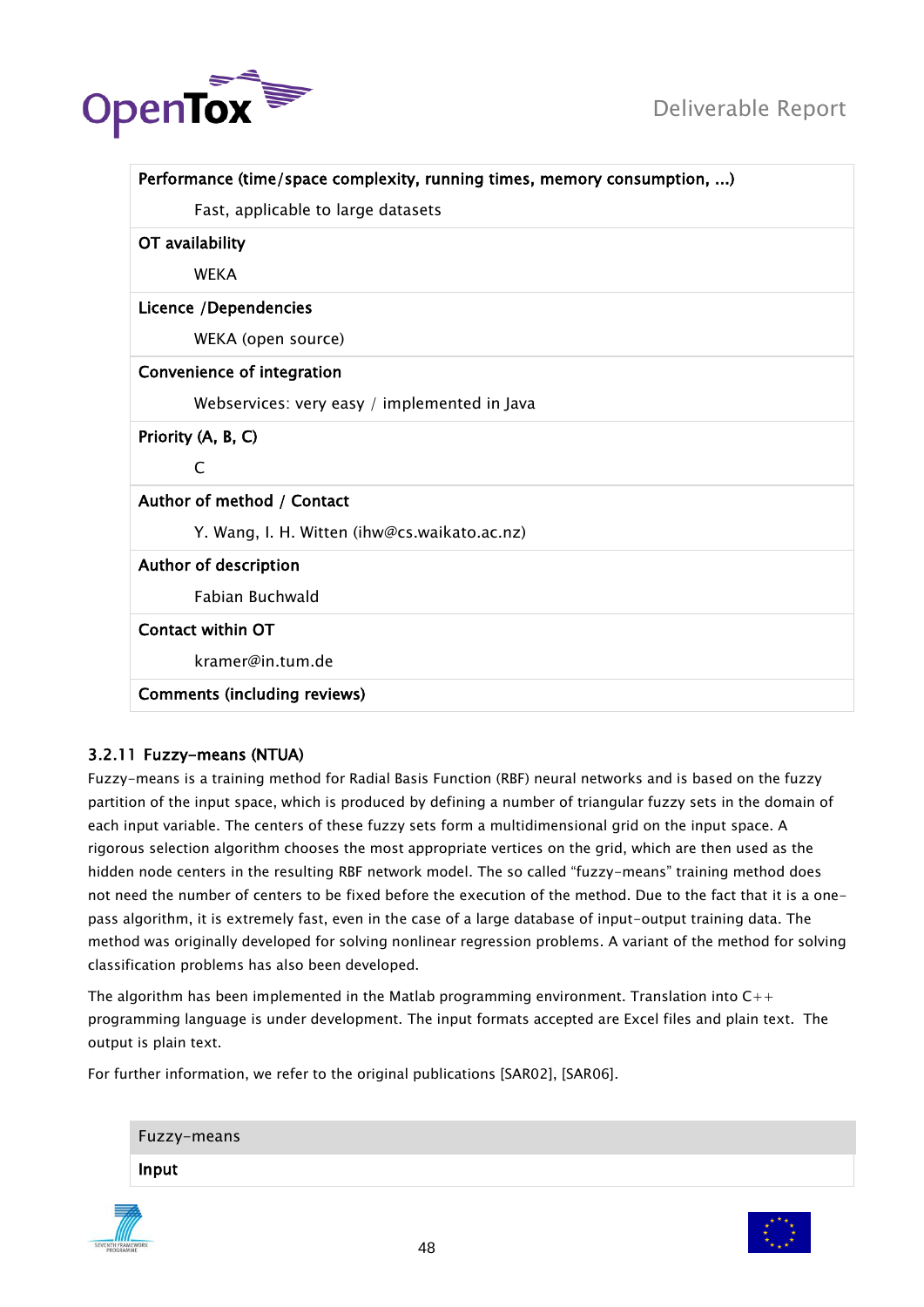| Performance (time/space complexity, running times, memory consumption, ...) |
|---|
| Fast, applicable to large datasets |
| **OT availability** |
| WEKA |
| **Licence /Dependencies** |
| WEKA (open source) |
| **Convenience of integration** |
| Webservices: very easy / implemented in Java |
| **Priority (A, B, C)** |
| C |
| **Author of method / Contact** |
| Y. Wang, I. H. Witten (ihw@cs.waikato.ac.nz) |
| **Author of description** |
| Fabian Buchwald |
| **Contact within OT** |
| kramer@in.tum.de |
| **Comments (including reviews)** |

### 3.2.11 Fuzzy-means (NTUA)

Fuzzy-means is a training method for Radial Basis Function (RBF) neural networks and is based on the fuzzy partition of the input space, which is produced by defining a number of triangular fuzzy sets in the domain of each input variable. The centers of these fuzzy sets form a multidimensional grid on the input space. A rigorous selection algorithm chooses the most appropriate vertices on the grid, which are then used as the hidden node centers in the resulting RBF network model. The so called "fuzzy-means" training method does not need the number of centers to be fixed before the execution of the method. Due to the fact that it is a one-pass algorithm, it is extremely fast, even in the case of a large database of input-output training data. The method was originally developed for solving nonlinear regression problems. A variant of the method for solving classification problems has also been developed.

The algorithm has been implemented in the Matlab programming environment. Translation into C++ programming language is under development. The input formats accepted are Excel files and plain text. The output is plain text.

For further information, we refer to the original publications [SAR02], [SAR06].

| Fuzzy-means |
|---|
| **Input** |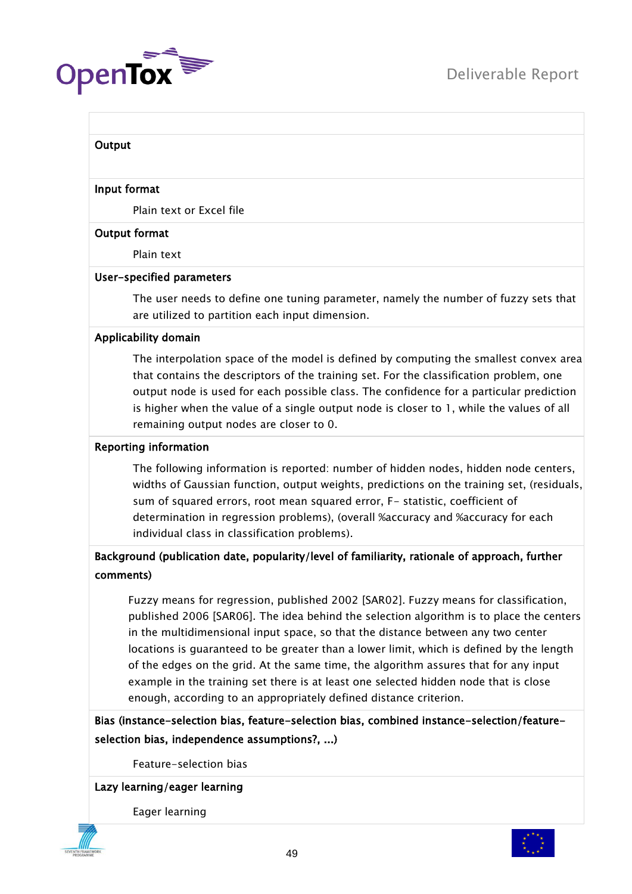**Output**

**Input format**

Plain text or Excel file

**Output format**

Plain text

**User-specified parameters**

The user needs to define one tuning parameter, namely the number of fuzzy sets that are utilized to partition each input dimension.

**Applicability domain**

The interpolation space of the model is defined by computing the smallest convex area that contains the descriptors of the training set. For the classification problem, one output node is used for each possible class. The confidence for a particular prediction is higher when the value of a single output node is closer to 1, while the values of all remaining output nodes are closer to 0.

**Reporting information**

The following information is reported: number of hidden nodes, hidden node centers, widths of Gaussian function, output weights, predictions on the training set, (residuals, sum of squared errors, root mean squared error, F- statistic, coefficient of determination in regression problems), (overall %accuracy and %accuracy for each individual class in classification problems).

**Background (publication date, popularity/level of familiarity, rationale of approach, further comments)**

Fuzzy means for regression, published 2002 [SAR02]. Fuzzy means for classification, published 2006 [SAR06]. The idea behind the selection algorithm is to place the centers in the multidimensional input space, so that the distance between any two center locations is guaranteed to be greater than a lower limit, which is defined by the length of the edges on the grid. At the same time, the algorithm assures that for any input example in the training set there is at least one selected hidden node that is close enough, according to an appropriately defined distance criterion.

**Bias (instance-selection bias, feature-selection bias, combined instance-selection/feature-selection bias, independence assumptions?, ...)**

Feature-selection bias

**Lazy learning/eager learning**

Eager learning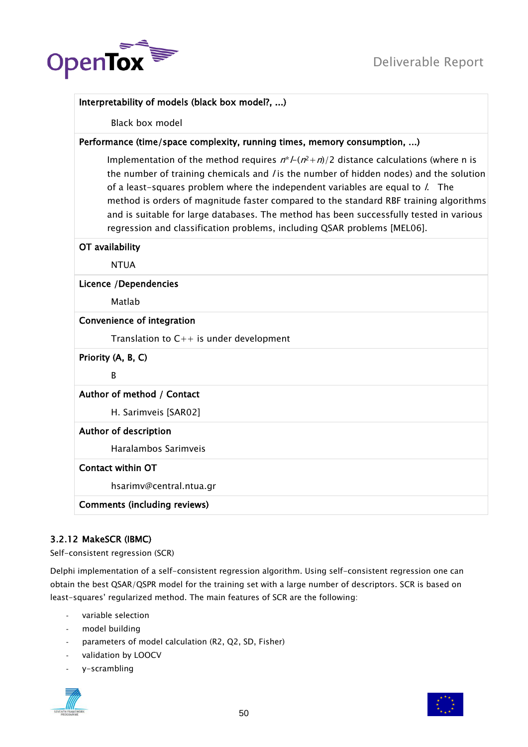| Interpretability of models (black box model?, ...) |
|---|
| Black box model |
| **Performance (time/space complexity, running times, memory consumption, ...)** |
| Implementation of the method requires $n*l-(n^2+n)/2$ distance calculations (where n is the number of training chemicals and $l$ is the number of hidden nodes) and the solution of a least-squares problem where the independent variables are equal to $l$. The method is orders of magnitude faster compared to the standard RBF training algorithms and is suitable for large databases. The method has been successfully tested in various regression and classification problems, including QSAR problems [MEL06]. |
| **OT availability** |
| NTUA |
| **Licence /Dependencies** |
| Matlab |
| **Convenience of integration** |
| Translation to C++ is under development |
| **Priority (A, B, C)** |
| B |
| **Author of method / Contact** |
| H. Sarimveis [SAR02] |
| **Author of description** |
| Haralambos Sarimveis |
| **Contact within OT** |
| hsarimv@central.ntua.gr |
| **Comments (including reviews)** |
| |

### 3.2.12 MakeSCR (IBMC)

Self-consistent regression (SCR)

Delphi implementation of a self-consistent regression algorithm. Using self-consistent regression one can obtain the best QSAR/QSPR model for the training set with a large number of descriptors. SCR is based on least-squares' regularized method. The main features of SCR are the following:

- variable selection
- model building
- parameters of model calculation (R2, Q2, SD, Fisher)
- validation by LOOCV
- y-scrambling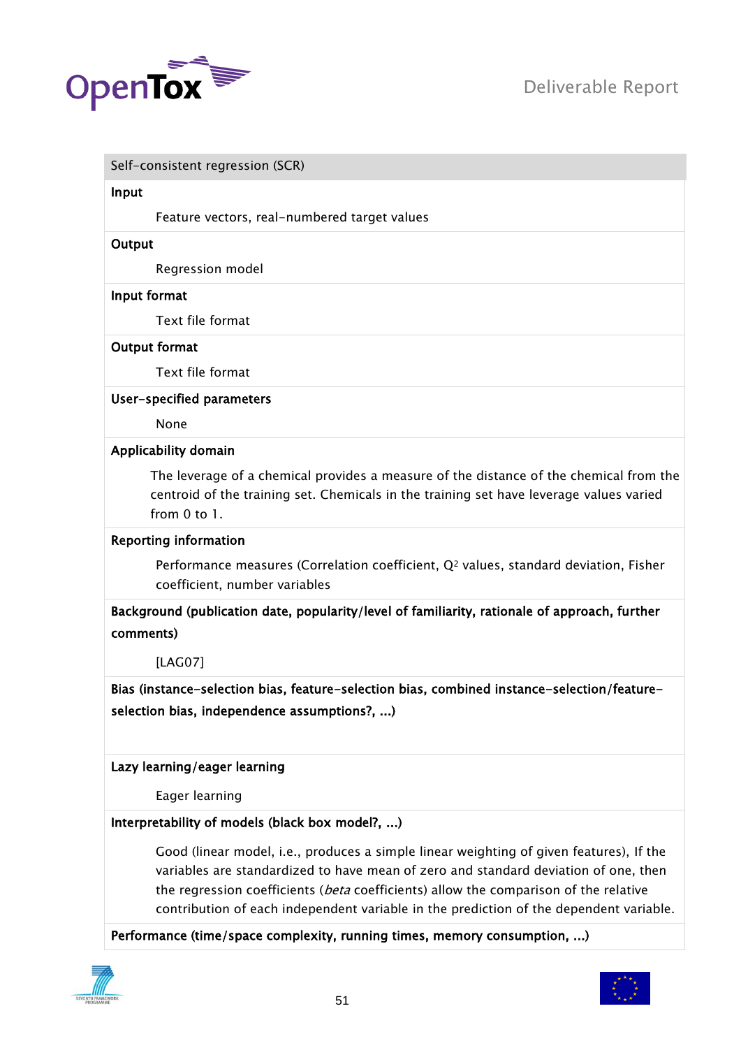| Self-consistent regression (SCR) |
|---|
| **Input** |
| Feature vectors, real-numbered target values |
| **Output** |
| Regression model |
| **Input format** |
| Text file format |
| **Output format** |
| Text file format |
| **User-specified parameters** |
| None |
| **Applicability domain** |
| The leverage of a chemical provides a measure of the distance of the chemical from the centroid of the training set. Chemicals in the training set have leverage values varied from 0 to 1. |
| **Reporting information** |
| Performance measures (Correlation coefficient, $Q^2$ values, standard deviation, Fisher coefficient, number variables |
| **Background (publication date, popularity/level of familiarity, rationale of approach, further comments)** |
| [LAG07] |
| **Bias (instance-selection bias, feature-selection bias, combined instance-selection/feature-selection bias, independence assumptions?, ...)** |
| |
| **Lazy learning/eager learning** |
| Eager learning |
| **Interpretability of models (black box model?, ...)** |
| Good (linear model, i.e., produces a simple linear weighting of given features), If the variables are standardized to have mean of zero and standard deviation of one, then the regression coefficients (*beta* coefficients) allow the comparison of the relative contribution of each independent variable in the prediction of the dependent variable. |
| **Performance (time/space complexity, running times, memory consumption, ...)** |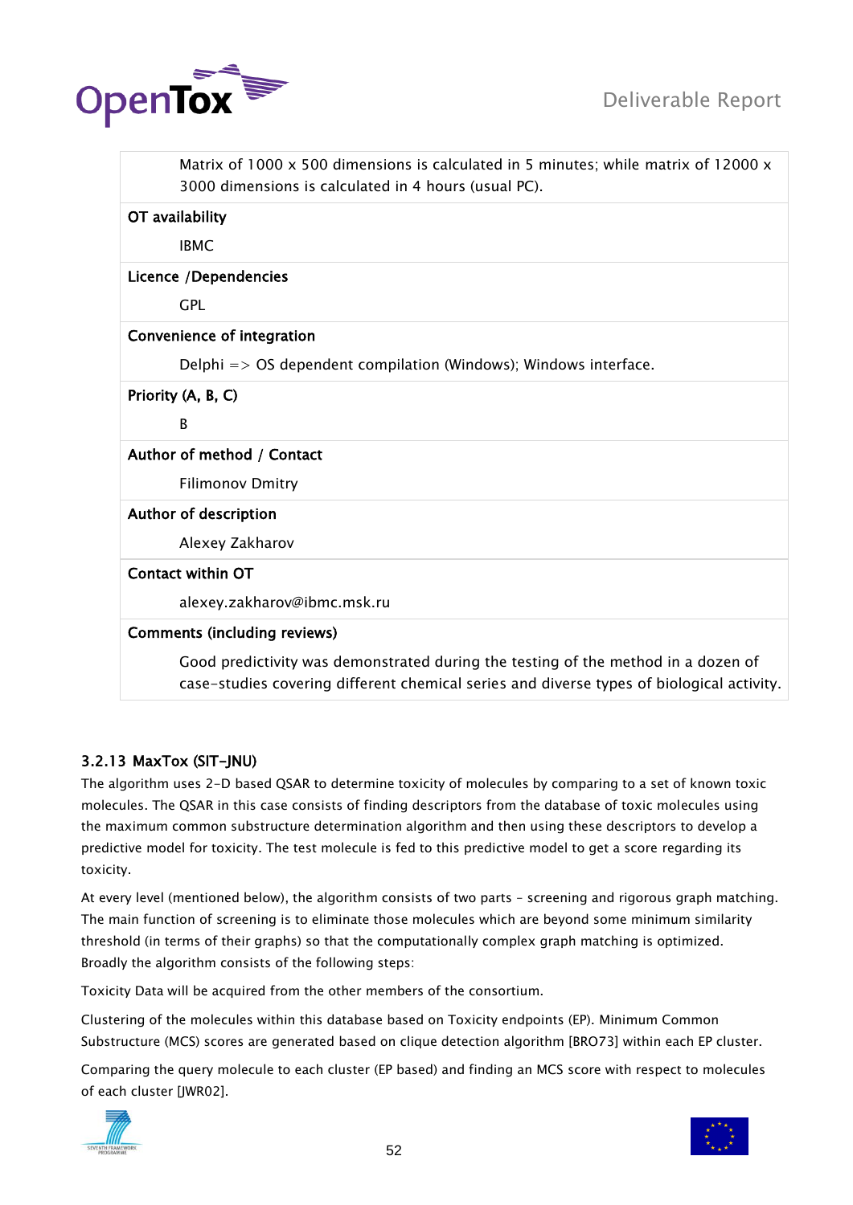| |
|---|
| Matrix of 1000 x 500 dimensions is calculated in 5 minutes; while matrix of 12000 x 3000 dimensions is calculated in 4 hours (usual PC). |
| **OT availability** |
| IBMC |
| **Licence /Dependencies** |
| GPL |
| **Convenience of integration** |
| Delphi => OS dependent compilation (Windows); Windows interface. |
| **Priority (A, B, C)** |
| B |
| **Author of method / Contact** |
| Filimonov Dmitry |
| **Author of description** |
| Alexey Zakharov |
| **Contact within OT** |
| alexey.zakharov@ibmc.msk.ru |
| **Comments (including reviews)** |
| Good predictivity was demonstrated during the testing of the method in a dozen of case-studies covering different chemical series and diverse types of biological activity. |

### 3.2.13 MaxTox (SIT-JNU)

The algorithm uses 2-D based QSAR to determine toxicity of molecules by comparing to a set of known toxic molecules. The QSAR in this case consists of finding descriptors from the database of toxic molecules using the maximum common substructure determination algorithm and then using these descriptors to develop a predictive model for toxicity. The test molecule is fed to this predictive model to get a score regarding its toxicity.

At every level (mentioned below), the algorithm consists of two parts – screening and rigorous graph matching. The main function of screening is to eliminate those molecules which are beyond some minimum similarity threshold (in terms of their graphs) so that the computationally complex graph matching is optimized. Broadly the algorithm consists of the following steps:

Toxicity Data will be acquired from the other members of the consortium.

Clustering of the molecules within this database based on Toxicity endpoints (EP). Minimum Common Substructure (MCS) scores are generated based on clique detection algorithm [BRO73] within each EP cluster.

Comparing the query molecule to each cluster (EP based) and finding an MCS score with respect to molecules of each cluster [JWR02].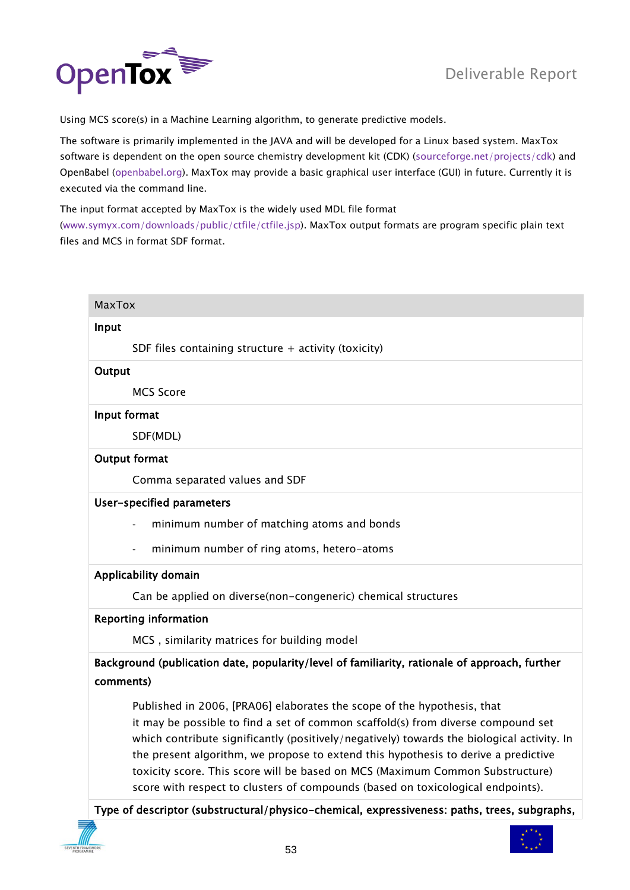Using MCS score(s) in a Machine Learning algorithm, to generate predictive models.

The software is primarily implemented in the JAVA and will be developed for a Linux based system. MaxTox software is dependent on the open source chemistry development kit (CDK) (sourceforge.net/projects/cdk) and OpenBabel (openbabel.org). MaxTox may provide a basic graphical user interface (GUI) in future. Currently it is executed via the command line.

The input format accepted by MaxTox is the widely used MDL file format (www.symyx.com/downloads/public/ctfile/ctfile.jsp). MaxTox output formats are program specific plain text files and MCS in format SDF format.

| MaxTox |
|---|
| **Input** |
| SDF files containing structure + activity (toxicity) |
| **Output** |
| MCS Score |
| **Input format** |
| SDF(MDL) |
| **Output format** |
| Comma separated values and SDF |
| **User-specified parameters** |
| - minimum number of matching atoms and bonds<br>- minimum number of ring atoms, hetero-atoms |
| **Applicability domain** |
| Can be applied on diverse(non-congeneric) chemical structures |
| **Reporting information** |
| MCS , similarity matrices for building model |
| **Background (publication date, popularity/level of familiarity, rationale of approach, further comments)** |
| Published in 2006, [PRA06] elaborates the scope of the hypothesis, that it may be possible to find a set of common scaffold(s) from diverse compound set which contribute significantly (positively/negatively) towards the biological activity. In the present algorithm, we propose to extend this hypothesis to derive a predictive toxicity score. This score will be based on MCS (Maximum Common Substructure) score with respect to clusters of compounds (based on toxicological endpoints). |
| **Type of descriptor (substructural/physico-chemical, expressiveness: paths, trees, subgraphs,** |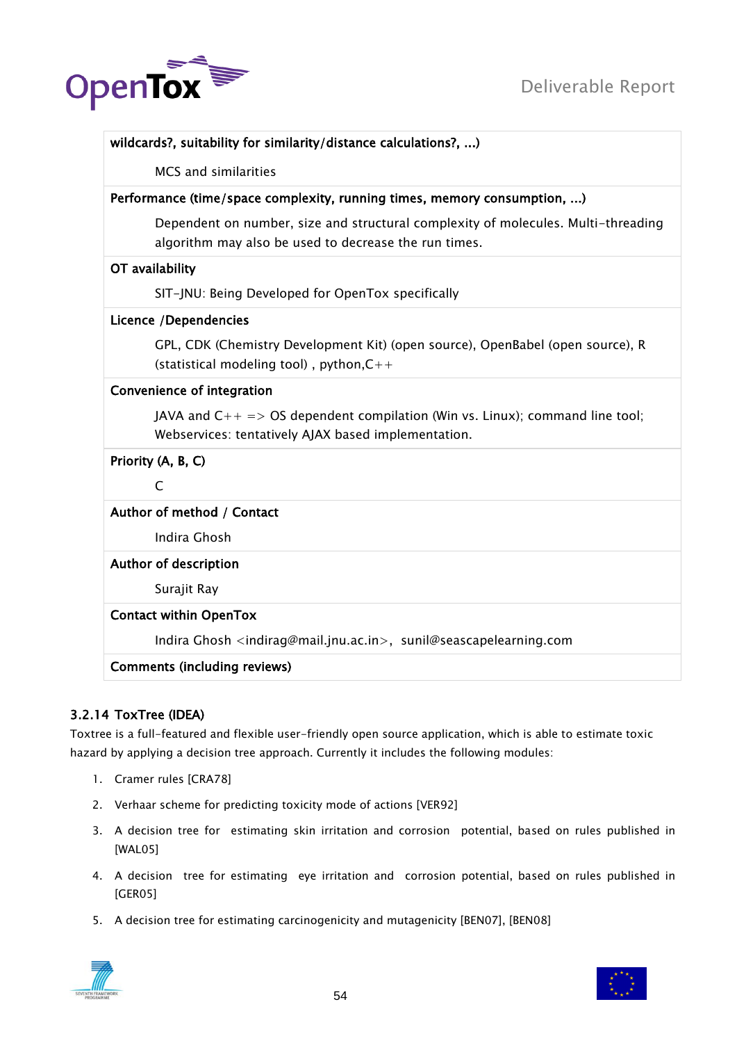| wildcards?, suitability for similarity/distance calculations?, ...) |
|---|
| MCS and similarities |
| **Performance (time/space complexity, running times, memory consumption, ...)** |
| Dependent on number, size and structural complexity of molecules. Multi-threading algorithm may also be used to decrease the run times. |
| **OT availability** |
| SIT-JNU: Being Developed for OpenTox specifically |
| **Licence /Dependencies** |
| GPL, CDK (Chemistry Development Kit) (open source), OpenBabel (open source), R (statistical modeling tool) , python,C++ |
| **Convenience of integration** |
| JAVA and C++ => OS dependent compilation (Win vs. Linux); command line tool; Webservices: tentatively AJAX based implementation. |
| **Priority (A, B, C)** |
| C |
| **Author of method / Contact** |
| Indira Ghosh |
| **Author of description** |
| Surajit Ray |
| **Contact within OpenTox** |
| Indira Ghosh <indirag@mail.jnu.ac.in>, sunil@seascapelearning.com |
| **Comments (including reviews)** |

### 3.2.14 ToxTree (IDEA)

Toxtree is a full-featured and flexible user-friendly open source application, which is able to estimate toxic hazard by applying a decision tree approach. Currently it includes the following modules:

1. Cramer rules [CRA78]
2. Verhaar scheme for predicting toxicity mode of actions [VER92]
3. A decision tree for estimating skin irritation and corrosion potential, based on rules published in [WAL05]
4. A decision tree for estimating eye irritation and corrosion potential, based on rules published in [GER05]
5. A decision tree for estimating carcinogenicity and mutagenicity [BEN07], [BEN08]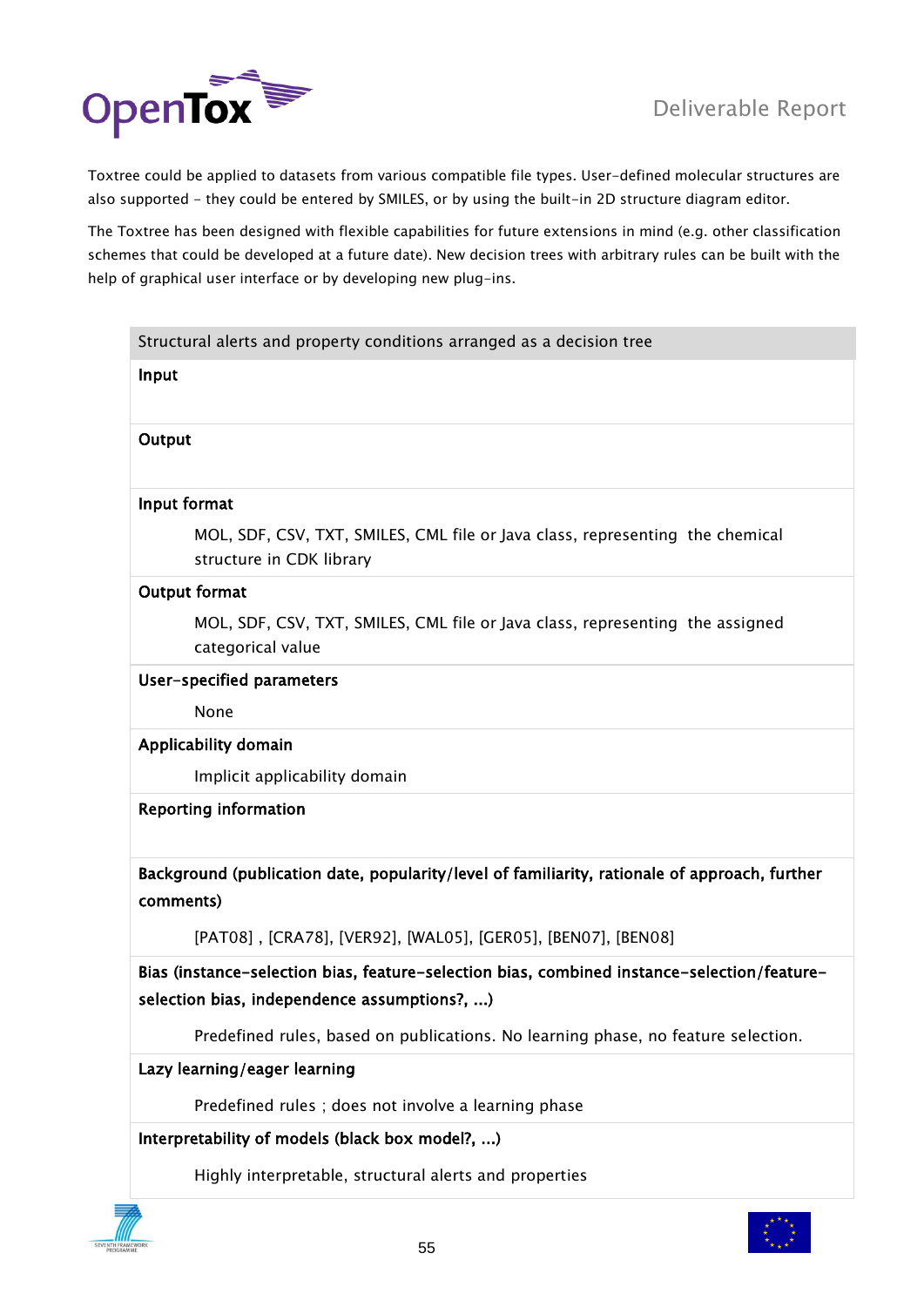Toxtree could be applied to datasets from various compatible file types. User-defined molecular structures are also supported – they could be entered by SMILES, or by using the built-in 2D structure diagram editor.

The Toxtree has been designed with flexible capabilities for future extensions in mind (e.g. other classification schemes that could be developed at a future date). New decision trees with arbitrary rules can be built with the help of graphical user interface or by developing new plug-ins.

| Structural alerts and property conditions arranged as a decision tree |
| --- |
| **Input** |
| **Output** |
| **Input format**<br>MOL, SDF, CSV, TXT, SMILES, CML file or Java class, representing the chemical structure in CDK library |
| **Output format**<br>MOL, SDF, CSV, TXT, SMILES, CML file or Java class, representing the assigned categorical value |
| **User-specified parameters**<br>None |
| **Applicability domain**<br>Implicit applicability domain |
| **Reporting information** |
| **Background (publication date, popularity/level of familiarity, rationale of approach, further comments)**<br>[PAT08] , [CRA78], [VER92], [WAL05], [GER05], [BEN07], [BEN08] |
| **Bias (instance-selection bias, feature-selection bias, combined instance-selection/feature-selection bias, independence assumptions?, ...)**<br>Predefined rules, based on publications. No learning phase, no feature selection. |
| **Lazy learning/eager learning**<br>Predefined rules ; does not involve a learning phase |
| **Interpretability of models (black box model?, ...)**<br>Highly interpretable, structural alerts and properties |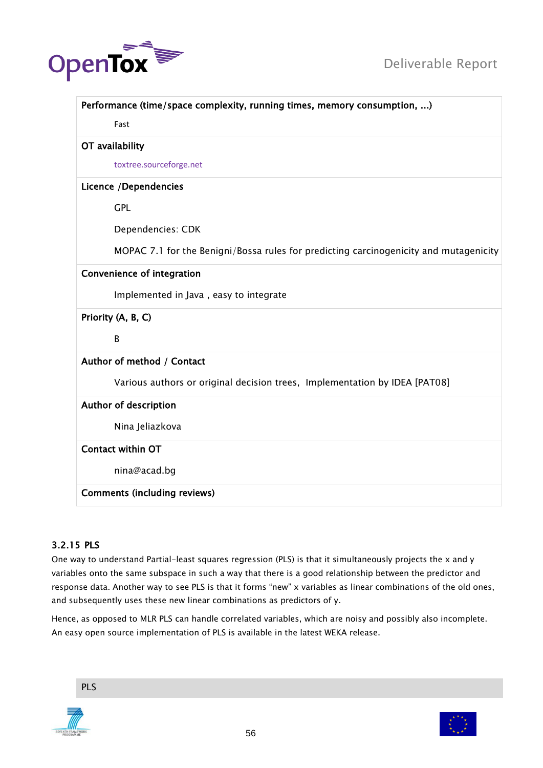| Performance (time/space complexity, running times, memory consumption, ...) |
|---|
| Fast |
| **OT availability** |
| toxtree.sourceforge.net |
| **Licence /Dependencies** |
| GPL<br><br>Dependencies: CDK<br><br>MOPAC 7.1 for the Benigni/Bossa rules for predicting carcinogenicity and mutagenicity |
| **Convenience of integration** |
| Implemented in Java , easy to integrate |
| **Priority (A, B, C)** |
| B |
| **Author of method / Contact** |
| Various authors or original decision trees, Implementation by IDEA [PAT08] |
| **Author of description** |
| Nina Jeliazkova |
| **Contact within OT** |
| nina@acad.bg |
| **Comments (including reviews)** |

### 3.2.15 PLS

One way to understand Partial-least squares regression (PLS) is that it simultaneously projects the x and y variables onto the same subspace in such a way that there is a good relationship between the predictor and response data. Another way to see PLS is that it forms "new" x variables as linear combinations of the old ones, and subsequently uses these new linear combinations as predictors of y.

Hence, as opposed to MLR PLS can handle correlated variables, which are noisy and possibly also incomplete. An easy open source implementation of PLS is available in the latest WEKA release.

| PLS |
|---|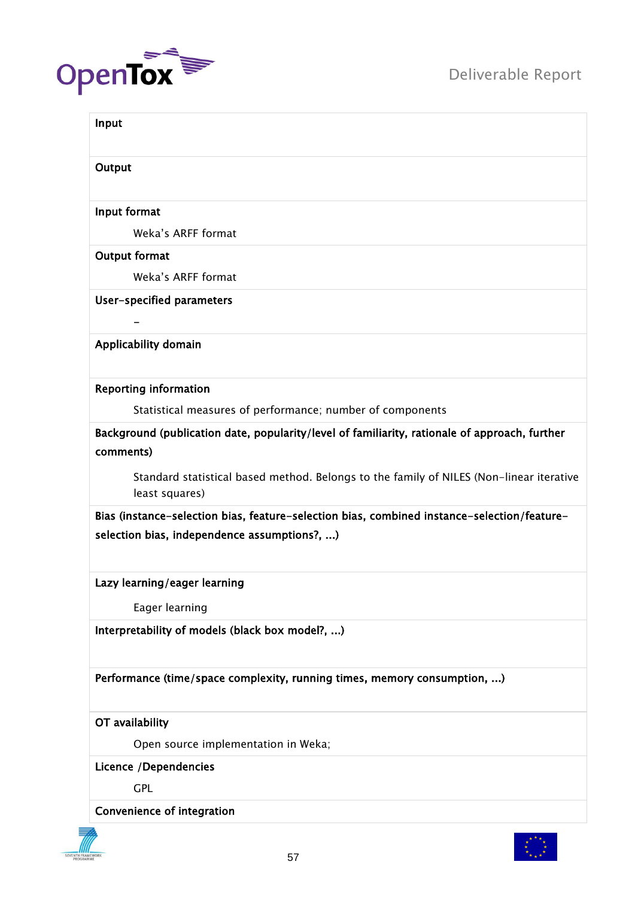**Input**

**Output**

**Input format**

Weka's ARFF format

**Output format**

Weka's ARFF format

**User-specified parameters**

–

**Applicability domain**

**Reporting information**

Statistical measures of performance; number of components

**Background (publication date, popularity/level of familiarity, rationale of approach, further comments)**

Standard statistical based method. Belongs to the family of NILES (Non-linear iterative least squares)

**Bias (instance-selection bias, feature-selection bias, combined instance-selection/feature-selection bias, independence assumptions?, ...)**

**Lazy learning/eager learning**

Eager learning

**Interpretability of models (black box model?, ...)**

**Performance (time/space complexity, running times, memory consumption, ...)**

**OT availability**

Open source implementation in Weka;

**Licence /Dependencies**

GPL

**Convenience of integration**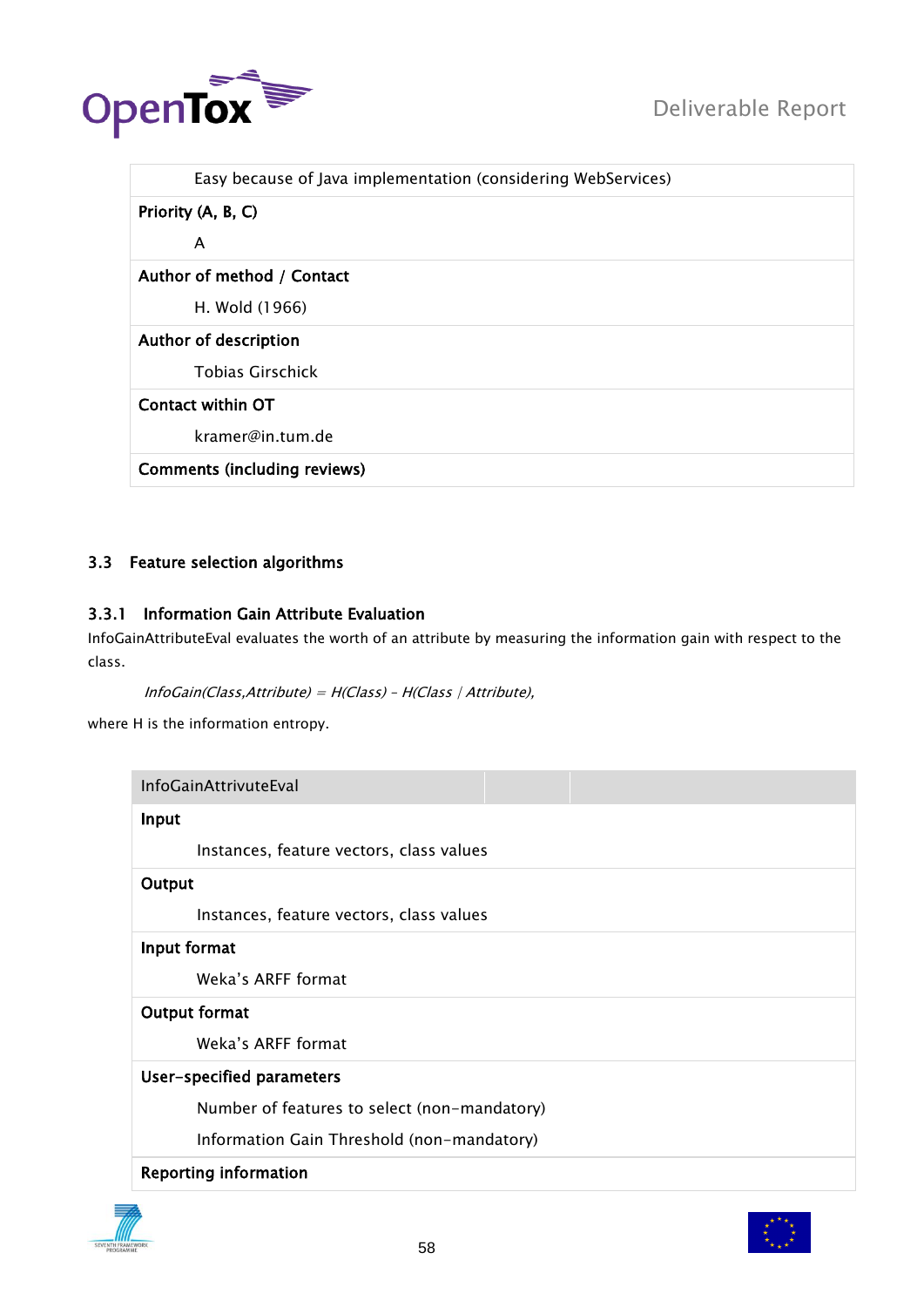| |
|---|
| Easy because of Java implementation (considering WebServices) |
| **Priority (A, B, C)** |
| A |
| **Author of method / Contact** |
| H. Wold (1966) |
| **Author of description** |
| Tobias Girschick |
| **Contact within OT** |
| kramer@in.tum.de |
| **Comments (including reviews)** |

## 3.3 Feature selection algorithms

### 3.3.1 Information Gain Attribute Evaluation

InfoGainAttributeEval evaluates the worth of an attribute by measuring the information gain with respect to the class.

*InfoGain(Class,Attribute) = H(Class) - H(Class | Attribute),*

where H is the information entropy.

| InfoGainAttrivuteEval |
|---|
| **Input** |
| Instances, feature vectors, class values |
| **Output** |
| Instances, feature vectors, class values |
| **Input format** |
| Weka's ARFF format |
| **Output format** |
| Weka's ARFF format |
| **User-specified parameters** |
| Number of features to select (non-mandatory) |
| Information Gain Threshold (non-mandatory) |
| **Reporting information** |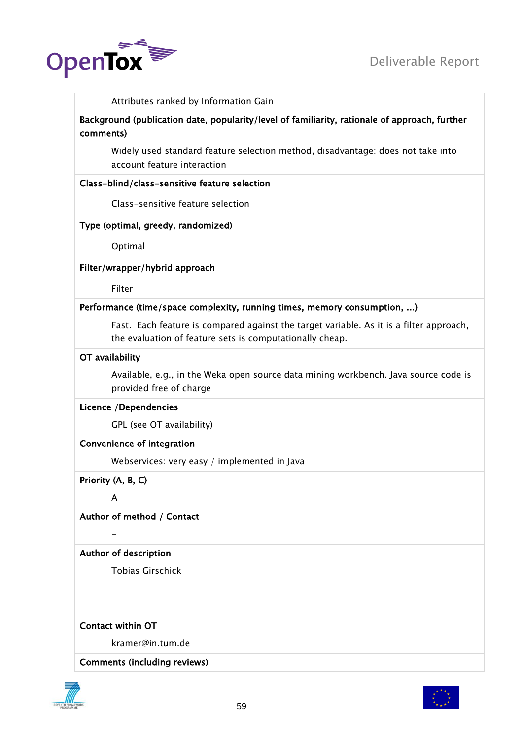Attributes ranked by Information Gain

**Background (publication date, popularity/level of familiarity, rationale of approach, further comments)**

Widely used standard feature selection method, disadvantage: does not take into account feature interaction

**Class-blind/class-sensitive feature selection**

Class-sensitive feature selection

**Type (optimal, greedy, randomized)**

Optimal

**Filter/wrapper/hybrid approach**

Filter

**Performance (time/space complexity, running times, memory consumption, ...)**

Fast. Each feature is compared against the target variable. As it is a filter approach, the evaluation of feature sets is computationally cheap.

**OT availability**

Available, e.g., in the Weka open source data mining workbench. Java source code is provided free of charge

**Licence /Dependencies**

GPL (see OT availability)

**Convenience of integration**

Webservices: very easy / implemented in Java

**Priority (A, B, C)**

A

**Author of method / Contact**

-

**Author of description**

Tobias Girschick

**Contact within OT**

kramer@in.tum.de

**Comments (including reviews)**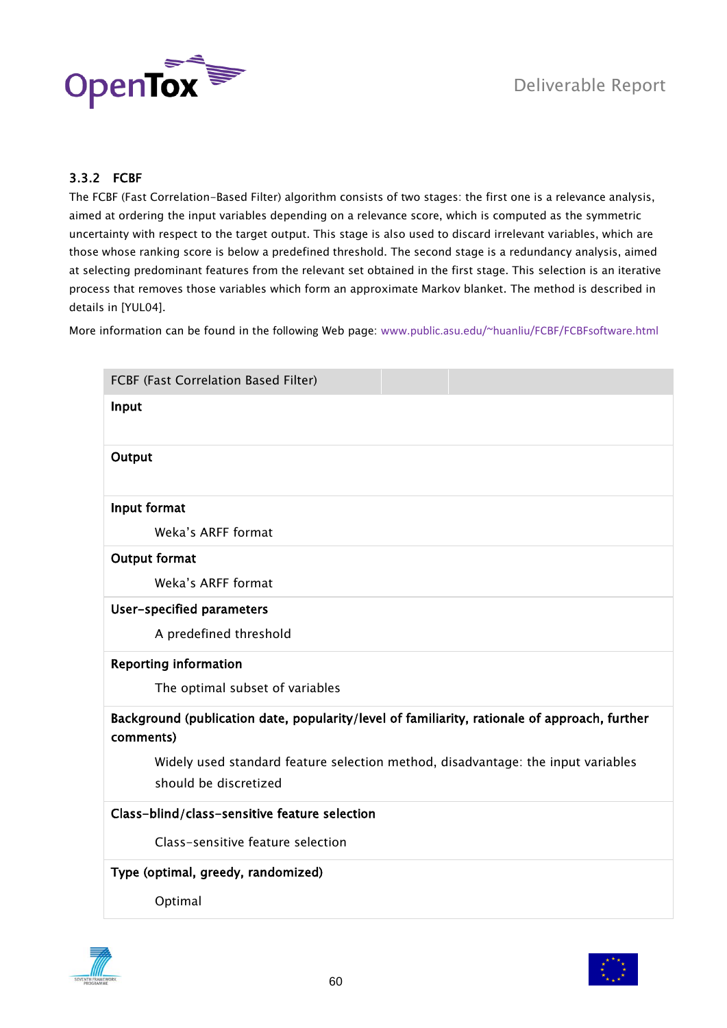### 3.3.2 FCBF

The FCBF (Fast Correlation-Based Filter) algorithm consists of two stages: the first one is a relevance analysis, aimed at ordering the input variables depending on a relevance score, which is computed as the symmetric uncertainty with respect to the target output. This stage is also used to discard irrelevant variables, which are those whose ranking score is below a predefined threshold. The second stage is a redundancy analysis, aimed at selecting predominant features from the relevant set obtained in the first stage. This selection is an iterative process that removes those variables which form an approximate Markov blanket. The method is described in details in [YUL04].

More information can be found in the following Web page: www.public.asu.edu/~huanliu/FCBF/FCBFsoftware.html

| FCBF (Fast Correlation Based Filter) |
|---|
| **Input** |
| **Output** |
| **Input format**<br>Weka's ARFF format |
| **Output format**<br>Weka's ARFF format |
| **User-specified parameters**<br>A predefined threshold |
| **Reporting information**<br>The optimal subset of variables |
| **Background (publication date, popularity/level of familiarity, rationale of approach, further comments)**<br>Widely used standard feature selection method, disadvantage: the input variables should be discretized |
| **Class-blind/class-sensitive feature selection**<br>Class-sensitive feature selection |
| **Type (optimal, greedy, randomized)**<br>Optimal |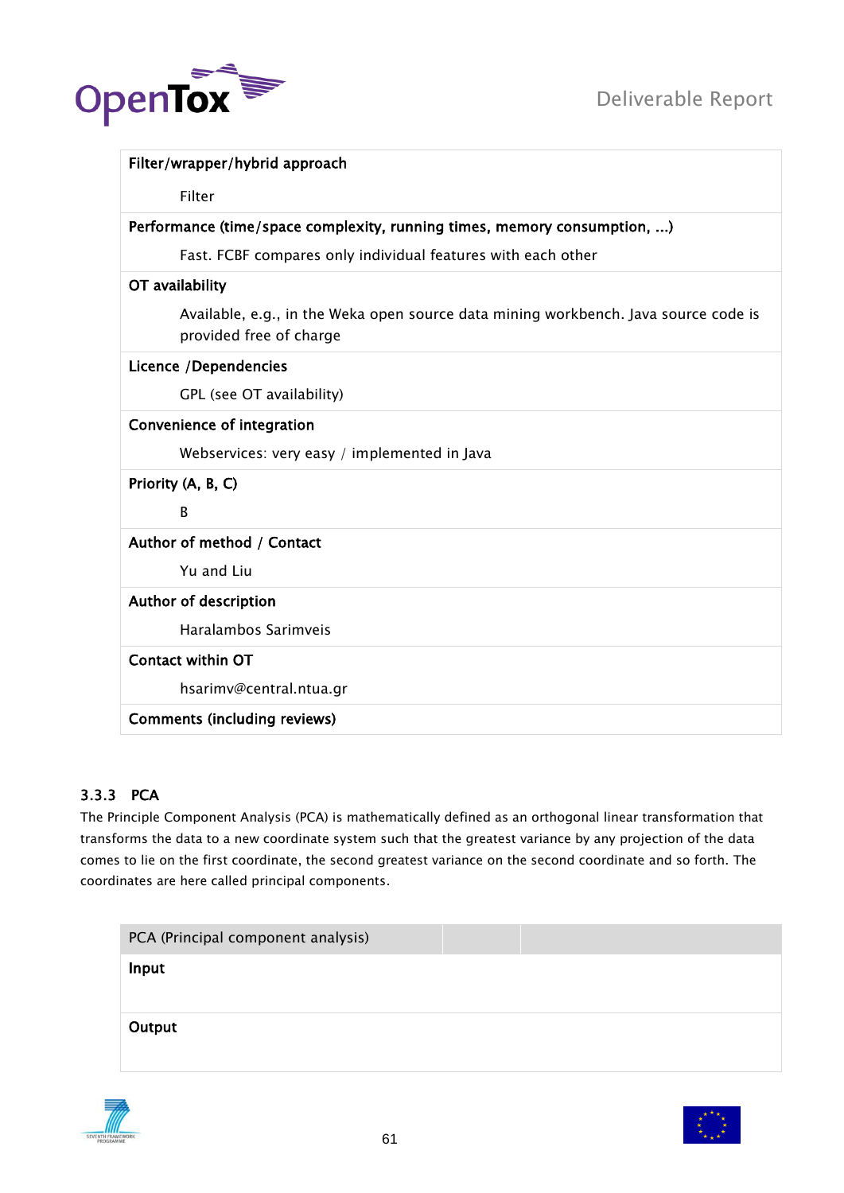| Filter/wrapper/hybrid approach |
|---|
| Filter |
| **Performance (time/space complexity, running times, memory consumption, ...)** |
| Fast. FCBF compares only individual features with each other |
| **OT availability** |
| Available, e.g., in the Weka open source data mining workbench. Java source code is provided free of charge |
| **Licence /Dependencies** |
| GPL (see OT availability) |
| **Convenience of integration** |
| Webservices: very easy / implemented in Java |
| **Priority (A, B, C)** |
| B |
| **Author of method / Contact** |
| Yu and Liu |
| **Author of description** |
| Haralambos Sarimveis |
| **Contact within OT** |
| hsarimv@central.ntua.gr |
| **Comments (including reviews)** |

### 3.3.3 PCA

The Principle Component Analysis (PCA) is mathematically defined as an orthogonal linear transformation that transforms the data to a new coordinate system such that the greatest variance by any projection of the data comes to lie on the first coordinate, the second greatest variance on the second coordinate and so forth. The coordinates are here called principal components.

| PCA (Principal component analysis) | | |
|---|---|---|
| **Input** | | |
| **Output** | | |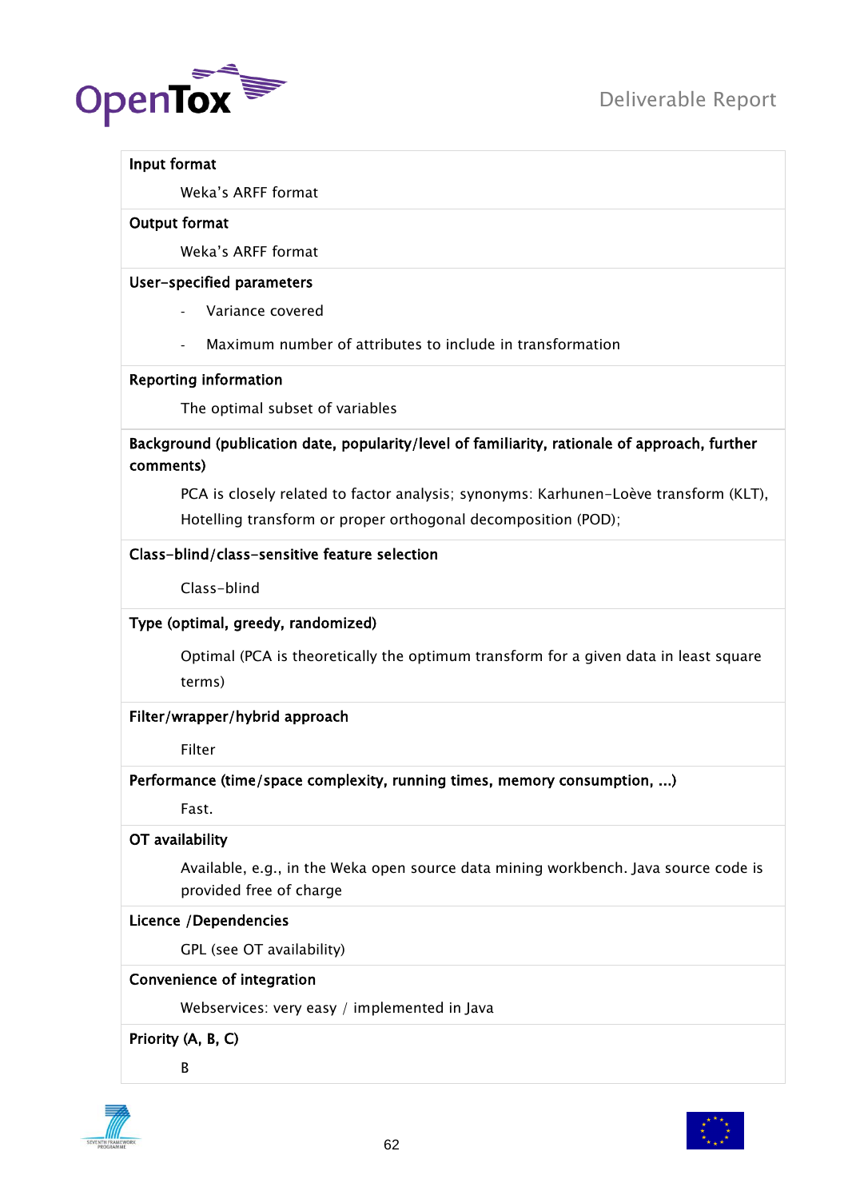**Input format**

Weka's ARFF format

**Output format**

Weka's ARFF format

**User-specified parameters**

- Variance covered
- Maximum number of attributes to include in transformation

**Reporting information**

The optimal subset of variables

**Background (publication date, popularity/level of familiarity, rationale of approach, further comments)**

PCA is closely related to factor analysis; synonyms: Karhunen-Loève transform (KLT), Hotelling transform or proper orthogonal decomposition (POD);

**Class-blind/class-sensitive feature selection**

Class-blind

**Type (optimal, greedy, randomized)**

Optimal (PCA is theoretically the optimum transform for a given data in least square terms)

**Filter/wrapper/hybrid approach**

Filter

**Performance (time/space complexity, running times, memory consumption, ...)**

Fast.

**OT availability**

Available, e.g., in the Weka open source data mining workbench. Java source code is provided free of charge

**Licence /Dependencies**

GPL (see OT availability)

**Convenience of integration**

Webservices: very easy / implemented in Java

**Priority (A, B, C)**

B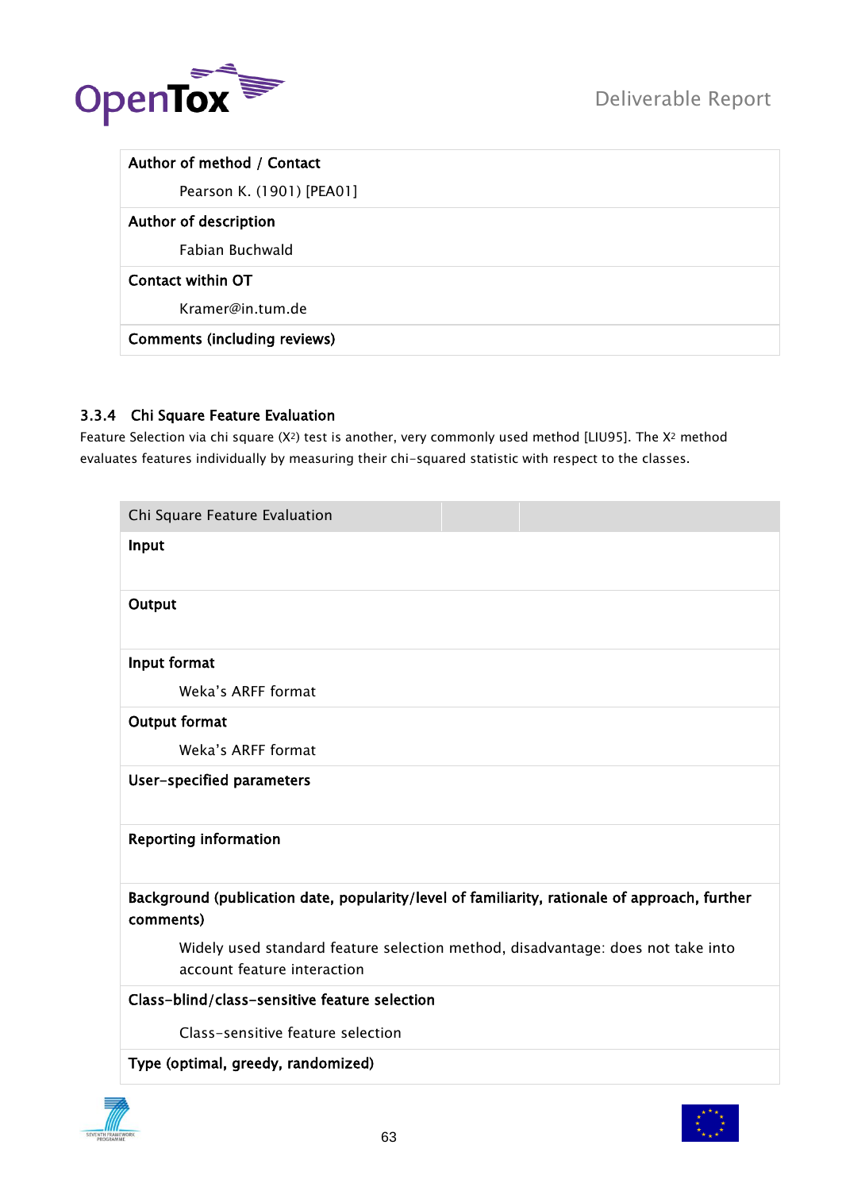| Author of method / Contact |
|---|
| Pearson K. (1901) [PEA01] |
| **Author of description** |
| Fabian Buchwald |
| **Contact within OT** |
| Kramer@in.tum.de |
| **Comments (including reviews)** |

### 3.3.4 Chi Square Feature Evaluation

Feature Selection via chi square ($X^2$) test is another, very commonly used method [LIU95]. The $X^2$ method evaluates features individually by measuring their chi-squared statistic with respect to the classes.

| Chi Square Feature Evaluation |
|---|
| **Input** |
| **Output** |
| **Input format** |
| Weka's ARFF format |
| **Output format** |
| Weka's ARFF format |
| **User-specified parameters** |
| **Reporting information** |
| **Background (publication date, popularity/level of familiarity, rationale of approach, further comments)** |
| Widely used standard feature selection method, disadvantage: does not take into account feature interaction |
| **Class-blind/class-sensitive feature selection** |
| Class-sensitive feature selection |
| **Type (optimal, greedy, randomized)** |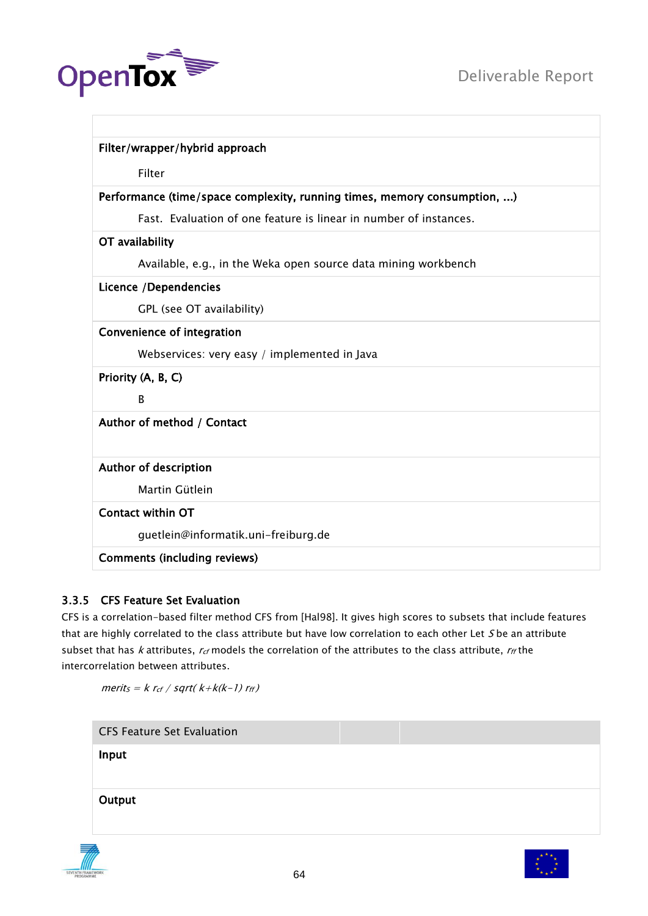| | |
|---|---|
| **Filter/wrapper/hybrid approach** | |
| | Filter |
| **Performance (time/space complexity, running times, memory consumption, ...)** | |
| | Fast. Evaluation of one feature is linear in number of instances. |
| **OT availability** | |
| | Available, e.g., in the Weka open source data mining workbench |
| **Licence /Dependencies** | |
| | GPL (see OT availability) |
| **Convenience of integration** | |
| | Webservices: very easy / implemented in Java |
| **Priority (A, B, C)** | |
| | B |
| **Author of method / Contact** | |
| | |
| **Author of description** | |
| | Martin Gütlein |
| **Contact within OT** | |
| | guetlein@informatik.uni-freiburg.de |
| **Comments (including reviews)** | |

### 3.3.5 CFS Feature Set Evaluation

CFS is a correlation-based filter method CFS from [Hal98]. It gives high scores to subsets that include features that are highly correlated to the class attribute but have low correlation to each other Let $S$ be an attribute subset that has $k$ attributes, $r_{cf}$ models the correlation of the attributes to the class attribute, $r_{ff}$ the intercorrelation between attributes.

$$merit_S = k\ r_{cf}\ /\ sqrt(\ k+k(k-1)\ r_{ff})$$

| CFS Feature Set Evaluation | | |
|---|---|---|
| **Input** | | |
| **Output** | | |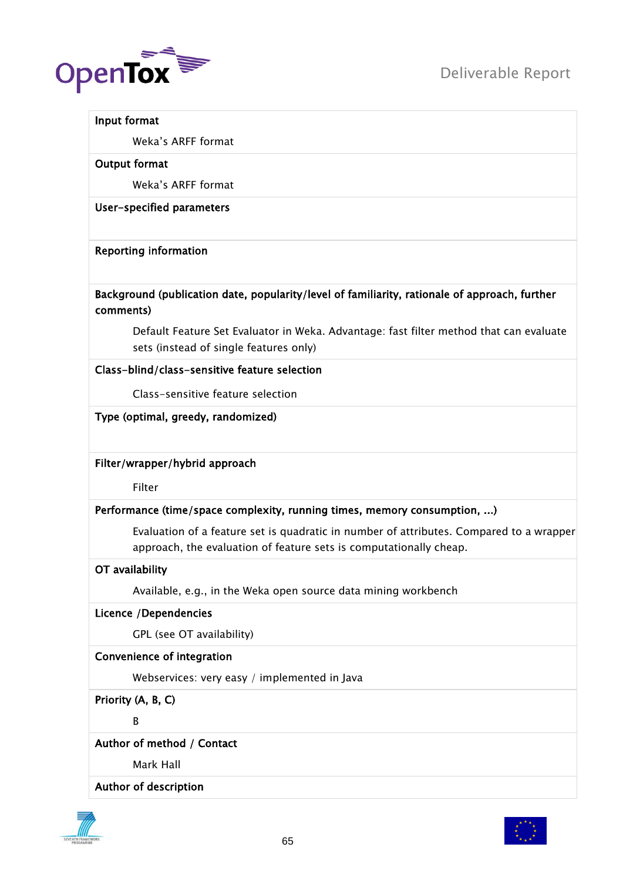**Input format**

Weka's ARFF format

**Output format**

Weka's ARFF format

**User-specified parameters**

**Reporting information**

**Background (publication date, popularity/level of familiarity, rationale of approach, further comments)**

Default Feature Set Evaluator in Weka. Advantage: fast filter method that can evaluate sets (instead of single features only)

**Class-blind/class-sensitive feature selection**

Class-sensitive feature selection

**Type (optimal, greedy, randomized)**

**Filter/wrapper/hybrid approach**

Filter

**Performance (time/space complexity, running times, memory consumption, ...)**

Evaluation of a feature set is quadratic in number of attributes. Compared to a wrapper approach, the evaluation of feature sets is computationally cheap.

**OT availability**

Available, e.g., in the Weka open source data mining workbench

**Licence /Dependencies**

GPL (see OT availability)

**Convenience of integration**

Webservices: very easy / implemented in Java

**Priority (A, B, C)**

B

**Author of method / Contact**

Mark Hall

**Author of description**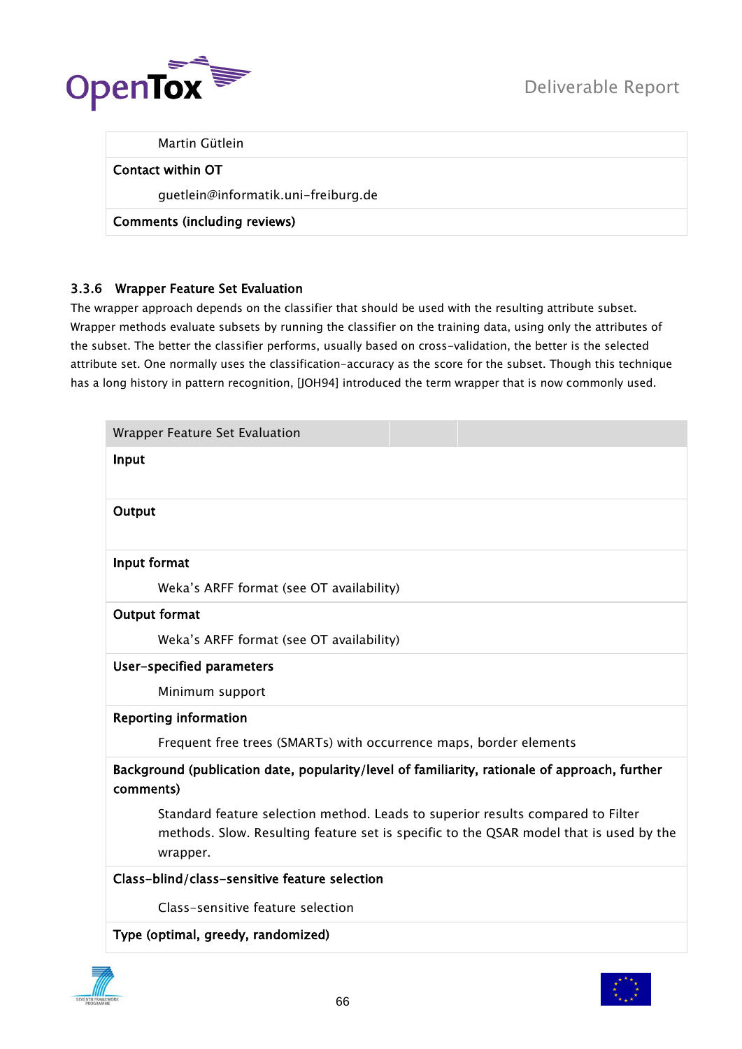| | |
|---|---|
| | Martin Gütlein |
| **Contact within OT** | |
| | guetlein@informatik.uni-freiburg.de |
| **Comments (including reviews)** | |

### 3.3.6 Wrapper Feature Set Evaluation

The wrapper approach depends on the classifier that should be used with the resulting attribute subset. Wrapper methods evaluate subsets by running the classifier on the training data, using only the attributes of the subset. The better the classifier performs, usually based on cross-validation, the better is the selected attribute set. One normally uses the classification-accuracy as the score for the subset. Though this technique has a long history in pattern recognition, [JOH94] introduced the term wrapper that is now commonly used.

| Wrapper Feature Set Evaluation | | |
|---|---|---|
| **Input** | | |
| **Output** | | |
| **Input format** | | |
| | Weka's ARFF format (see OT availability) | |
| **Output format** | | |
| | Weka's ARFF format (see OT availability) | |
| **User-specified parameters** | | |
| | Minimum support | |
| **Reporting information** | | |
| | Frequent free trees (SMARTs) with occurrence maps, border elements | |
| **Background (publication date, popularity/level of familiarity, rationale of approach, further comments)** | | |
| | Standard feature selection method. Leads to superior results compared to Filter methods. Slow. Resulting feature set is specific to the QSAR model that is used by the wrapper. | |
| **Class-blind/class-sensitive feature selection** | | |
| | Class-sensitive feature selection | |
| **Type (optimal, greedy, randomized)** | | |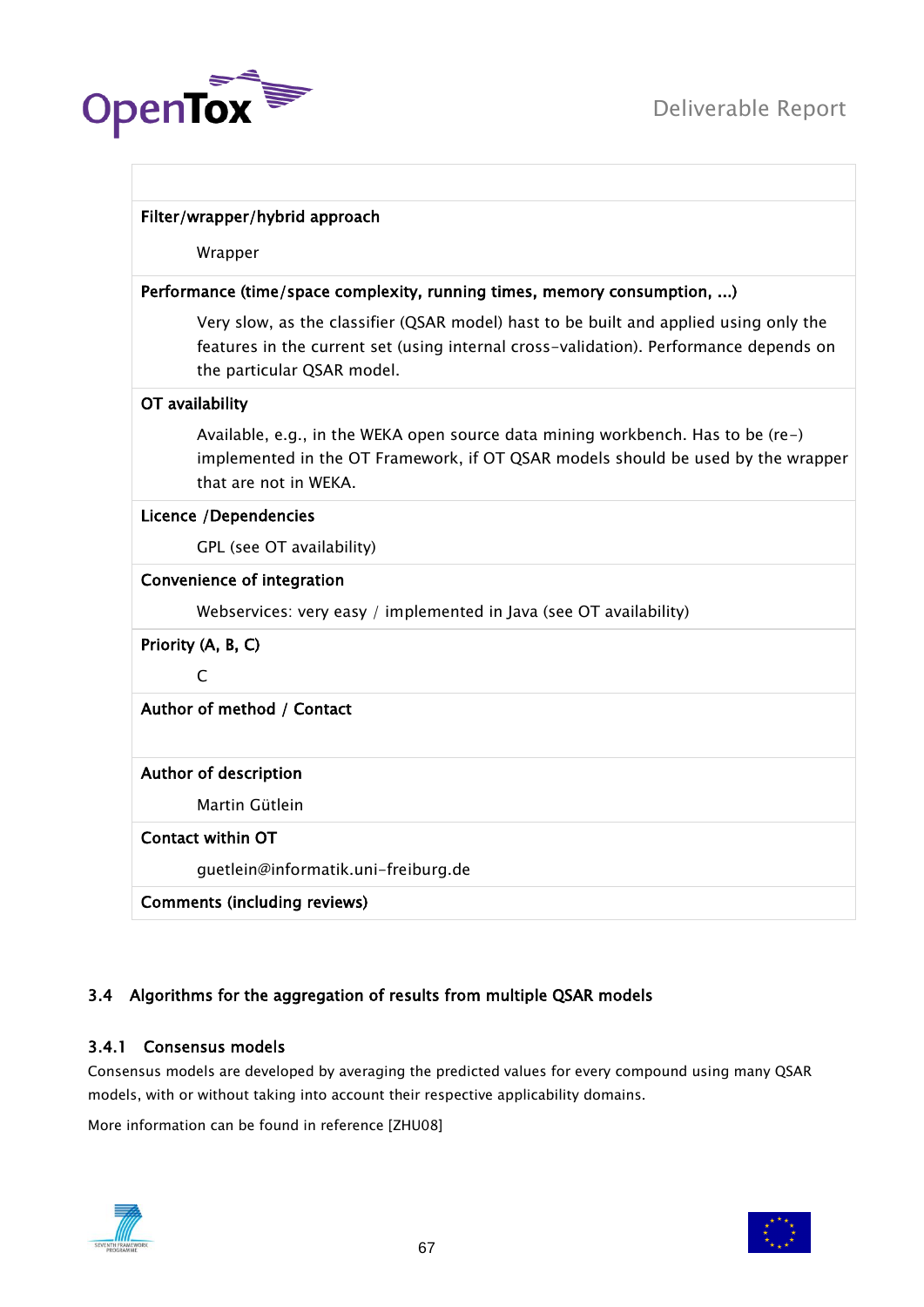| |
|---|
| **Filter/wrapper/hybrid approach**<br><br>Wrapper |
| **Performance (time/space complexity, running times, memory consumption, ...)**<br><br>Very slow, as the classifier (QSAR model) hast to be built and applied using only the features in the current set (using internal cross-validation). Performance depends on the particular QSAR model. |
| **OT availability**<br><br>Available, e.g., in the WEKA open source data mining workbench. Has to be (re-) implemented in the OT Framework, if OT QSAR models should be used by the wrapper that are not in WEKA. |
| **Licence /Dependencies**<br><br>GPL (see OT availability) |
| **Convenience of integration**<br><br>Webservices: very easy / implemented in Java (see OT availability) |
| **Priority (A, B, C)**<br><br>C |
| **Author of method / Contact** |
| **Author of description**<br><br>Martin Gütlein |
| **Contact within OT**<br><br>guetlein@informatik.uni-freiburg.de |
| **Comments (including reviews)** |

## 3.4 Algorithms for the aggregation of results from multiple QSAR models

### 3.4.1 Consensus models

Consensus models are developed by averaging the predicted values for every compound using many QSAR models, with or without taking into account their respective applicability domains.

More information can be found in reference [ZHU08]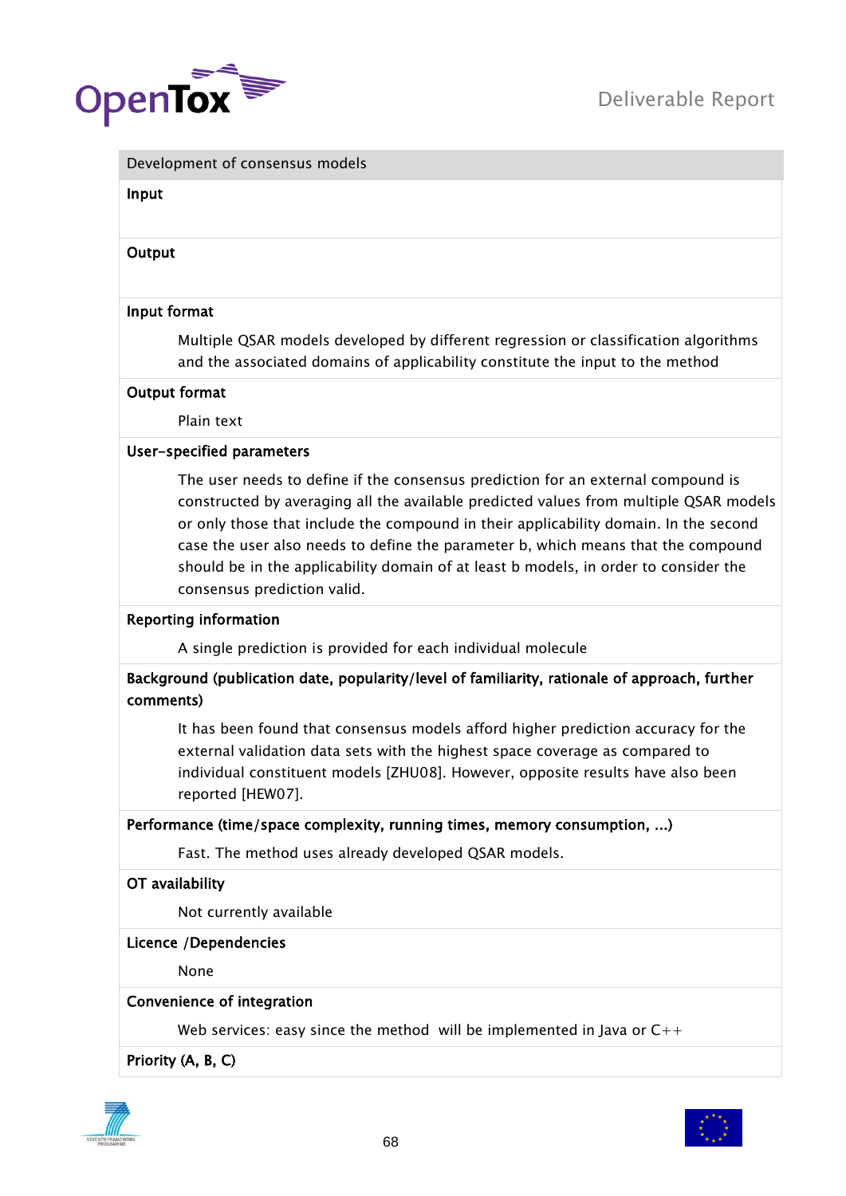**Development of consensus models**

**Input**

**Output**

**Input format**

Multiple QSAR models developed by different regression or classification algorithms and the associated domains of applicability constitute the input to the method

**Output format**

Plain text

**User-specified parameters**

The user needs to define if the consensus prediction for an external compound is constructed by averaging all the available predicted values from multiple QSAR models or only those that include the compound in their applicability domain. In the second case the user also needs to define the parameter b, which means that the compound should be in the applicability domain of at least b models, in order to consider the consensus prediction valid.

**Reporting information**

A single prediction is provided for each individual molecule

**Background (publication date, popularity/level of familiarity, rationale of approach, further comments)**

It has been found that consensus models afford higher prediction accuracy for the external validation data sets with the highest space coverage as compared to individual constituent models [ZHU08]. However, opposite results have also been reported [HEW07].

**Performance (time/space complexity, running times, memory consumption, ...)**

Fast. The method uses already developed QSAR models.

**OT availability**

Not currently available

**Licence /Dependencies**

None

**Convenience of integration**

Web services: easy since the method will be implemented in Java or C++

**Priority (A, B, C)**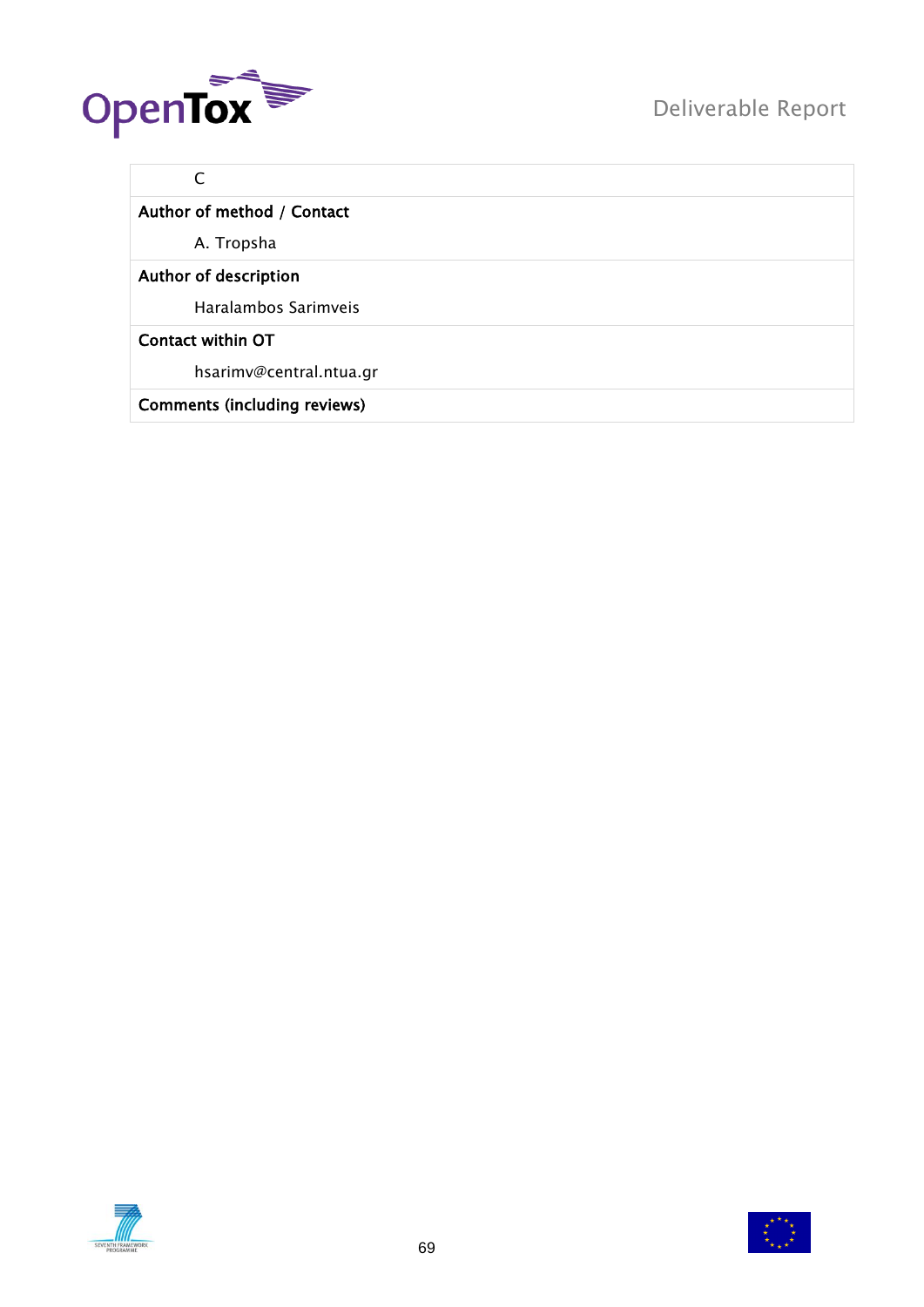| C |
|---|
| **Author of method / Contact** |
| A. Tropsha |
| **Author of description** |
| Haralambos Sarimveis |
| **Contact within OT** |
| hsarimv@central.ntua.gr |
| **Comments (including reviews)** |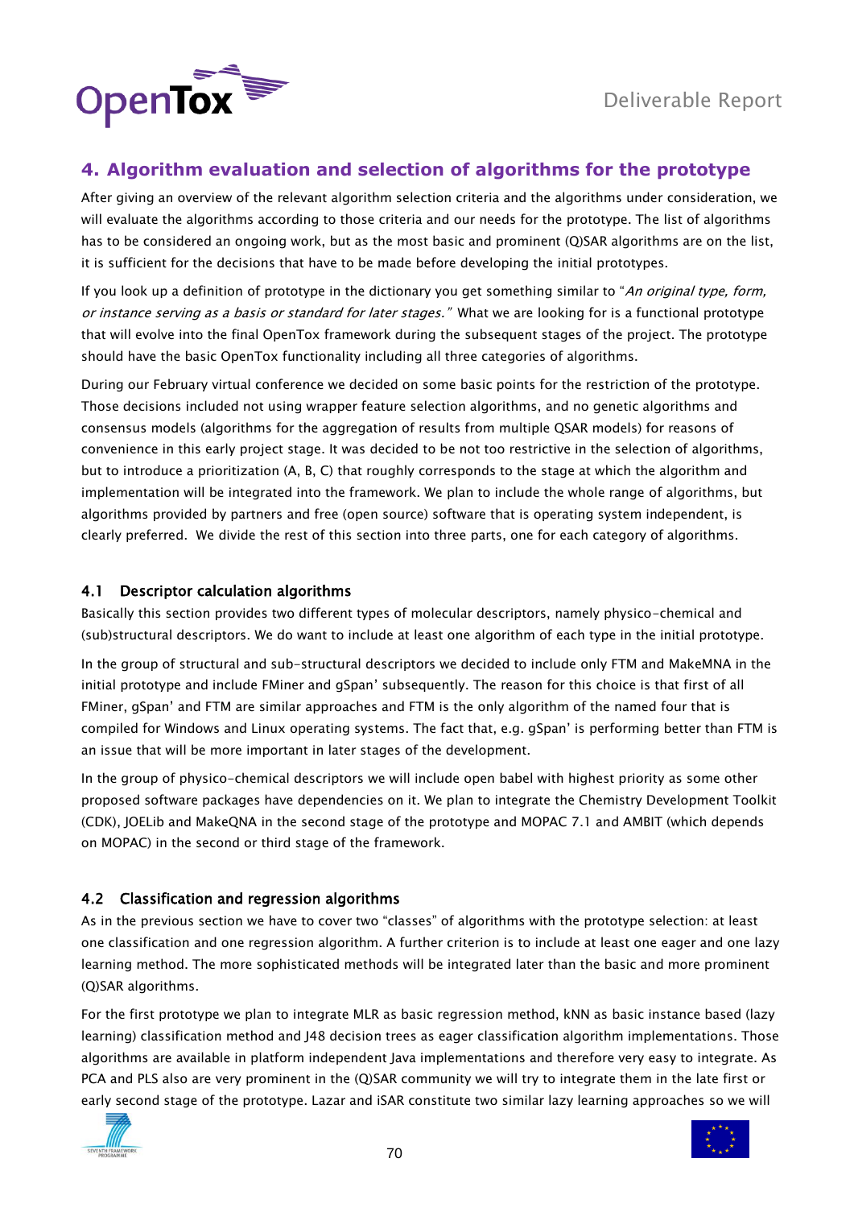# 4. Algorithm evaluation and selection of algorithms for the prototype

After giving an overview of the relevant algorithm selection criteria and the algorithms under consideration, we will evaluate the algorithms according to those criteria and our needs for the prototype. The list of algorithms has to be considered an ongoing work, but as the most basic and prominent (Q)SAR algorithms are on the list, it is sufficient for the decisions that have to be made before developing the initial prototypes.

If you look up a definition of prototype in the dictionary you get something similar to "*An original type, form, or instance serving as a basis or standard for later stages.*" What we are looking for is a functional prototype that will evolve into the final OpenTox framework during the subsequent stages of the project. The prototype should have the basic OpenTox functionality including all three categories of algorithms.

During our February virtual conference we decided on some basic points for the restriction of the prototype. Those decisions included not using wrapper feature selection algorithms, and no genetic algorithms and consensus models (algorithms for the aggregation of results from multiple QSAR models) for reasons of convenience in this early project stage. It was decided to be not too restrictive in the selection of algorithms, but to introduce a prioritization (A, B, C) that roughly corresponds to the stage at which the algorithm and implementation will be integrated into the framework. We plan to include the whole range of algorithms, but algorithms provided by partners and free (open source) software that is operating system independent, is clearly preferred. We divide the rest of this section into three parts, one for each category of algorithms.

## 4.1 Descriptor calculation algorithms

Basically this section provides two different types of molecular descriptors, namely physico-chemical and (sub)structural descriptors. We do want to include at least one algorithm of each type in the initial prototype.

In the group of structural and sub-structural descriptors we decided to include only FTM and MakeMNA in the initial prototype and include FMiner and gSpan' subsequently. The reason for this choice is that first of all FMiner, gSpan' and FTM are similar approaches and FTM is the only algorithm of the named four that is compiled for Windows and Linux operating systems. The fact that, e.g. gSpan' is performing better than FTM is an issue that will be more important in later stages of the development.

In the group of physico-chemical descriptors we will include open babel with highest priority as some other proposed software packages have dependencies on it. We plan to integrate the Chemistry Development Toolkit (CDK), JOELib and MakeQNA in the second stage of the prototype and MOPAC 7.1 and AMBIT (which depends on MOPAC) in the second or third stage of the framework.

## 4.2 Classification and regression algorithms

As in the previous section we have to cover two "classes" of algorithms with the prototype selection: at least one classification and one regression algorithm. A further criterion is to include at least one eager and one lazy learning method. The more sophisticated methods will be integrated later than the basic and more prominent (Q)SAR algorithms.

For the first prototype we plan to integrate MLR as basic regression method, kNN as basic instance based (lazy learning) classification method and J48 decision trees as eager classification algorithm implementations. Those algorithms are available in platform independent Java implementations and therefore very easy to integrate. As PCA and PLS also are very prominent in the (Q)SAR community we will try to integrate them in the late first or early second stage of the prototype. Lazar and iSAR constitute two similar lazy learning approaches so we will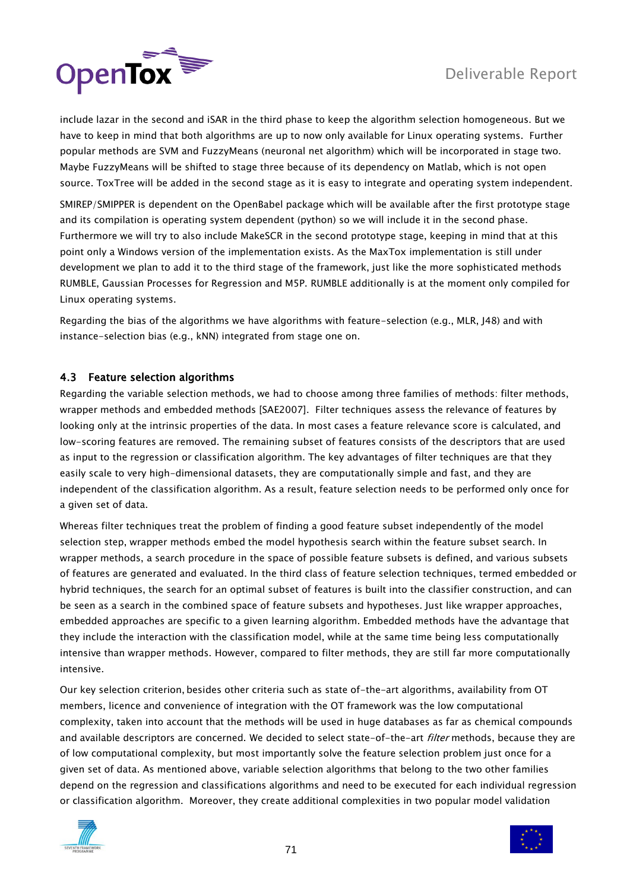include lazar in the second and iSAR in the third phase to keep the algorithm selection homogeneous. But we have to keep in mind that both algorithms are up to now only available for Linux operating systems. Further popular methods are SVM and FuzzyMeans (neuronal net algorithm) which will be incorporated in stage two. Maybe FuzzyMeans will be shifted to stage three because of its dependency on Matlab, which is not open source. ToxTree will be added in the second stage as it is easy to integrate and operating system independent.

SMIREP/SMIPPER is dependent on the OpenBabel package which will be available after the first prototype stage and its compilation is operating system dependent (python) so we will include it in the second phase. Furthermore we will try to also include MakeSCR in the second prototype stage, keeping in mind that at this point only a Windows version of the implementation exists. As the MaxTox implementation is still under development we plan to add it to the third stage of the framework, just like the more sophisticated methods RUMBLE, Gaussian Processes for Regression and M5P. RUMBLE additionally is at the moment only compiled for Linux operating systems.

Regarding the bias of the algorithms we have algorithms with feature-selection (e.g., MLR, J48) and with instance-selection bias (e.g., kNN) integrated from stage one on.

### 4.3 Feature selection algorithms

Regarding the variable selection methods, we had to choose among three families of methods: filter methods, wrapper methods and embedded methods [SAE2007]. Filter techniques assess the relevance of features by looking only at the intrinsic properties of the data. In most cases a feature relevance score is calculated, and low-scoring features are removed. The remaining subset of features consists of the descriptors that are used as input to the regression or classification algorithm. The key advantages of filter techniques are that they easily scale to very high-dimensional datasets, they are computationally simple and fast, and they are independent of the classification algorithm. As a result, feature selection needs to be performed only once for a given set of data.

Whereas filter techniques treat the problem of finding a good feature subset independently of the model selection step, wrapper methods embed the model hypothesis search within the feature subset search. In wrapper methods, a search procedure in the space of possible feature subsets is defined, and various subsets of features are generated and evaluated. In the third class of feature selection techniques, termed embedded or hybrid techniques, the search for an optimal subset of features is built into the classifier construction, and can be seen as a search in the combined space of feature subsets and hypotheses. Just like wrapper approaches, embedded approaches are specific to a given learning algorithm. Embedded methods have the advantage that they include the interaction with the classification model, while at the same time being less computationally intensive than wrapper methods. However, compared to filter methods, they are still far more computationally intensive.

Our key selection criterion, besides other criteria such as state of-the-art algorithms, availability from OT members, licence and convenience of integration with the OT framework was the low computational complexity, taken into account that the methods will be used in huge databases as far as chemical compounds and available descriptors are concerned. We decided to select state-of-the-art *filter* methods, because they are of low computational complexity, but most importantly solve the feature selection problem just once for a given set of data. As mentioned above, variable selection algorithms that belong to the two other families depend on the regression and classifications algorithms and need to be executed for each individual regression or classification algorithm. Moreover, they create additional complexities in two popular model validation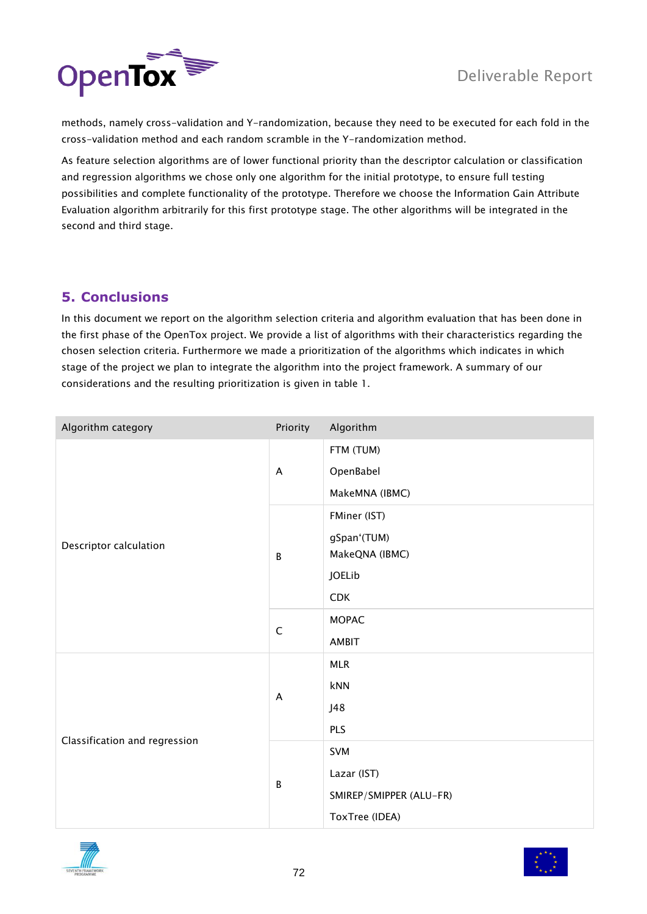methods, namely cross-validation and Y-randomization, because they need to be executed for each fold in the cross-validation method and each random scramble in the Y-randomization method.

As feature selection algorithms are of lower functional priority than the descriptor calculation or classification and regression algorithms we chose only one algorithm for the initial prototype, to ensure full testing possibilities and complete functionality of the prototype. Therefore we choose the Information Gain Attribute Evaluation algorithm arbitrarily for this first prototype stage. The other algorithms will be integrated in the second and third stage.

## 5. Conclusions

In this document we report on the algorithm selection criteria and algorithm evaluation that has been done in the first phase of the OpenTox project. We provide a list of algorithms with their characteristics regarding the chosen selection criteria. Furthermore we made a prioritization of the algorithms which indicates in which stage of the project we plan to integrate the algorithm into the project framework. A summary of our considerations and the resulting prioritization is given in table 1.

| Algorithm category | Priority | Algorithm |
|---|---|---|
| Descriptor calculation | A | FTM (TUM) |
| | | OpenBabel |
| | | MakeMNA (IBMC) |
| | B | FMiner (IST) |
| | | gSpan'(TUM) |
| | | MakeQNA (IBMC) |
| | | JOELib |
| | | CDK |
| | C | MOPAC |
| | | AMBIT |
| Classification and regression | A | MLR |
| | | kNN |
| | | J48 |
| | | PLS |
| | B | SVM |
| | | Lazar (IST) |
| | | SMIREP/SMIPPER (ALU-FR) |
| | | ToxTree (IDEA) |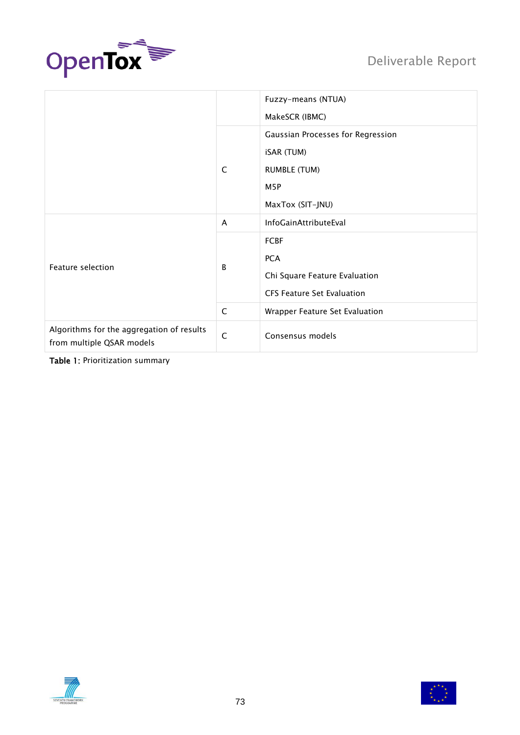| | | |
|---|---|---|
| | | Fuzzy-means (NTUA)<br>MakeSCR (IBMC) |
| | C | Gaussian Processes for Regression<br>iSAR (TUM)<br>RUMBLE (TUM)<br>M5P<br>MaxTox (SIT-JNU) |
| Feature selection | A | InfoGainAttributeEval |
| | B | FCBF<br>PCA<br>Chi Square Feature Evaluation<br>CFS Feature Set Evaluation |
| | C | Wrapper Feature Set Evaluation |
| Algorithms for the aggregation of results from multiple QSAR models | C | Consensus models |

**Table 1:** Prioritization summary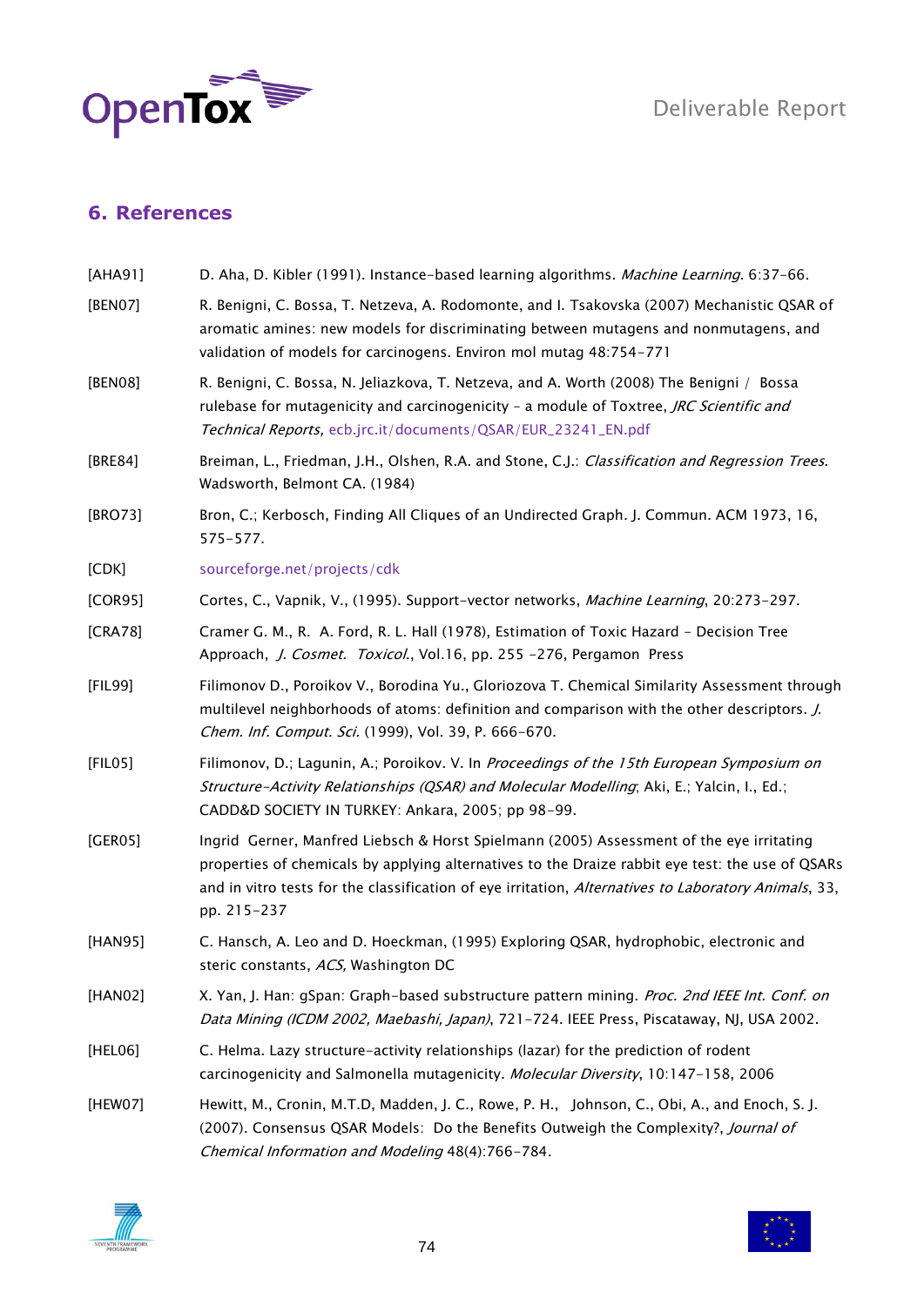## 6. References

[AHA91] D. Aha, D. Kibler (1991). Instance-based learning algorithms. *Machine Learning*. 6:37-66.

[BEN07] R. Benigni, C. Bossa, T. Netzeva, A. Rodomonte, and I. Tsakovska (2007) Mechanistic QSAR of aromatic amines: new models for discriminating between mutagens and nonmutagens, and validation of models for carcinogens. Environ mol mutag 48:754-771

[BEN08] R. Benigni, C. Bossa, N. Jeliazkova, T. Netzeva, and A. Worth (2008) The Benigni / Bossa rulebase for mutagenicity and carcinogenicity – a module of Toxtree, *JRC Scientific and Technical Reports,* ecb.jrc.it/documents/QSAR/EUR_23241_EN.pdf

[BRE84] Breiman, L., Friedman, J.H., Olshen, R.A. and Stone, C.J.: *Classification and Regression Trees*. Wadsworth, Belmont CA. (1984)

[BRO73] Bron, C.; Kerbosch, Finding All Cliques of an Undirected Graph. J. Commun. ACM 1973, 16, 575-577.

[CDK] sourceforge.net/projects/cdk

[COR95] Cortes, C., Vapnik, V., (1995). Support-vector networks, *Machine Learning*, 20:273-297.

[CRA78] Cramer G. M., R. A. Ford, R. L. Hall (1978), Estimation of Toxic Hazard - Decision Tree Approach, *J. Cosmet. Toxicol.*, Vol.16, pp. 255 -276, Pergamon Press

[FIL99] Filimonov D., Poroikov V., Borodina Yu., Gloriozova T. Chemical Similarity Assessment through multilevel neighborhoods of atoms: definition and comparison with the other descriptors. *J. Chem. Inf. Comput. Sci.* (1999), Vol. 39, P. 666-670.

[FIL05] Filimonov, D.; Lagunin, A.; Poroikov. V. In *Proceedings of the 15th European Symposium on Structure-Activity Relationships (QSAR) and Molecular Modelling*; Aki, E.; Yalcin, I., Ed.; CADD&D SOCIETY IN TURKEY: Ankara, 2005; pp 98-99.

[GER05] Ingrid Gerner, Manfred Liebsch & Horst Spielmann (2005) Assessment of the eye irritating properties of chemicals by applying alternatives to the Draize rabbit eye test: the use of QSARs and in vitro tests for the classification of eye irritation, *Alternatives to Laboratory Animals*, 33, pp. 215-237

[HAN95] C. Hansch, A. Leo and D. Hoeckman, (1995) Exploring QSAR, hydrophobic, electronic and steric constants, *ACS,* Washington DC

[HAN02] X. Yan, J. Han: gSpan: Graph-based substructure pattern mining. *Proc. 2nd IEEE Int. Conf. on Data Mining (ICDM 2002, Maebashi, Japan)*, 721-724. IEEE Press, Piscataway, NJ, USA 2002.

[HEL06] C. Helma. Lazy structure-activity relationships (lazar) for the prediction of rodent carcinogenicity and Salmonella mutagenicity. *Molecular Diversity*, 10:147-158, 2006

[HEW07] Hewitt, M., Cronin, M.T.D, Madden, J. C., Rowe, P. H., Johnson, C., Obi, A., and Enoch, S. J. (2007). Consensus QSAR Models: Do the Benefits Outweigh the Complexity?, *Journal of Chemical Information and Modeling* 48(4):766-784.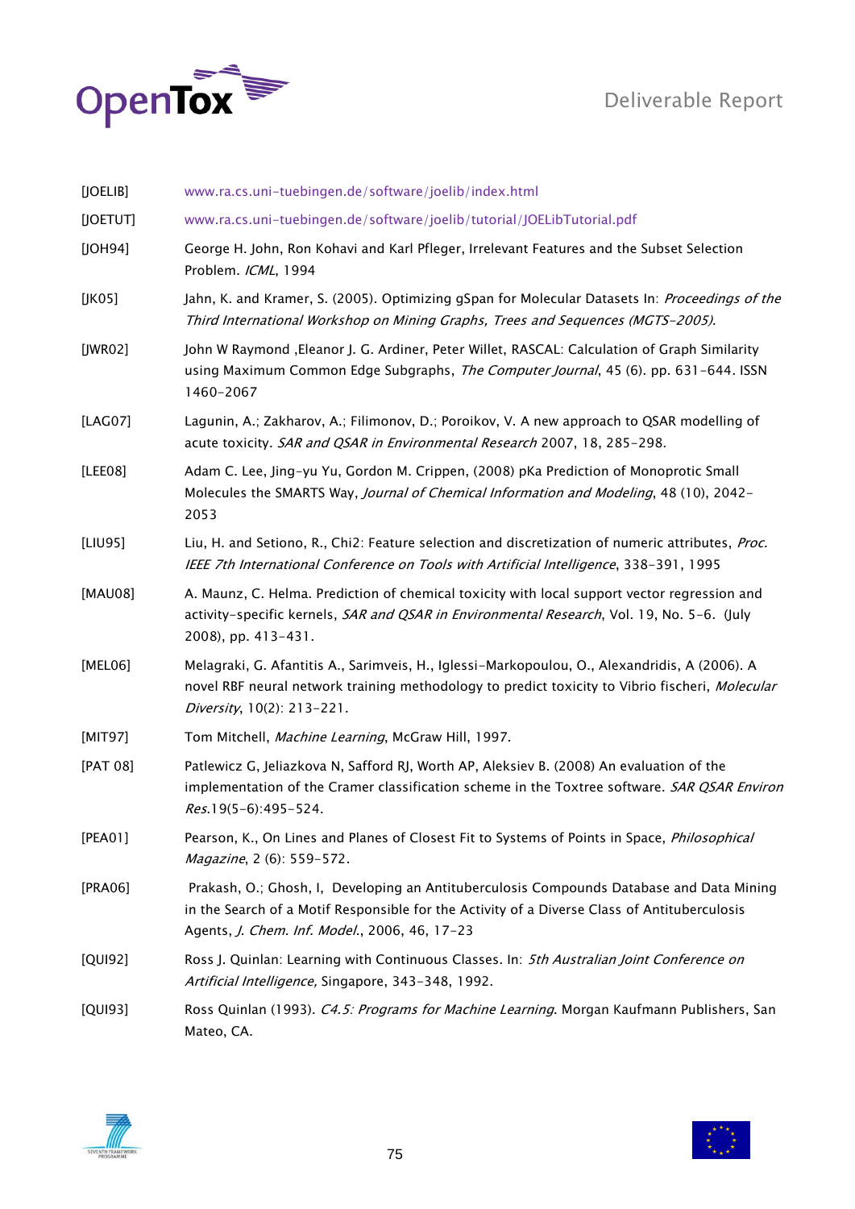[JOELIB] www.ra.cs.uni-tuebingen.de/software/joelib/index.html

[JOETUT] www.ra.cs.uni-tuebingen.de/software/joelib/tutorial/JOELibTutorial.pdf

[JOH94] George H. John, Ron Kohavi and Karl Pfleger, Irrelevant Features and the Subset Selection Problem. *ICML*, 1994

[JK05] Jahn, K. and Kramer, S. (2005). Optimizing gSpan for Molecular Datasets In: *Proceedings of the Third International Workshop on Mining Graphs, Trees and Sequences (MGTS-2005).*

[JWR02] John W Raymond ,Eleanor J. G. Ardiner, Peter Willet, RASCAL: Calculation of Graph Similarity using Maximum Common Edge Subgraphs, *The Computer Journal*, 45 (6). pp. 631-644. ISSN 1460-2067

[LAG07] Lagunin, A.; Zakharov, A.; Filimonov, D.; Poroikov, V. A new approach to QSAR modelling of acute toxicity. *SAR and QSAR in Environmental Research* 2007, 18, 285-298.

[LEE08] Adam C. Lee, Jing-yu Yu, Gordon M. Crippen, (2008) pKa Prediction of Monoprotic Small Molecules the SMARTS Way, *Journal of Chemical Information and Modeling*, 48 (10), 2042-2053

[LIU95] Liu, H. and Setiono, R., Chi2: Feature selection and discretization of numeric attributes, *Proc. IEEE 7th International Conference on Tools with Artificial Intelligence*, 338-391, 1995

[MAU08] A. Maunz, C. Helma. Prediction of chemical toxicity with local support vector regression and activity-specific kernels, *SAR and QSAR in Environmental Research*, Vol. 19, No. 5-6. (July 2008), pp. 413-431.

[MEL06] Melagraki, G. Afantitis A., Sarimveis, H., Iglessi-Markopoulou, O., Alexandridis, A (2006). A novel RBF neural network training methodology to predict toxicity to Vibrio fischeri, *Molecular Diversity*, 10(2): 213-221.

[MIT97] Tom Mitchell, *Machine Learning*, McGraw Hill, 1997.

[PAT 08] Patlewicz G, Jeliazkova N, Safford RJ, Worth AP, Aleksiev B. (2008) An evaluation of the implementation of the Cramer classification scheme in the Toxtree software. *SAR QSAR Environ Res.*19(5-6):495-524.

[PEA01] Pearson, K., On Lines and Planes of Closest Fit to Systems of Points in Space, *Philosophical Magazine*, 2 (6): 559-572.

[PRA06] Prakash, O.; Ghosh, I, Developing an Antituberculosis Compounds Database and Data Mining in the Search of a Motif Responsible for the Activity of a Diverse Class of Antituberculosis Agents, *J. Chem. Inf. Model.*, 2006, 46, 17-23

[QUI92] Ross J. Quinlan: Learning with Continuous Classes. In: *5th Australian Joint Conference on Artificial Intelligence,* Singapore, 343-348, 1992.

[QUI93] Ross Quinlan (1993). *C4.5: Programs for Machine Learning*. Morgan Kaufmann Publishers, San Mateo, CA.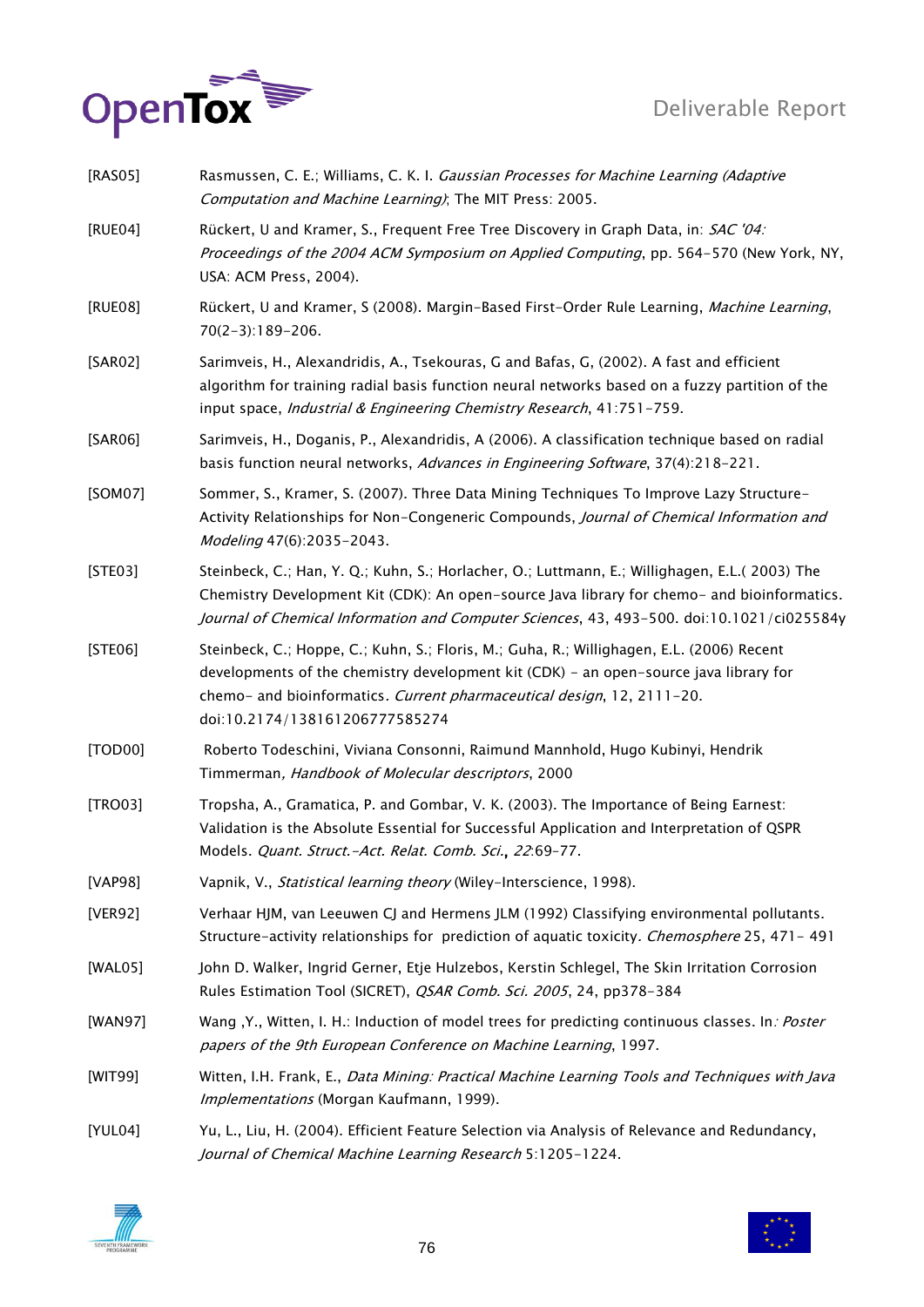[RAS05] Rasmussen, C. E.; Williams, C. K. I. *Gaussian Processes for Machine Learning (Adaptive Computation and Machine Learning)*; The MIT Press: 2005.

[RUE04] Rückert, U and Kramer, S., Frequent Free Tree Discovery in Graph Data, in: *SAC '04: Proceedings of the 2004 ACM Symposium on Applied Computing*, pp. 564-570 (New York, NY, USA: ACM Press, 2004).

[RUE08] Rückert, U and Kramer, S (2008). Margin-Based First-Order Rule Learning, *Machine Learning*, 70(2-3):189-206.

[SAR02] Sarimveis, H., Alexandridis, A., Tsekouras, G and Bafas, G, (2002). A fast and efficient algorithm for training radial basis function neural networks based on a fuzzy partition of the input space, *Industrial & Engineering Chemistry Research*, 41:751-759.

[SAR06] Sarimveis, H., Doganis, P., Alexandridis, A (2006). A classification technique based on radial basis function neural networks, *Advances in Engineering Software*, 37(4):218-221.

[SOM07] Sommer, S., Kramer, S. (2007). Three Data Mining Techniques To Improve Lazy Structure-Activity Relationships for Non-Congeneric Compounds, *Journal of Chemical Information and Modeling* 47(6):2035-2043.

[STE03] Steinbeck, C.; Han, Y. Q.; Kuhn, S.; Horlacher, O.; Luttmann, E.; Willighagen, E.L.( 2003) The Chemistry Development Kit (CDK): An open-source Java library for chemo- and bioinformatics. *Journal of Chemical Information and Computer Sciences*, 43, 493-500. doi:10.1021/ci025584y

[STE06] Steinbeck, C.; Hoppe, C.; Kuhn, S.; Floris, M.; Guha, R.; Willighagen, E.L. (2006) Recent developments of the chemistry development kit (CDK) - an open-source java library for chemo- and bioinformatics. *Current pharmaceutical design*, 12, 2111-20. doi:10.2174/138161206777585274

[TOD00] Roberto Todeschini, Viviana Consonni, Raimund Mannhold, Hugo Kubinyi, Hendrik Timmerman, *Handbook of Molecular descriptors*, 2000

[TRO03] Tropsha, A., Gramatica, P. and Gombar, V. K. (2003). The Importance of Being Earnest: Validation is the Absolute Essential for Successful Application and Interpretation of QSPR Models. *Quant. Struct.-Act. Relat. Comb. Sci.*, *22*:69-77.

[VAP98] Vapnik, V., *Statistical learning theory* (Wiley-Interscience, 1998).

[VER92] Verhaar HJM, van Leeuwen CJ and Hermens JLM (1992) Classifying environmental pollutants. Structure-activity relationships for prediction of aquatic toxicity. *Chemosphere* 25, 471- 491

[WAL05] John D. Walker, Ingrid Gerner, Etje Hulzebos, Kerstin Schlegel, The Skin Irritation Corrosion Rules Estimation Tool (SICRET), *QSAR Comb. Sci. 2005*, 24, pp378-384

[WAN97] Wang ,Y., Witten, I. H.: Induction of model trees for predicting continuous classes. In*: Poster papers of the 9th European Conference on Machine Learning*, 1997.

[WIT99] Witten, I.H. Frank, E., *Data Mining: Practical Machine Learning Tools and Techniques with Java Implementations* (Morgan Kaufmann, 1999).

[YUL04] Yu, L., Liu, H. (2004). Efficient Feature Selection via Analysis of Relevance and Redundancy, *Journal of Chemical Machine Learning Research* 5:1205-1224.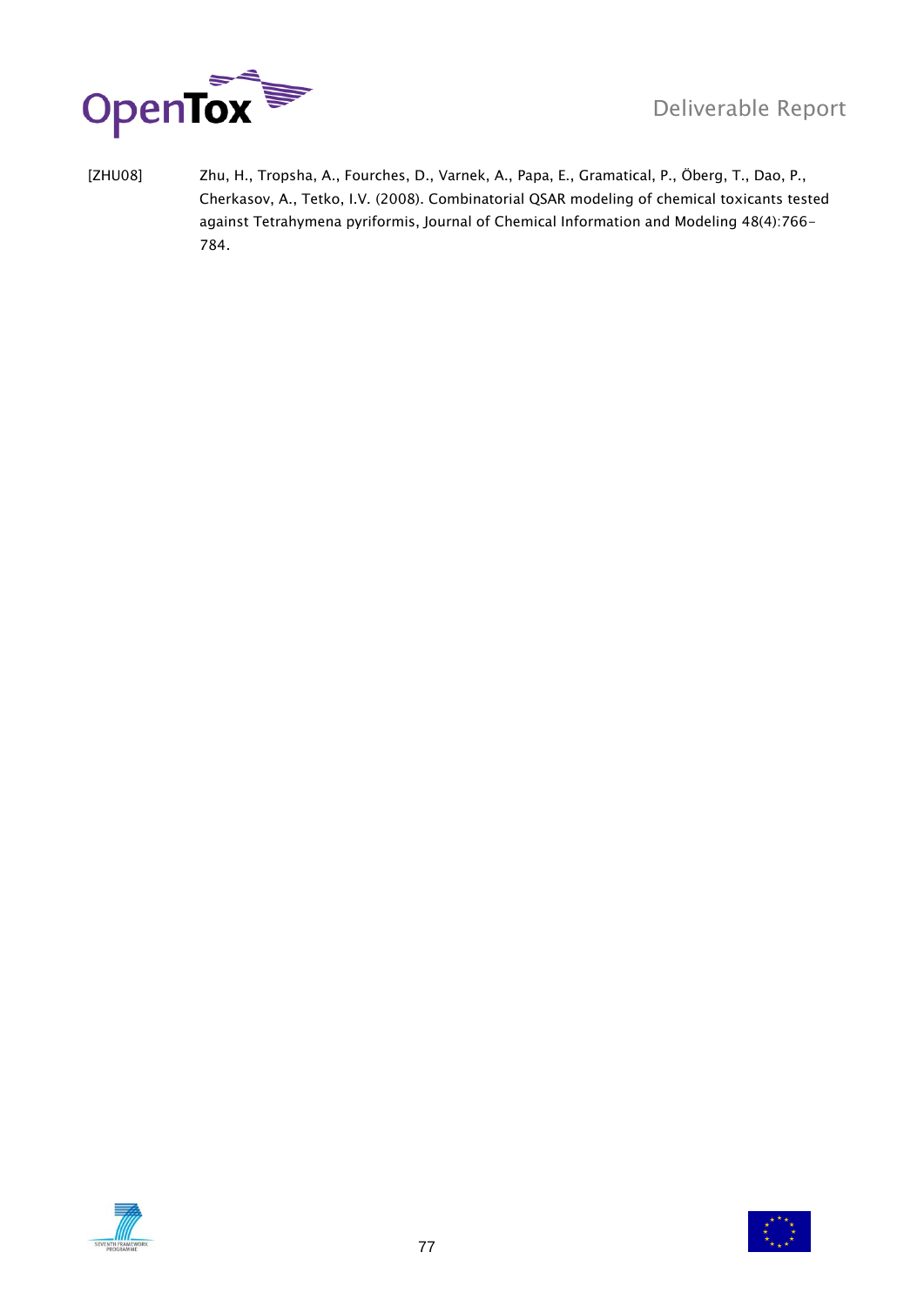[ZHU08] Zhu, H., Tropsha, A., Fourches, D., Varnek, A., Papa, E., Gramatical, P., Öberg, T., Dao, P., Cherkasov, A., Tetko, I.V. (2008). Combinatorial QSAR modeling of chemical toxicants tested against Tetrahymena pyriformis, Journal of Chemical Information and Modeling 48(4):766-784.